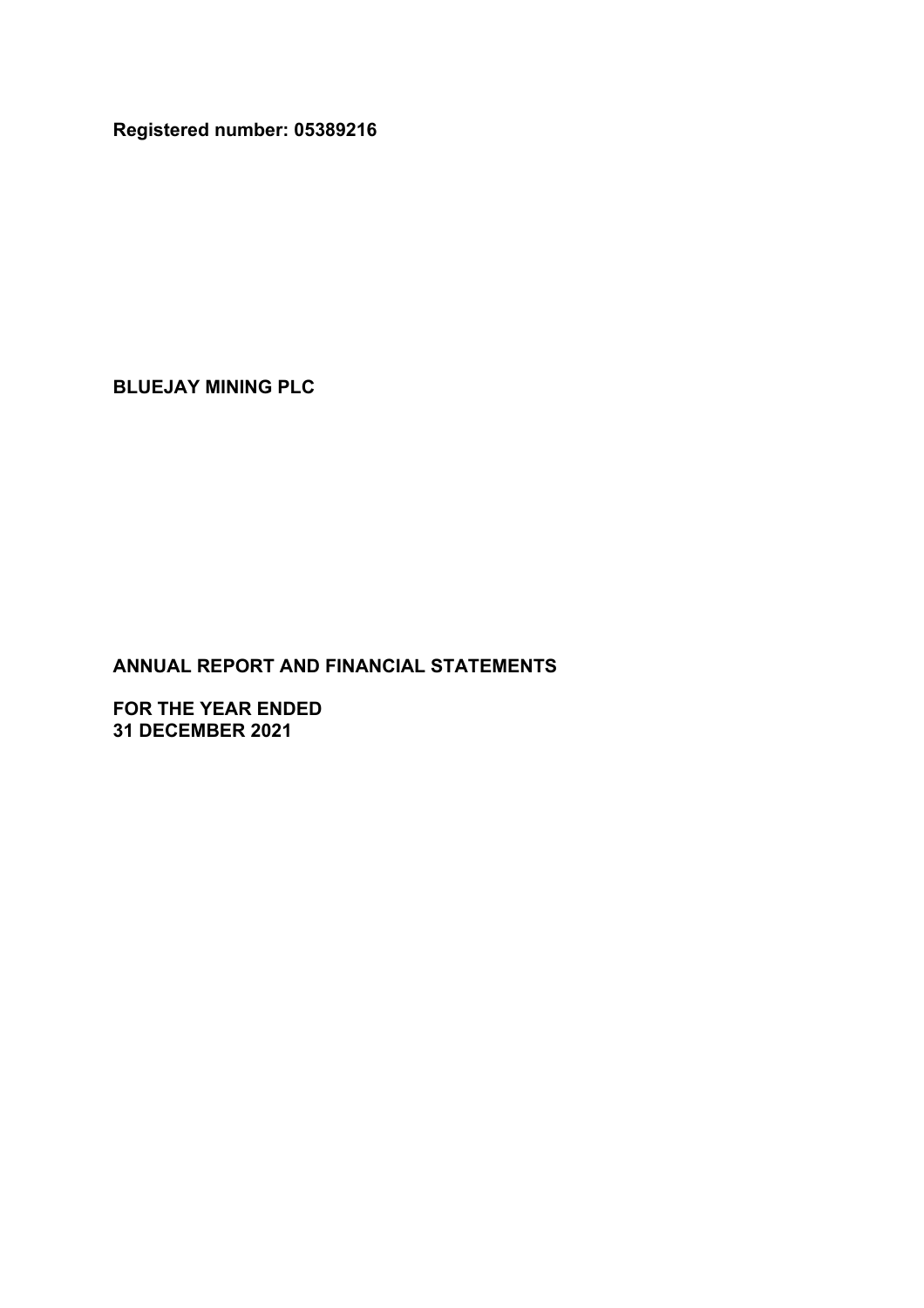**Registered number: 05389216**

# BLUEJAY MINING PLC

## ANNUAL REPORT AND FINANCIAL STATEMENTS

**FOR THE YEAR ENDED**
**31 DECEMBER 2021**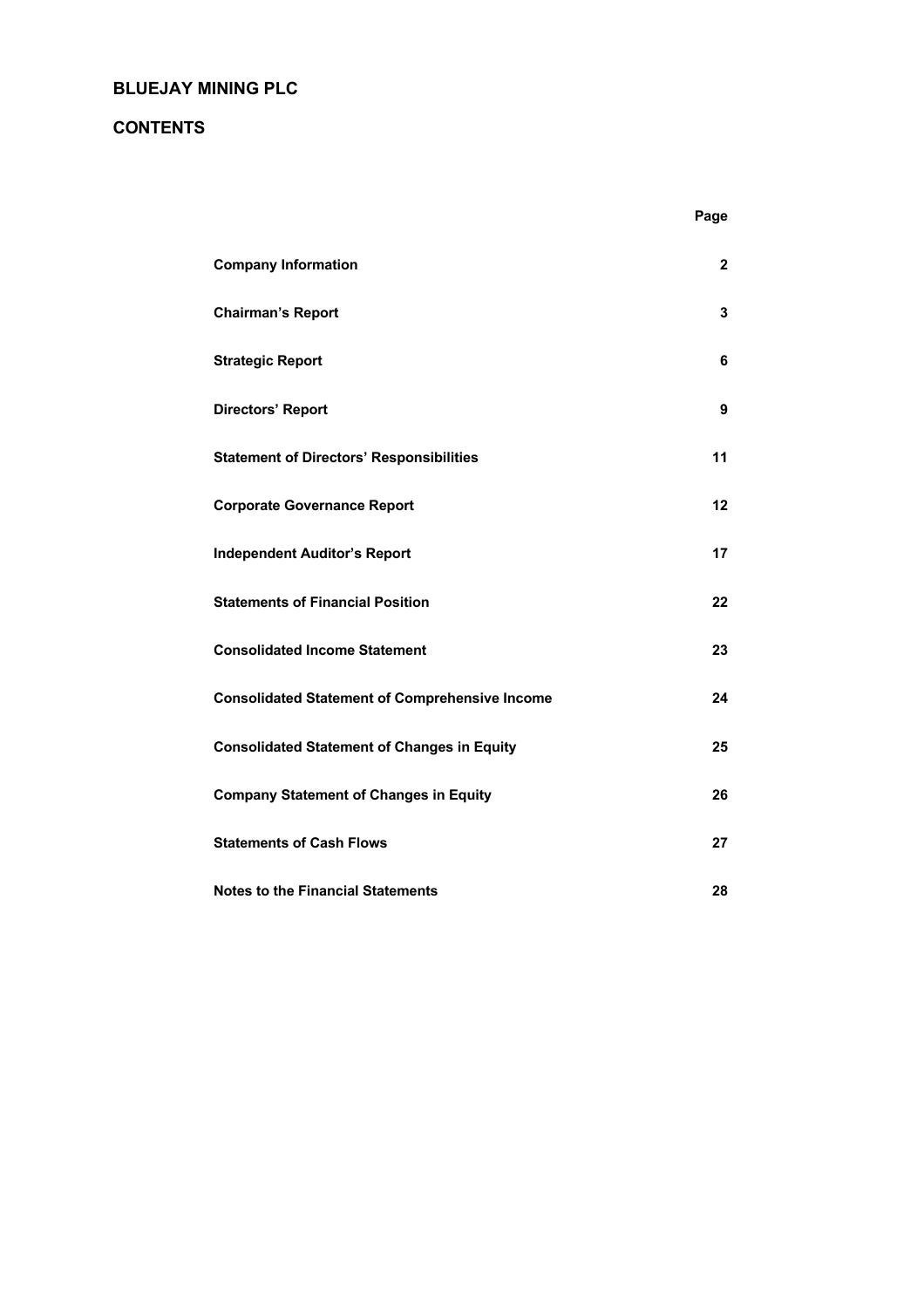# BLUEJAY MINING PLC

## CONTENTS

| | Page |
|---|---|
| **Company Information** | **2** |
| **Chairman's Report** | **3** |
| **Strategic Report** | **6** |
| **Directors' Report** | **9** |
| **Statement of Directors' Responsibilities** | **11** |
| **Corporate Governance Report** | **12** |
| **Independent Auditor's Report** | **17** |
| **Statements of Financial Position** | **22** |
| **Consolidated Income Statement** | **23** |
| **Consolidated Statement of Comprehensive Income** | **24** |
| **Consolidated Statement of Changes in Equity** | **25** |
| **Company Statement of Changes in Equity** | **26** |
| **Statements of Cash Flows** | **27** |
| **Notes to the Financial Statements** | **28** |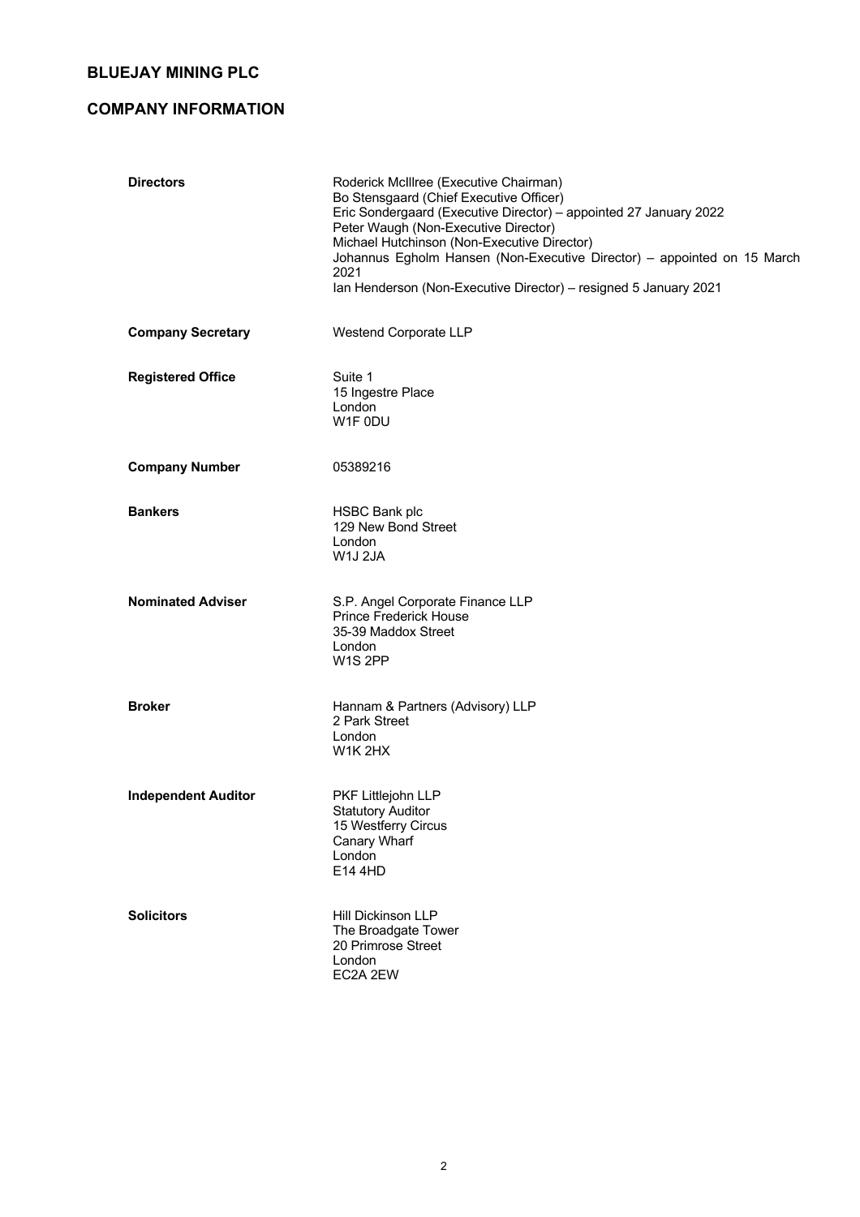# BLUEJAY MINING PLC

## COMPANY INFORMATION

| | |
|---|---|
| **Directors** | Roderick McIllree (Executive Chairman)<br>Bo Stensgaard (Chief Executive Officer)<br>Eric Sondergaard (Executive Director) – appointed 27 January 2022<br>Peter Waugh (Non-Executive Director)<br>Michael Hutchinson (Non-Executive Director)<br>Johannus Egholm Hansen (Non-Executive Director) – appointed on 15 March 2021<br>Ian Henderson (Non-Executive Director) – resigned 5 January 2021 |
| **Company Secretary** | Westend Corporate LLP |
| **Registered Office** | Suite 1<br>15 Ingestre Place<br>London<br>W1F 0DU |
| **Company Number** | 05389216 |
| **Bankers** | HSBC Bank plc<br>129 New Bond Street<br>London<br>W1J 2JA |
| **Nominated Adviser** | S.P. Angel Corporate Finance LLP<br>Prince Frederick House<br>35-39 Maddox Street<br>London<br>W1S 2PP |
| **Broker** | Hannam & Partners (Advisory) LLP<br>2 Park Street<br>London<br>W1K 2HX |
| **Independent Auditor** | PKF Littlejohn LLP<br>Statutory Auditor<br>15 Westferry Circus<br>Canary Wharf<br>London<br>E14 4HD |
| **Solicitors** | Hill Dickinson LLP<br>The Broadgate Tower<br>20 Primrose Street<br>London<br>EC2A 2EW |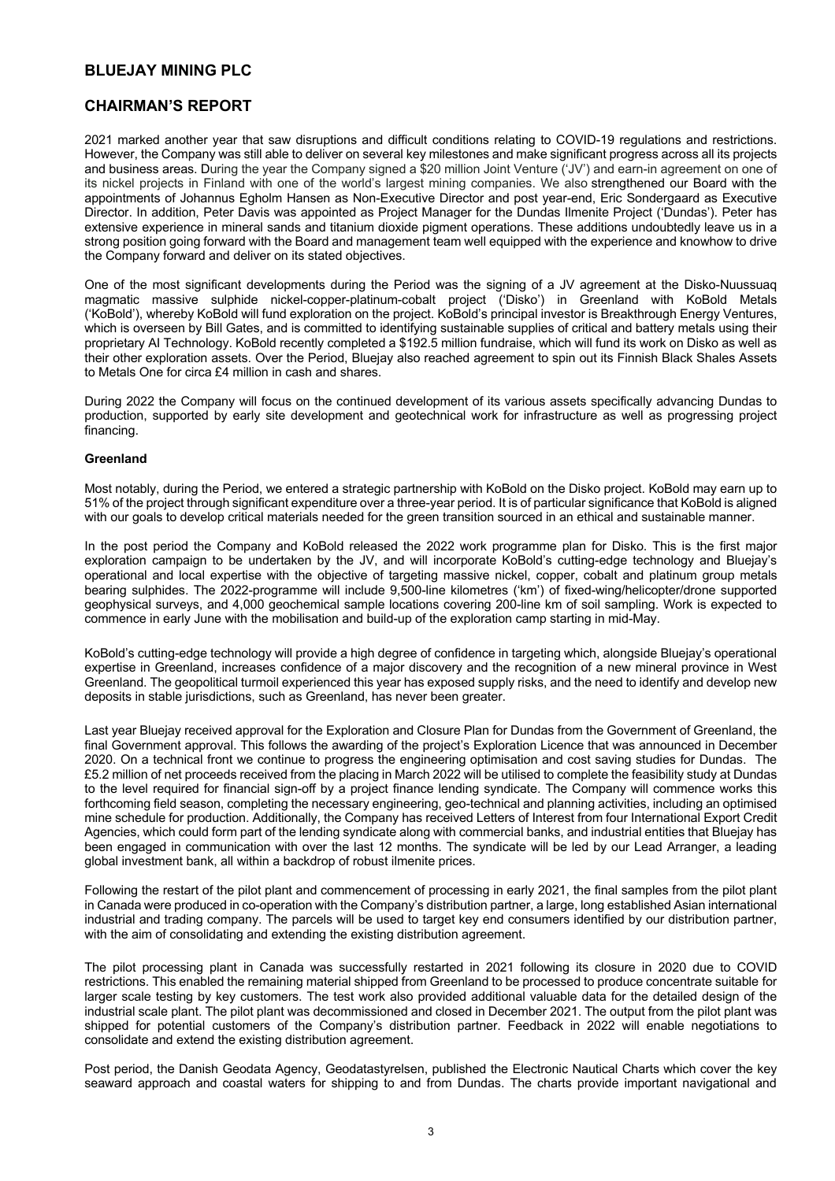# BLUEJAY MINING PLC

## CHAIRMAN'S REPORT

2021 marked another year that saw disruptions and difficult conditions relating to COVID-19 regulations and restrictions. However, the Company was still able to deliver on several key milestones and make significant progress across all its projects and business areas. During the year the Company signed a $20 million Joint Venture ('JV') and earn-in agreement on one of its nickel projects in Finland with one of the world's largest mining companies. We also strengthened our Board with the appointments of Johannus Egholm Hansen as Non-Executive Director and post year-end, Eric Sondergaard as Executive Director. In addition, Peter Davis was appointed as Project Manager for the Dundas Ilmenite Project ('Dundas'). Peter has extensive experience in mineral sands and titanium dioxide pigment operations. These additions undoubtedly leave us in a strong position going forward with the Board and management team well equipped with the experience and knowhow to drive the Company forward and deliver on its stated objectives.

One of the most significant developments during the Period was the signing of a JV agreement at the Disko-Nuussuaq magmatic massive sulphide nickel-copper-platinum-cobalt project ('Disko') in Greenland with KoBold Metals ('KoBold'), whereby KoBold will fund exploration on the project. KoBold's principal investor is Breakthrough Energy Ventures, which is overseen by Bill Gates, and is committed to identifying sustainable supplies of critical and battery metals using their proprietary AI Technology. KoBold recently completed a $192.5 million fundraise, which will fund its work on Disko as well as their other exploration assets. Over the Period, Bluejay also reached agreement to spin out its Finnish Black Shales Assets to Metals One for circa £4 million in cash and shares.

During 2022 the Company will focus on the continued development of its various assets specifically advancing Dundas to production, supported by early site development and geotechnical work for infrastructure as well as progressing project financing.

**Greenland**

Most notably, during the Period, we entered a strategic partnership with KoBold on the Disko project. KoBold may earn up to 51% of the project through significant expenditure over a three-year period. It is of particular significance that KoBold is aligned with our goals to develop critical materials needed for the green transition sourced in an ethical and sustainable manner.

In the post period the Company and KoBold released the 2022 work programme plan for Disko. This is the first major exploration campaign to be undertaken by the JV, and will incorporate KoBold's cutting-edge technology and Bluejay's operational and local expertise with the objective of targeting massive nickel, copper, cobalt and platinum group metals bearing sulphides. The 2022-programme will include 9,500-line kilometres ('km') of fixed-wing/helicopter/drone supported geophysical surveys, and 4,000 geochemical sample locations covering 200-line km of soil sampling. Work is expected to commence in early June with the mobilisation and build-up of the exploration camp starting in mid-May.

KoBold's cutting-edge technology will provide a high degree of confidence in targeting which, alongside Bluejay's operational expertise in Greenland, increases confidence of a major discovery and the recognition of a new mineral province in West Greenland. The geopolitical turmoil experienced this year has exposed supply risks, and the need to identify and develop new deposits in stable jurisdictions, such as Greenland, has never been greater.

Last year Bluejay received approval for the Exploration and Closure Plan for Dundas from the Government of Greenland, the final Government approval. This follows the awarding of the project's Exploration Licence that was announced in December 2020. On a technical front we continue to progress the engineering optimisation and cost saving studies for Dundas. The £5.2 million of net proceeds received from the placing in March 2022 will be utilised to complete the feasibility study at Dundas to the level required for financial sign-off by a project finance lending syndicate. The Company will commence works this forthcoming field season, completing the necessary engineering, geo-technical and planning activities, including an optimised mine schedule for production. Additionally, the Company has received Letters of Interest from four International Export Credit Agencies, which could form part of the lending syndicate along with commercial banks, and industrial entities that Bluejay has been engaged in communication with over the last 12 months. The syndicate will be led by our Lead Arranger, a leading global investment bank, all within a backdrop of robust ilmenite prices.

Following the restart of the pilot plant and commencement of processing in early 2021, the final samples from the pilot plant in Canada were produced in co-operation with the Company's distribution partner, a large, long established Asian international industrial and trading company. The parcels will be used to target key end consumers identified by our distribution partner, with the aim of consolidating and extending the existing distribution agreement.

The pilot processing plant in Canada was successfully restarted in 2021 following its closure in 2020 due to COVID restrictions. This enabled the remaining material shipped from Greenland to be processed to produce concentrate suitable for larger scale testing by key customers. The test work also provided additional valuable data for the detailed design of the industrial scale plant. The pilot plant was decommissioned and closed in December 2021. The output from the pilot plant was shipped for potential customers of the Company's distribution partner. Feedback in 2022 will enable negotiations to consolidate and extend the existing distribution agreement.

Post period, the Danish Geodata Agency, Geodatastyrelsen, published the Electronic Nautical Charts which cover the key seaward approach and coastal waters for shipping to and from Dundas. The charts provide important navigational and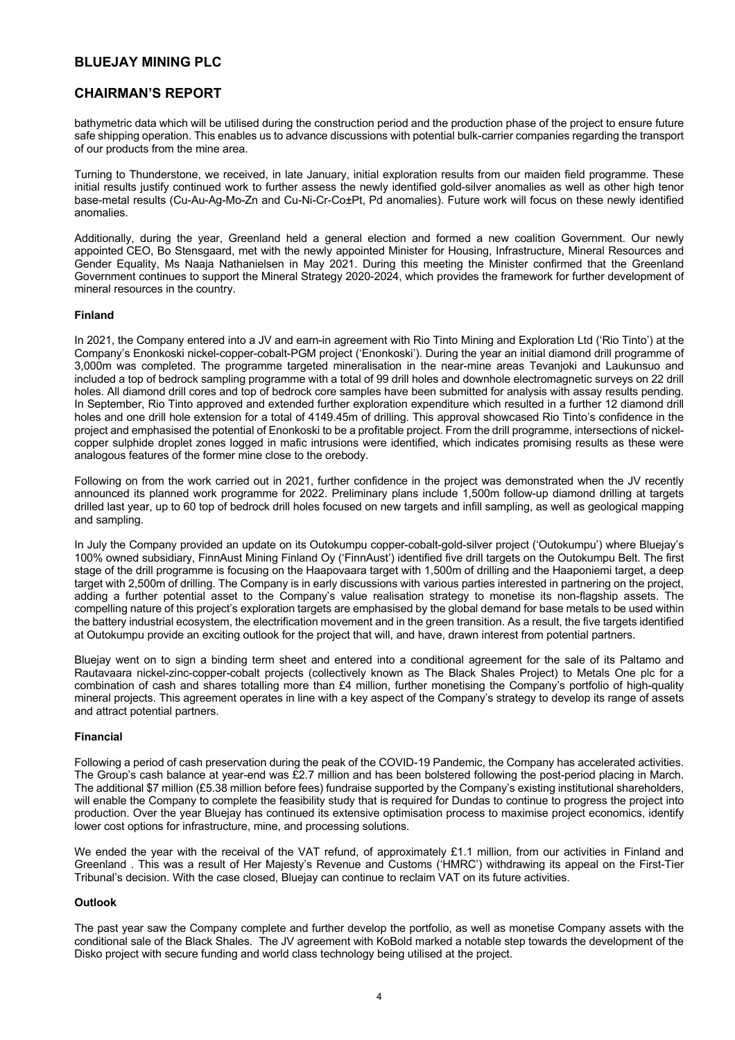bathymetric data which will be utilised during the construction period and the production phase of the project to ensure future safe shipping operation. This enables us to advance discussions with potential bulk-carrier companies regarding the transport of our products from the mine area.

Turning to Thunderstone, we received, in late January, initial exploration results from our maiden field programme. These initial results justify continued work to further assess the newly identified gold-silver anomalies as well as other high tenor base-metal results (Cu-Au-Ag-Mo-Zn and Cu-Ni-Cr-Co±Pt, Pd anomalies). Future work will focus on these newly identified anomalies.

Additionally, during the year, Greenland held a general election and formed a new coalition Government. Our newly appointed CEO, Bo Stensgaard, met with the newly appointed Minister for Housing, Infrastructure, Mineral Resources and Gender Equality, Ms Naaja Nathanielsen in May 2021. During this meeting the Minister confirmed that the Greenland Government continues to support the Mineral Strategy 2020-2024, which provides the framework for further development of mineral resources in the country.

**Finland**

In 2021, the Company entered into a JV and earn-in agreement with Rio Tinto Mining and Exploration Ltd ('Rio Tinto') at the Company's Enonkoski nickel-copper-cobalt-PGM project ('Enonkoski'). During the year an initial diamond drill programme of 3,000m was completed. The programme targeted mineralisation in the near-mine areas Tevanjoki and Laukunsuo and included a top of bedrock sampling programme with a total of 99 drill holes and downhole electromagnetic surveys on 22 drill holes. All diamond drill cores and top of bedrock core samples have been submitted for analysis with assay results pending. In September, Rio Tinto approved and extended further exploration expenditure which resulted in a further 12 diamond drill holes and one drill hole extension for a total of 4149.45m of drilling. This approval showcased Rio Tinto's confidence in the project and emphasised the potential of Enonkoski to be a profitable project. From the drill programme, intersections of nickel-copper sulphide droplet zones logged in mafic intrusions were identified, which indicates promising results as these were analogous features of the former mine close to the orebody.

Following on from the work carried out in 2021, further confidence in the project was demonstrated when the JV recently announced its planned work programme for 2022. Preliminary plans include 1,500m follow-up diamond drilling at targets drilled last year, up to 60 top of bedrock drill holes focused on new targets and infill sampling, as well as geological mapping and sampling.

In July the Company provided an update on its Outokumpu copper-cobalt-gold-silver project ('Outokumpu') where Bluejay's 100% owned subsidiary, FinnAust Mining Finland Oy ('FinnAust') identified five drill targets on the Outokumpu Belt. The first stage of the drill programme is focusing on the Haapovaara target with 1,500m of drilling and the Haaponiemi target, a deep target with 2,500m of drilling. The Company is in early discussions with various parties interested in partnering on the project, adding a further potential asset to the Company's value realisation strategy to monetise its non-flagship assets. The compelling nature of this project's exploration targets are emphasised by the global demand for base metals to be used within the battery industrial ecosystem, the electrification movement and in the green transition. As a result, the five targets identified at Outokumpu provide an exciting outlook for the project that will, and have, drawn interest from potential partners.

Bluejay went on to sign a binding term sheet and entered into a conditional agreement for the sale of its Paltamo and Rautavaara nickel-zinc-copper-cobalt projects (collectively known as The Black Shales Project) to Metals One plc for a combination of cash and shares totalling more than £4 million, further monetising the Company's portfolio of high-quality mineral projects. This agreement operates in line with a key aspect of the Company's strategy to develop its range of assets and attract potential partners.

**Financial**

Following a period of cash preservation during the peak of the COVID-19 Pandemic, the Company has accelerated activities. The Group's cash balance at year-end was £2.7 million and has been bolstered following the post-period placing in March. The additional $7 million (£5.38 million before fees) fundraise supported by the Company's existing institutional shareholders, will enable the Company to complete the feasibility study that is required for Dundas to continue to progress the project into production. Over the year Bluejay has continued its extensive optimisation process to maximise project economics, identify lower cost options for infrastructure, mine, and processing solutions.

We ended the year with the receival of the VAT refund, of approximately £1.1 million, from our activities in Finland and Greenland . This was a result of Her Majesty's Revenue and Customs ('HMRC') withdrawing its appeal on the First-Tier Tribunal's decision. With the case closed, Bluejay can continue to reclaim VAT on its future activities.

**Outlook**

The past year saw the Company complete and further develop the portfolio, as well as monetise Company assets with the conditional sale of the Black Shales. The JV agreement with KoBold marked a notable step towards the development of the Disko project with secure funding and world class technology being utilised at the project.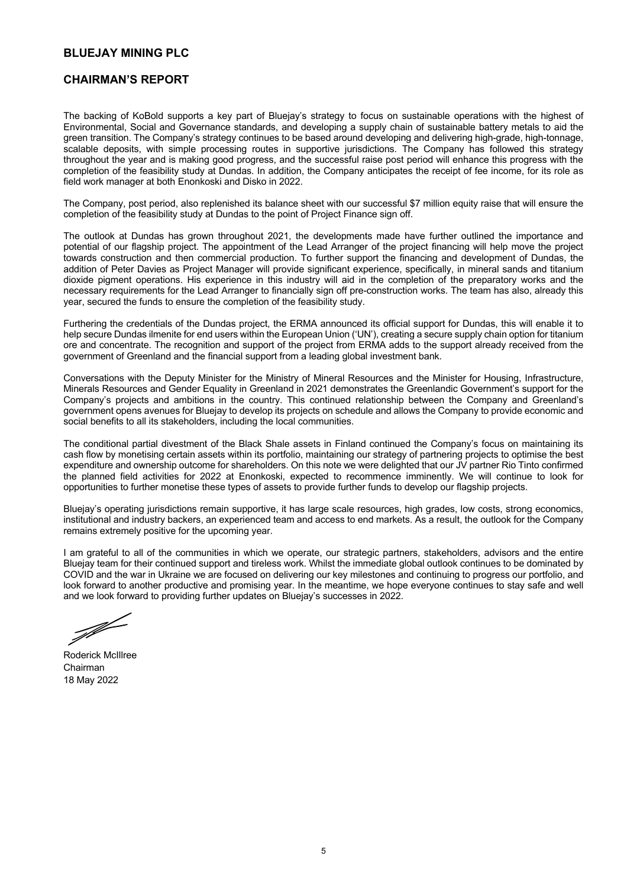# BLUEJAY MINING PLC

## CHAIRMAN'S REPORT

The backing of KoBold supports a key part of Bluejay's strategy to focus on sustainable operations with the highest of Environmental, Social and Governance standards, and developing a supply chain of sustainable battery metals to aid the green transition. The Company's strategy continues to be based around developing and delivering high-grade, high-tonnage, scalable deposits, with simple processing routes in supportive jurisdictions. The Company has followed this strategy throughout the year and is making good progress, and the successful raise post period will enhance this progress with the completion of the feasibility study at Dundas. In addition, the Company anticipates the receipt of fee income, for its role as field work manager at both Enonkoski and Disko in 2022.

The Company, post period, also replenished its balance sheet with our successful $7 million equity raise that will ensure the completion of the feasibility study at Dundas to the point of Project Finance sign off.

The outlook at Dundas has grown throughout 2021, the developments made have further outlined the importance and potential of our flagship project. The appointment of the Lead Arranger of the project financing will help move the project towards construction and then commercial production. To further support the financing and development of Dundas, the addition of Peter Davies as Project Manager will provide significant experience, specifically, in mineral sands and titanium dioxide pigment operations. His experience in this industry will aid in the completion of the preparatory works and the necessary requirements for the Lead Arranger to financially sign off pre-construction works. The team has also, already this year, secured the funds to ensure the completion of the feasibility study.

Furthering the credentials of the Dundas project, the ERMA announced its official support for Dundas, this will enable it to help secure Dundas ilmenite for end users within the European Union ('UN'), creating a secure supply chain option for titanium ore and concentrate. The recognition and support of the project from ERMA adds to the support already received from the government of Greenland and the financial support from a leading global investment bank.

Conversations with the Deputy Minister for the Ministry of Mineral Resources and the Minister for Housing, Infrastructure, Minerals Resources and Gender Equality in Greenland in 2021 demonstrates the Greenlandic Government's support for the Company's projects and ambitions in the country. This continued relationship between the Company and Greenland's government opens avenues for Bluejay to develop its projects on schedule and allows the Company to provide economic and social benefits to all its stakeholders, including the local communities.

The conditional partial divestment of the Black Shale assets in Finland continued the Company's focus on maintaining its cash flow by monetising certain assets within its portfolio, maintaining our strategy of partnering projects to optimise the best expenditure and ownership outcome for shareholders. On this note we were delighted that our JV partner Rio Tinto confirmed the planned field activities for 2022 at Enonkoski, expected to recommence imminently. We will continue to look for opportunities to further monetise these types of assets to provide further funds to develop our flagship projects.

Bluejay's operating jurisdictions remain supportive, it has large scale resources, high grades, low costs, strong economics, institutional and industry backers, an experienced team and access to end markets. As a result, the outlook for the Company remains extremely positive for the upcoming year.

I am grateful to all of the communities in which we operate, our strategic partners, stakeholders, advisors and the entire Bluejay team for their continued support and tireless work. Whilst the immediate global outlook continues to be dominated by COVID and the war in Ukraine we are focused on delivering our key milestones and continuing to progress our portfolio, and look forward to another productive and promising year. In the meantime, we hope everyone continues to stay safe and well and we look forward to providing further updates on Bluejay's successes in 2022.

Roderick McIllree
Chairman
18 May 2022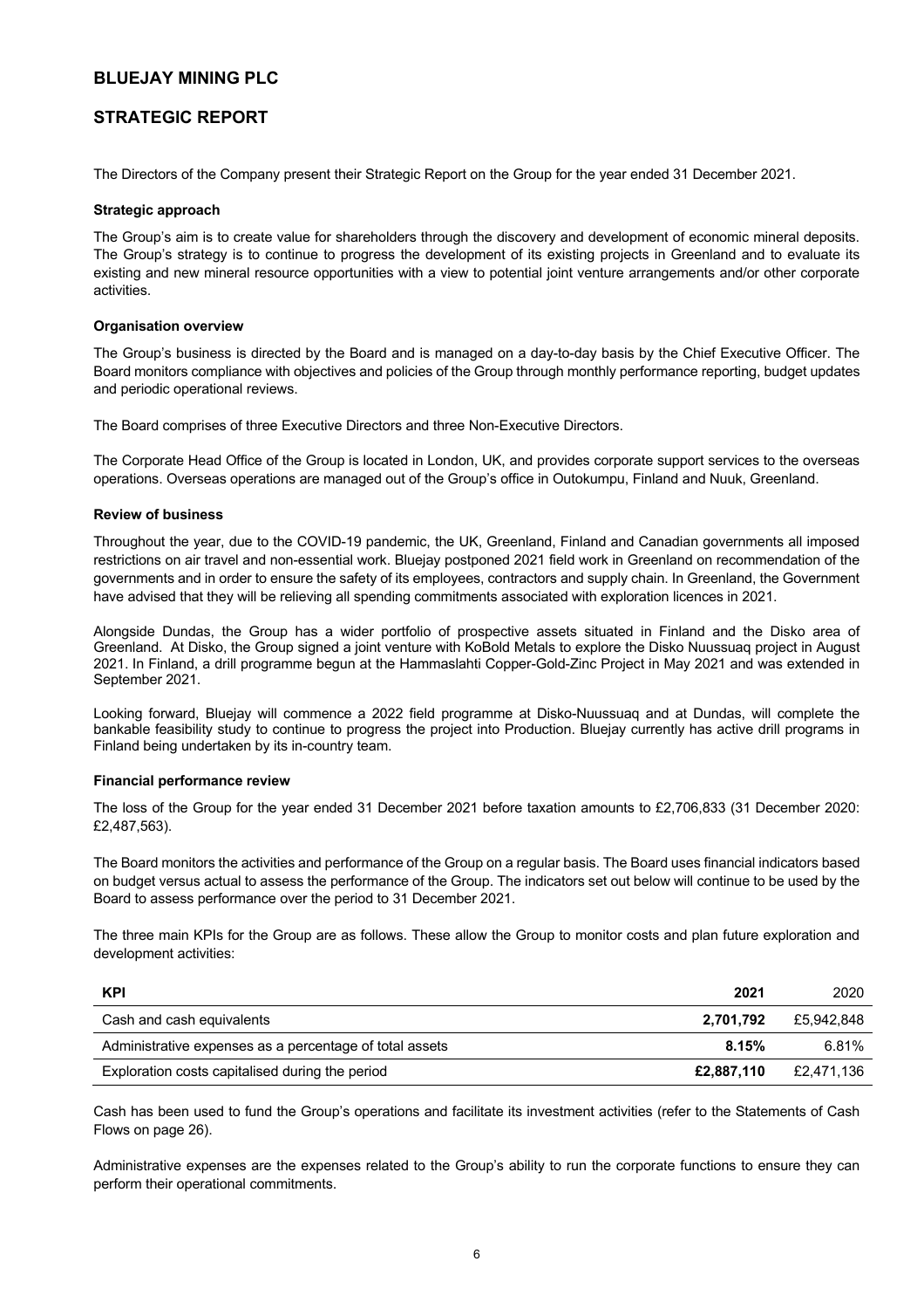# BLUEJAY MINING PLC

## STRATEGIC REPORT

The Directors of the Company present their Strategic Report on the Group for the year ended 31 December 2021.

### Strategic approach

The Group's aim is to create value for shareholders through the discovery and development of economic mineral deposits. The Group's strategy is to continue to progress the development of its existing projects in Greenland and to evaluate its existing and new mineral resource opportunities with a view to potential joint venture arrangements and/or other corporate activities.

### Organisation overview

The Group's business is directed by the Board and is managed on a day-to-day basis by the Chief Executive Officer. The Board monitors compliance with objectives and policies of the Group through monthly performance reporting, budget updates and periodic operational reviews.

The Board comprises of three Executive Directors and three Non-Executive Directors.

The Corporate Head Office of the Group is located in London, UK, and provides corporate support services to the overseas operations. Overseas operations are managed out of the Group's office in Outokumpu, Finland and Nuuk, Greenland.

### Review of business

Throughout the year, due to the COVID-19 pandemic, the UK, Greenland, Finland and Canadian governments all imposed restrictions on air travel and non-essential work. Bluejay postponed 2021 field work in Greenland on recommendation of the governments and in order to ensure the safety of its employees, contractors and supply chain. In Greenland, the Government have advised that they will be relieving all spending commitments associated with exploration licences in 2021.

Alongside Dundas, the Group has a wider portfolio of prospective assets situated in Finland and the Disko area of Greenland. At Disko, the Group signed a joint venture with KoBold Metals to explore the Disko Nuussuaq project in August 2021. In Finland, a drill programme begun at the Hammaslahti Copper-Gold-Zinc Project in May 2021 and was extended in September 2021.

Looking forward, Bluejay will commence a 2022 field programme at Disko-Nuussuaq and at Dundas, will complete the bankable feasibility study to continue to progress the project into Production. Bluejay currently has active drill programs in Finland being undertaken by its in-country team.

### Financial performance review

The loss of the Group for the year ended 31 December 2021 before taxation amounts to £2,706,833 (31 December 2020: £2,487,563).

The Board monitors the activities and performance of the Group on a regular basis. The Board uses financial indicators based on budget versus actual to assess the performance of the Group. The indicators set out below will continue to be used by the Board to assess performance over the period to 31 December 2021.

The three main KPIs for the Group are as follows. These allow the Group to monitor costs and plan future exploration and development activities:

| KPI | 2021 | 2020 |
|---|---|---|
| Cash and cash equivalents | **2,701,792** | £5,942,848 |
| Administrative expenses as a percentage of total assets | **8.15%** | 6.81% |
| Exploration costs capitalised during the period | **£2,887,110** | £2,471,136 |

Cash has been used to fund the Group's operations and facilitate its investment activities (refer to the Statements of Cash Flows on page 26).

Administrative expenses are the expenses related to the Group's ability to run the corporate functions to ensure they can perform their operational commitments.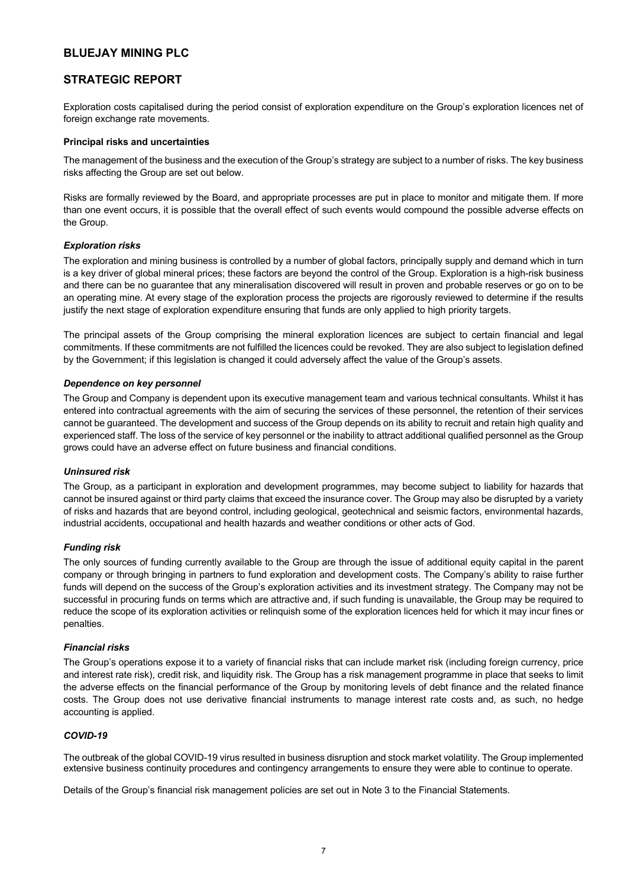# BLUEJAY MINING PLC

## STRATEGIC REPORT

Exploration costs capitalised during the period consist of exploration expenditure on the Group's exploration licences net of foreign exchange rate movements.

### Principal risks and uncertainties

The management of the business and the execution of the Group's strategy are subject to a number of risks. The key business risks affecting the Group are set out below.

Risks are formally reviewed by the Board, and appropriate processes are put in place to monitor and mitigate them. If more than one event occurs, it is possible that the overall effect of such events would compound the possible adverse effects on the Group.

#### *Exploration risks*

The exploration and mining business is controlled by a number of global factors, principally supply and demand which in turn is a key driver of global mineral prices; these factors are beyond the control of the Group. Exploration is a high-risk business and there can be no guarantee that any mineralisation discovered will result in proven and probable reserves or go on to be an operating mine. At every stage of the exploration process the projects are rigorously reviewed to determine if the results justify the next stage of exploration expenditure ensuring that funds are only applied to high priority targets.

The principal assets of the Group comprising the mineral exploration licences are subject to certain financial and legal commitments. If these commitments are not fulfilled the licences could be revoked. They are also subject to legislation defined by the Government; if this legislation is changed it could adversely affect the value of the Group's assets.

#### *Dependence on key personnel*

The Group and Company is dependent upon its executive management team and various technical consultants. Whilst it has entered into contractual agreements with the aim of securing the services of these personnel, the retention of their services cannot be guaranteed. The development and success of the Group depends on its ability to recruit and retain high quality and experienced staff. The loss of the service of key personnel or the inability to attract additional qualified personnel as the Group grows could have an adverse effect on future business and financial conditions.

#### *Uninsured risk*

The Group, as a participant in exploration and development programmes, may become subject to liability for hazards that cannot be insured against or third party claims that exceed the insurance cover. The Group may also be disrupted by a variety of risks and hazards that are beyond control, including geological, geotechnical and seismic factors, environmental hazards, industrial accidents, occupational and health hazards and weather conditions or other acts of God.

#### *Funding risk*

The only sources of funding currently available to the Group are through the issue of additional equity capital in the parent company or through bringing in partners to fund exploration and development costs. The Company's ability to raise further funds will depend on the success of the Group's exploration activities and its investment strategy. The Company may not be successful in procuring funds on terms which are attractive and, if such funding is unavailable, the Group may be required to reduce the scope of its exploration activities or relinquish some of the exploration licences held for which it may incur fines or penalties.

#### *Financial risks*

The Group's operations expose it to a variety of financial risks that can include market risk (including foreign currency, price and interest rate risk), credit risk, and liquidity risk. The Group has a risk management programme in place that seeks to limit the adverse effects on the financial performance of the Group by monitoring levels of debt finance and the related finance costs. The Group does not use derivative financial instruments to manage interest rate costs and, as such, no hedge accounting is applied.

#### *COVID-19*

The outbreak of the global COVID-19 virus resulted in business disruption and stock market volatility. The Group implemented extensive business continuity procedures and contingency arrangements to ensure they were able to continue to operate.

Details of the Group's financial risk management policies are set out in Note 3 to the Financial Statements.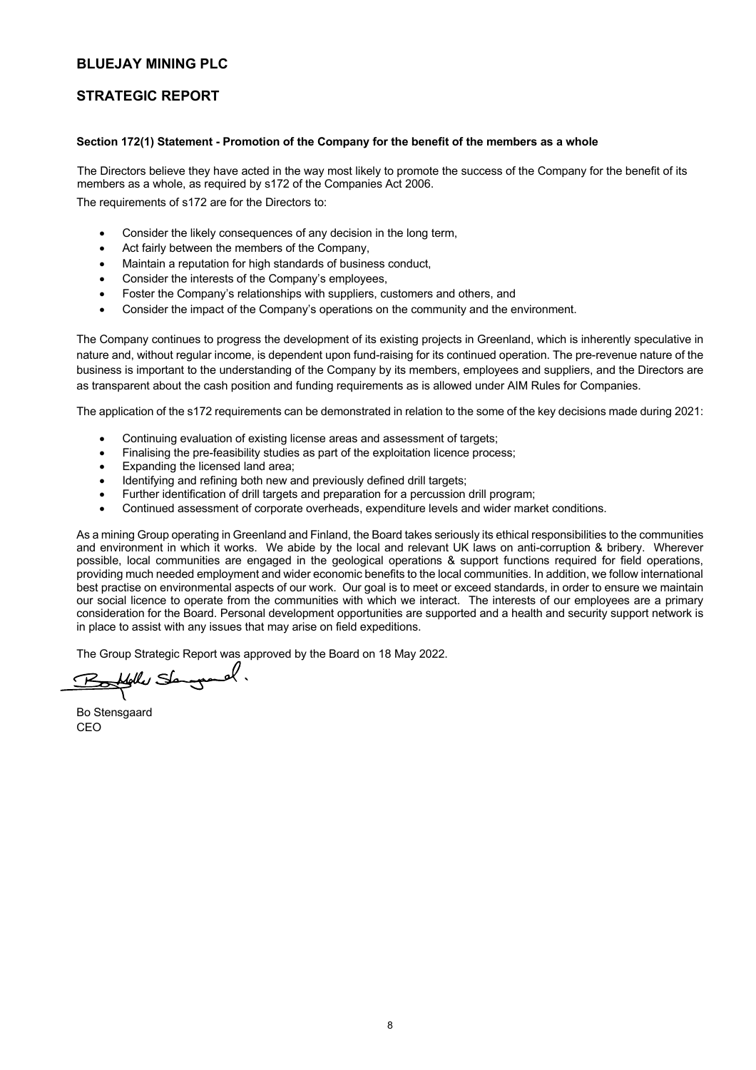# BLUEJAY MINING PLC

## STRATEGIC REPORT

**Section 172(1) Statement - Promotion of the Company for the benefit of the members as a whole**

The Directors believe they have acted in the way most likely to promote the success of the Company for the benefit of its members as a whole, as required by s172 of the Companies Act 2006.

The requirements of s172 are for the Directors to:

- Consider the likely consequences of any decision in the long term,
- Act fairly between the members of the Company,
- Maintain a reputation for high standards of business conduct,
- Consider the interests of the Company's employees,
- Foster the Company's relationships with suppliers, customers and others, and
- Consider the impact of the Company's operations on the community and the environment.

The Company continues to progress the development of its existing projects in Greenland, which is inherently speculative in nature and, without regular income, is dependent upon fund-raising for its continued operation. The pre-revenue nature of the business is important to the understanding of the Company by its members, employees and suppliers, and the Directors are as transparent about the cash position and funding requirements as is allowed under AIM Rules for Companies.

The application of the s172 requirements can be demonstrated in relation to the some of the key decisions made during 2021:

- Continuing evaluation of existing license areas and assessment of targets;
- Finalising the pre-feasibility studies as part of the exploitation licence process;
- Expanding the licensed land area;
- Identifying and refining both new and previously defined drill targets;
- Further identification of drill targets and preparation for a percussion drill program;
- Continued assessment of corporate overheads, expenditure levels and wider market conditions.

As a mining Group operating in Greenland and Finland, the Board takes seriously its ethical responsibilities to the communities and environment in which it works. We abide by the local and relevant UK laws on anti-corruption & bribery. Wherever possible, local communities are engaged in the geological operations & support functions required for field operations, providing much needed employment and wider economic benefits to the local communities. In addition, we follow international best practise on environmental aspects of our work. Our goal is to meet or exceed standards, in order to ensure we maintain our social licence to operate from the communities with which we interact. The interests of our employees are a primary consideration for the Board. Personal development opportunities are supported and a health and security support network is in place to assist with any issues that may arise on field expeditions.

The Group Strategic Report was approved by the Board on 18 May 2022.

Bo Stensgaard
CEO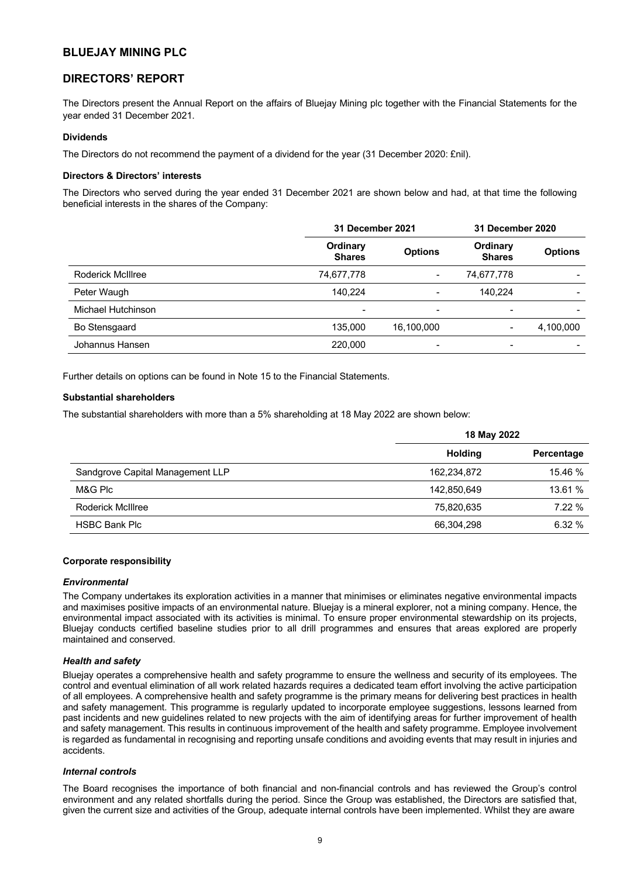# BLUEJAY MINING PLC

## DIRECTORS' REPORT

The Directors present the Annual Report on the affairs of Bluejay Mining plc together with the Financial Statements for the year ended 31 December 2021.

### Dividends

The Directors do not recommend the payment of a dividend for the year (31 December 2020: £nil).

### Directors & Directors' interests

The Directors who served during the year ended 31 December 2021 are shown below and had, at that time the following beneficial interests in the shares of the Company:

| | 31 December 2021 | | 31 December 2020 | |
|---|---|---|---|---|
| | Ordinary Shares | Options | Ordinary Shares | Options |
| Roderick McIllree | 74,677,778 | - | 74,677,778 | - |
| Peter Waugh | 140,224 | - | 140,224 | - |
| Michael Hutchinson | - | - | - | - |
| Bo Stensgaard | 135,000 | 16,100,000 | - | 4,100,000 |
| Johannus Hansen | 220,000 | - | - | - |

Further details on options can be found in Note 15 to the Financial Statements.

### Substantial shareholders

The substantial shareholders with more than a 5% shareholding at 18 May 2022 are shown below:

| | 18 May 2022 | |
|---|---|---|
| | Holding | Percentage |
| Sandgrove Capital Management LLP | 162,234,872 | 15.46 % |
| M&G Plc | 142,850,649 | 13.61 % |
| Roderick McIllree | 75,820,635 | 7.22 % |
| HSBC Bank Plc | 66,304,298 | 6.32 % |

### Corporate responsibility

#### *Environmental*

The Company undertakes its exploration activities in a manner that minimises or eliminates negative environmental impacts and maximises positive impacts of an environmental nature. Bluejay is a mineral explorer, not a mining company. Hence, the environmental impact associated with its activities is minimal. To ensure proper environmental stewardship on its projects, Bluejay conducts certified baseline studies prior to all drill programmes and ensures that areas explored are properly maintained and conserved.

#### *Health and safety*

Bluejay operates a comprehensive health and safety programme to ensure the wellness and security of its employees. The control and eventual elimination of all work related hazards requires a dedicated team effort involving the active participation of all employees. A comprehensive health and safety programme is the primary means for delivering best practices in health and safety management. This programme is regularly updated to incorporate employee suggestions, lessons learned from past incidents and new guidelines related to new projects with the aim of identifying areas for further improvement of health and safety management. This results in continuous improvement of the health and safety programme. Employee involvement is regarded as fundamental in recognising and reporting unsafe conditions and avoiding events that may result in injuries and accidents.

#### *Internal controls*

The Board recognises the importance of both financial and non-financial controls and has reviewed the Group's control environment and any related shortfalls during the period. Since the Group was established, the Directors are satisfied that, given the current size and activities of the Group, adequate internal controls have been implemented. Whilst they are aware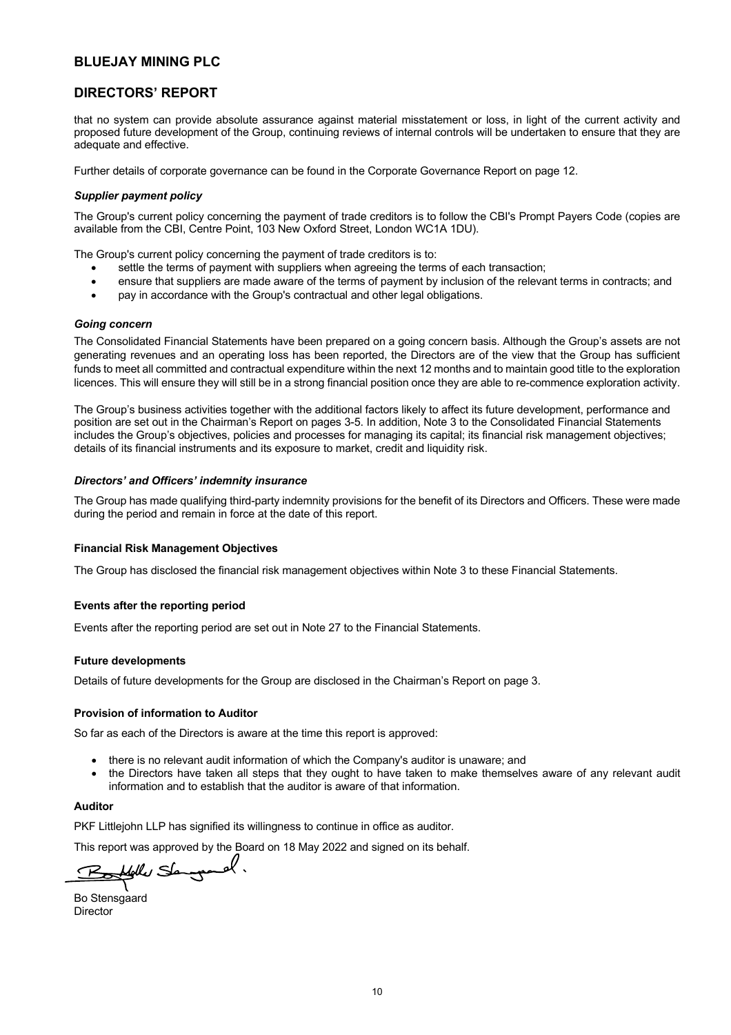that no system can provide absolute assurance against material misstatement or loss, in light of the current activity and proposed future development of the Group, continuing reviews of internal controls will be undertaken to ensure that they are adequate and effective.

Further details of corporate governance can be found in the Corporate Governance Report on page 12.

### *Supplier payment policy*

The Group's current policy concerning the payment of trade creditors is to follow the CBI's Prompt Payers Code (copies are available from the CBI, Centre Point, 103 New Oxford Street, London WC1A 1DU).

The Group's current policy concerning the payment of trade creditors is to:

- settle the terms of payment with suppliers when agreeing the terms of each transaction;
- ensure that suppliers are made aware of the terms of payment by inclusion of the relevant terms in contracts; and
- pay in accordance with the Group's contractual and other legal obligations.

### *Going concern*

The Consolidated Financial Statements have been prepared on a going concern basis. Although the Group's assets are not generating revenues and an operating loss has been reported, the Directors are of the view that the Group has sufficient funds to meet all committed and contractual expenditure within the next 12 months and to maintain good title to the exploration licences. This will ensure they will still be in a strong financial position once they are able to re-commence exploration activity.

The Group's business activities together with the additional factors likely to affect its future development, performance and position are set out in the Chairman's Report on pages 3-5. In addition, Note 3 to the Consolidated Financial Statements includes the Group's objectives, policies and processes for managing its capital; its financial risk management objectives; details of its financial instruments and its exposure to market, credit and liquidity risk.

### *Directors' and Officers' indemnity insurance*

The Group has made qualifying third-party indemnity provisions for the benefit of its Directors and Officers. These were made during the period and remain in force at the date of this report.

### Financial Risk Management Objectives

The Group has disclosed the financial risk management objectives within Note 3 to these Financial Statements.

### Events after the reporting period

Events after the reporting period are set out in Note 27 to the Financial Statements.

### Future developments

Details of future developments for the Group are disclosed in the Chairman's Report on page 3.

### Provision of information to Auditor

So far as each of the Directors is aware at the time this report is approved:

- there is no relevant audit information of which the Company's auditor is unaware; and
- the Directors have taken all steps that they ought to have taken to make themselves aware of any relevant audit information and to establish that the auditor is aware of that information.

### Auditor

PKF Littlejohn LLP has signified its willingness to continue in office as auditor.

This report was approved by the Board on 18 May 2022 and signed on its behalf.

Bo Stensgaard
Director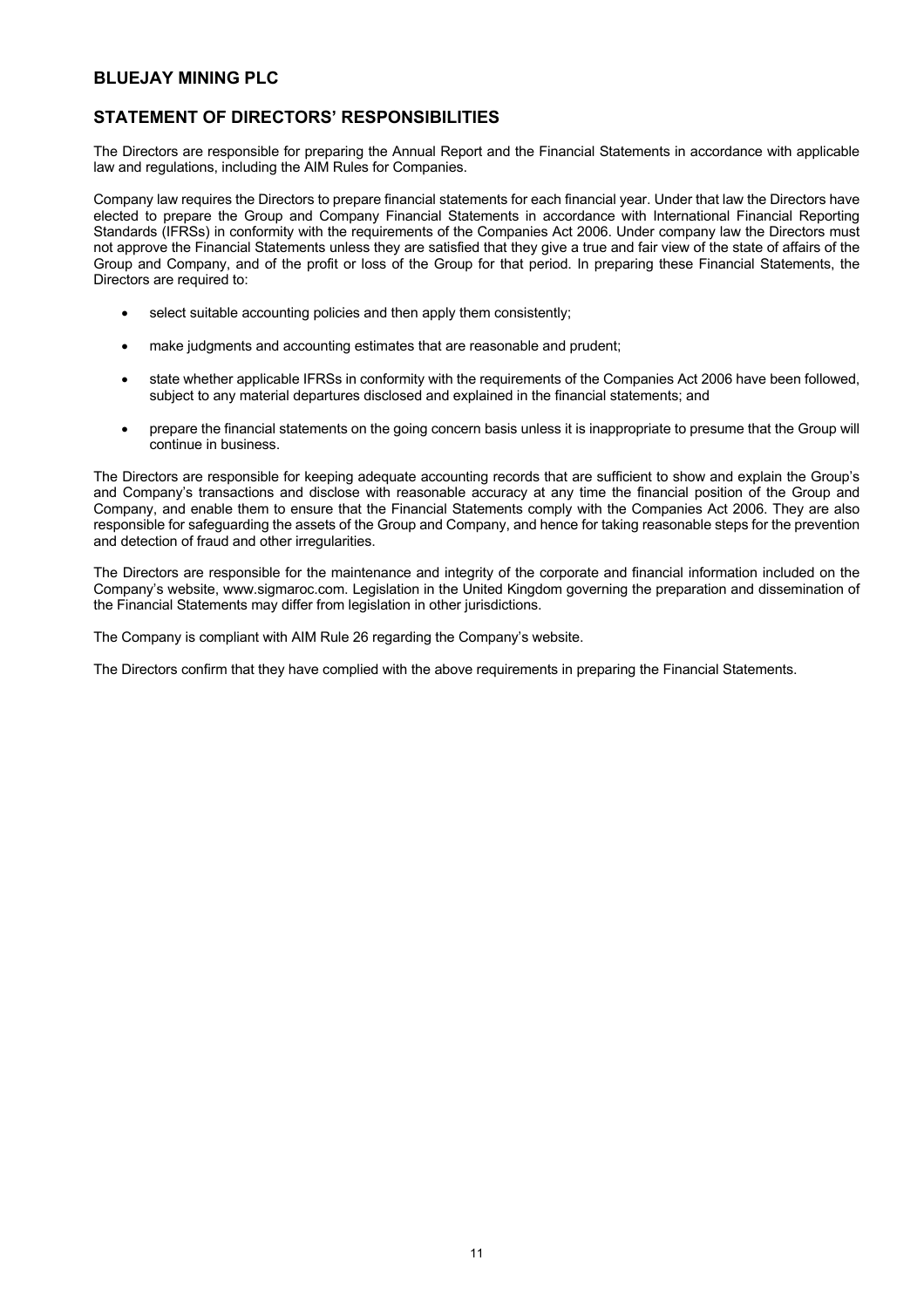# BLUEJAY MINING PLC

## STATEMENT OF DIRECTORS' RESPONSIBILITIES

The Directors are responsible for preparing the Annual Report and the Financial Statements in accordance with applicable law and regulations, including the AIM Rules for Companies.

Company law requires the Directors to prepare financial statements for each financial year. Under that law the Directors have elected to prepare the Group and Company Financial Statements in accordance with International Financial Reporting Standards (IFRSs) in conformity with the requirements of the Companies Act 2006. Under company law the Directors must not approve the Financial Statements unless they are satisfied that they give a true and fair view of the state of affairs of the Group and Company, and of the profit or loss of the Group for that period. In preparing these Financial Statements, the Directors are required to:

- select suitable accounting policies and then apply them consistently;
- make judgments and accounting estimates that are reasonable and prudent;
- state whether applicable IFRSs in conformity with the requirements of the Companies Act 2006 have been followed, subject to any material departures disclosed and explained in the financial statements; and
- prepare the financial statements on the going concern basis unless it is inappropriate to presume that the Group will continue in business.

The Directors are responsible for keeping adequate accounting records that are sufficient to show and explain the Group's and Company's transactions and disclose with reasonable accuracy at any time the financial position of the Group and Company, and enable them to ensure that the Financial Statements comply with the Companies Act 2006. They are also responsible for safeguarding the assets of the Group and Company, and hence for taking reasonable steps for the prevention and detection of fraud and other irregularities.

The Directors are responsible for the maintenance and integrity of the corporate and financial information included on the Company's website, www.sigmaroc.com. Legislation in the United Kingdom governing the preparation and dissemination of the Financial Statements may differ from legislation in other jurisdictions.

The Company is compliant with AIM Rule 26 regarding the Company's website.

The Directors confirm that they have complied with the above requirements in preparing the Financial Statements.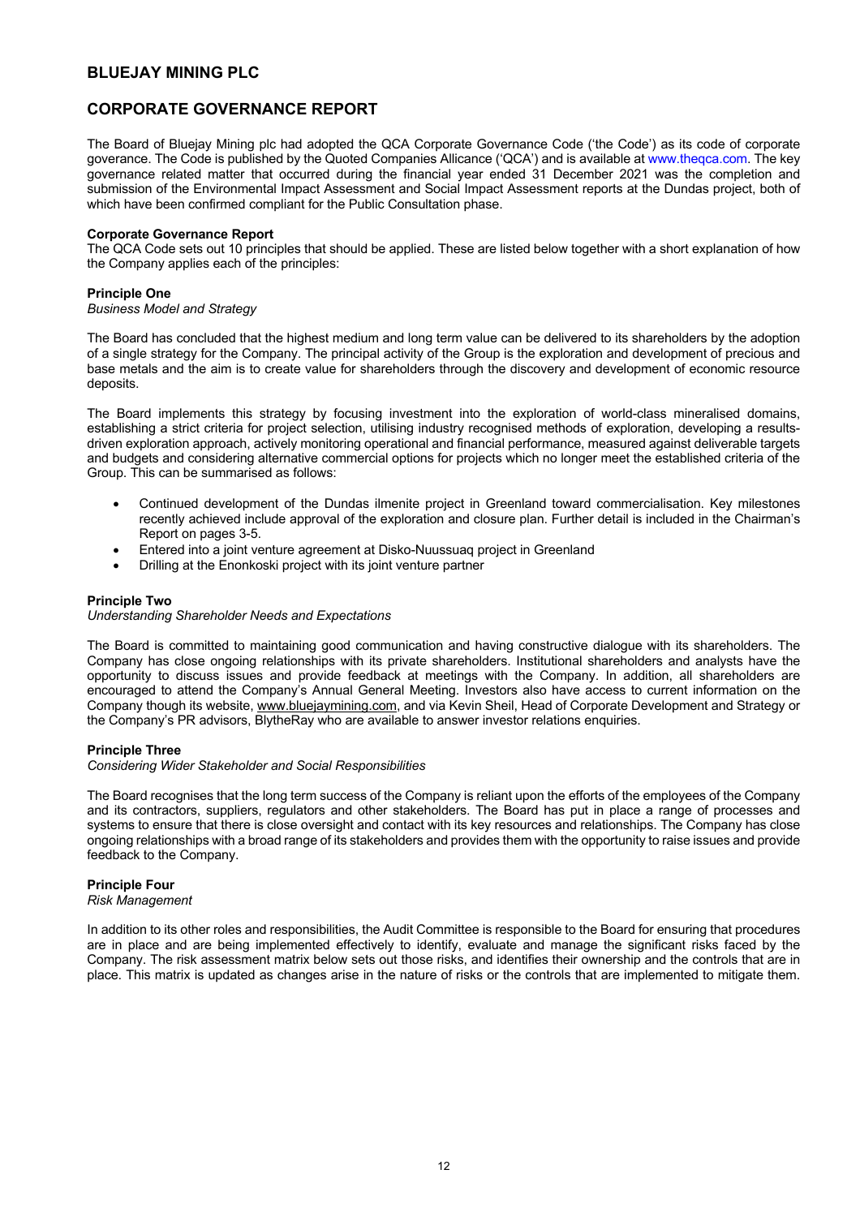# BLUEJAY MINING PLC

## CORPORATE GOVERNANCE REPORT

The Board of Bluejay Mining plc had adopted the QCA Corporate Governance Code ('the Code') as its code of corporate goverance. The Code is published by the Quoted Companies Allicance ('QCA') and is available at www.theqca.com. The key governance related matter that occurred during the financial year ended 31 December 2021 was the completion and submission of the Environmental Impact Assessment and Social Impact Assessment reports at the Dundas project, both of which have been confirmed compliant for the Public Consultation phase.

**Corporate Governance Report**
The QCA Code sets out 10 principles that should be applied. These are listed below together with a short explanation of how the Company applies each of the principles:

**Principle One**
*Business Model and Strategy*

The Board has concluded that the highest medium and long term value can be delivered to its shareholders by the adoption of a single strategy for the Company. The principal activity of the Group is the exploration and development of precious and base metals and the aim is to create value for shareholders through the discovery and development of economic resource deposits.

The Board implements this strategy by focusing investment into the exploration of world-class mineralised domains, establishing a strict criteria for project selection, utilising industry recognised methods of exploration, developing a results-driven exploration approach, actively monitoring operational and financial performance, measured against deliverable targets and budgets and considering alternative commercial options for projects which no longer meet the established criteria of the Group. This can be summarised as follows:

- Continued development of the Dundas ilmenite project in Greenland toward commercialisation. Key milestones recently achieved include approval of the exploration and closure plan. Further detail is included in the Chairman's Report on pages 3-5.
- Entered into a joint venture agreement at Disko-Nuussuaq project in Greenland
- Drilling at the Enonkoski project with its joint venture partner

**Principle Two**
*Understanding Shareholder Needs and Expectations*

The Board is committed to maintaining good communication and having constructive dialogue with its shareholders. The Company has close ongoing relationships with its private shareholders. Institutional shareholders and analysts have the opportunity to discuss issues and provide feedback at meetings with the Company. In addition, all shareholders are encouraged to attend the Company's Annual General Meeting. Investors also have access to current information on the Company though its website, www.bluejaymining.com, and via Kevin Sheil, Head of Corporate Development and Strategy or the Company's PR advisors, BlytheRay who are available to answer investor relations enquiries.

**Principle Three**
*Considering Wider Stakeholder and Social Responsibilities*

The Board recognises that the long term success of the Company is reliant upon the efforts of the employees of the Company and its contractors, suppliers, regulators and other stakeholders. The Board has put in place a range of processes and systems to ensure that there is close oversight and contact with its key resources and relationships. The Company has close ongoing relationships with a broad range of its stakeholders and provides them with the opportunity to raise issues and provide feedback to the Company.

**Principle Four**
*Risk Management*

In addition to its other roles and responsibilities, the Audit Committee is responsible to the Board for ensuring that procedures are in place and are being implemented effectively to identify, evaluate and manage the significant risks faced by the Company. The risk assessment matrix below sets out those risks, and identifies their ownership and the controls that are in place. This matrix is updated as changes arise in the nature of risks or the controls that are implemented to mitigate them.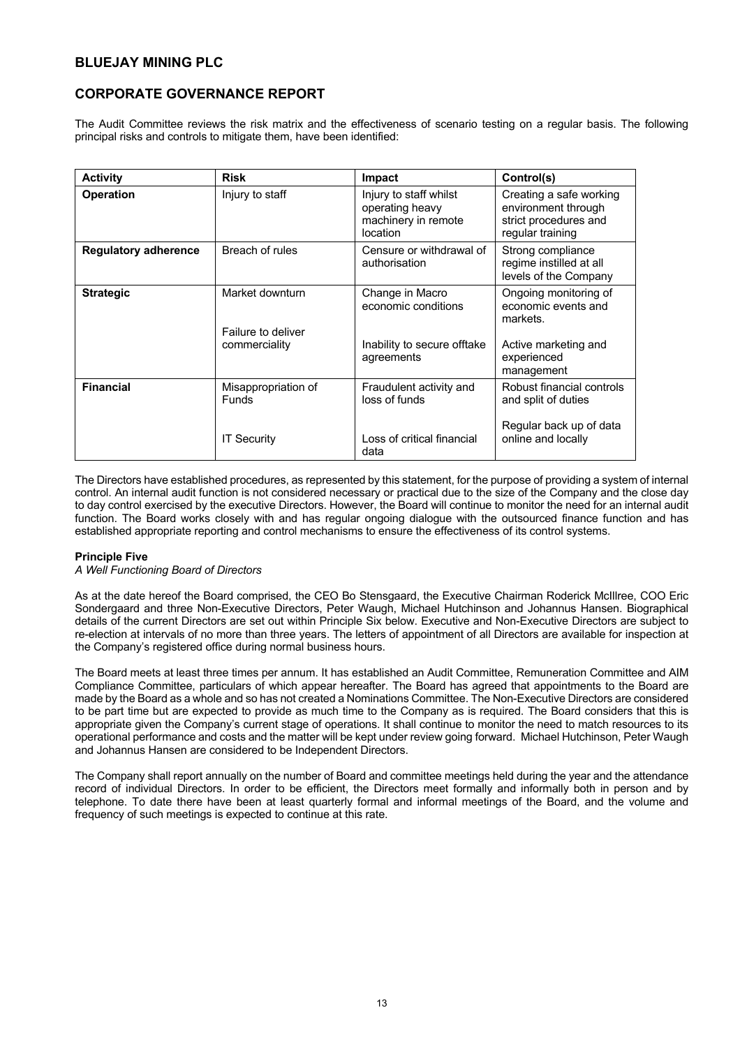# BLUEJAY MINING PLC

## CORPORATE GOVERNANCE REPORT

The Audit Committee reviews the risk matrix and the effectiveness of scenario testing on a regular basis. The following principal risks and controls to mitigate them, have been identified:

| Activity | Risk | Impact | Control(s) |
|---|---|---|---|
| **Operation** | Injury to staff | Injury to staff whilst operating heavy machinery in remote location | Creating a safe working environment through strict procedures and regular training |
| **Regulatory adherence** | Breach of rules | Censure or withdrawal of authorisation | Strong compliance regime instilled at all levels of the Company |
| **Strategic** | Market downturn | Change in Macro economic conditions | Ongoing monitoring of economic events and markets. |
| | Failure to deliver commerciality | Inability to secure offtake agreements | Active marketing and experienced management |
| **Financial** | Misappropriation of Funds | Fraudulent activity and loss of funds | Robust financial controls and split of duties |
| | IT Security | Loss of critical financial data | Regular back up of data online and locally |

The Directors have established procedures, as represented by this statement, for the purpose of providing a system of internal control. An internal audit function is not considered necessary or practical due to the size of the Company and the close day to day control exercised by the executive Directors. However, the Board will continue to monitor the need for an internal audit function. The Board works closely with and has regular ongoing dialogue with the outsourced finance function and has established appropriate reporting and control mechanisms to ensure the effectiveness of its control systems.

**Principle Five**

*A Well Functioning Board of Directors*

As at the date hereof the Board comprised, the CEO Bo Stensgaard, the Executive Chairman Roderick McIllree, COO Eric Sondergaard and three Non-Executive Directors, Peter Waugh, Michael Hutchinson and Johannus Hansen. Biographical details of the current Directors are set out within Principle Six below. Executive and Non-Executive Directors are subject to re-election at intervals of no more than three years. The letters of appointment of all Directors are available for inspection at the Company's registered office during normal business hours.

The Board meets at least three times per annum. It has established an Audit Committee, Remuneration Committee and AIM Compliance Committee, particulars of which appear hereafter. The Board has agreed that appointments to the Board are made by the Board as a whole and so has not created a Nominations Committee. The Non-Executive Directors are considered to be part time but are expected to provide as much time to the Company as is required. The Board considers that this is appropriate given the Company's current stage of operations. It shall continue to monitor the need to match resources to its operational performance and costs and the matter will be kept under review going forward. Michael Hutchinson, Peter Waugh and Johannus Hansen are considered to be Independent Directors.

The Company shall report annually on the number of Board and committee meetings held during the year and the attendance record of individual Directors. In order to be efficient, the Directors meet formally and informally both in person and by telephone. To date there have been at least quarterly formal and informal meetings of the Board, and the volume and frequency of such meetings is expected to continue at this rate.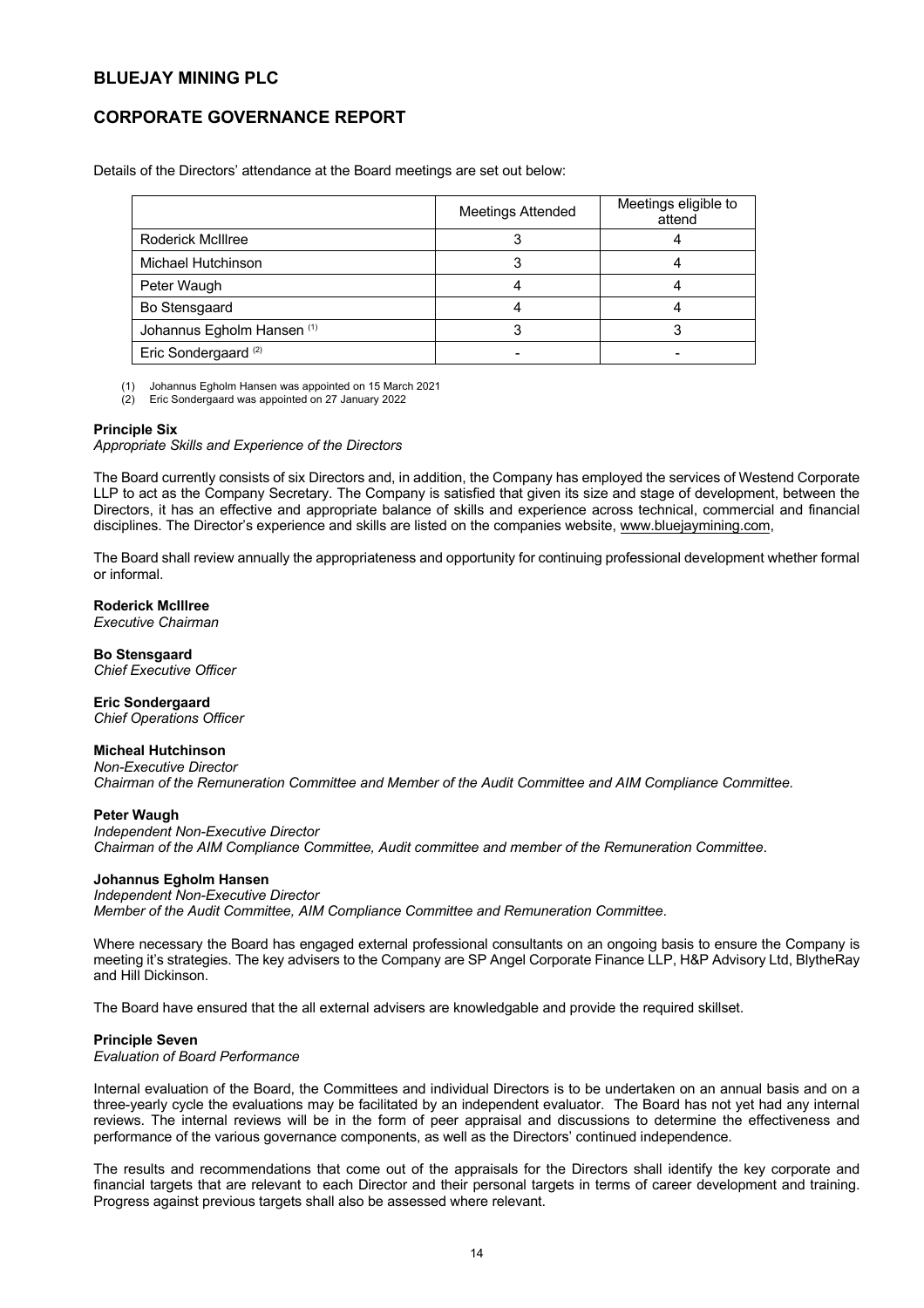Details of the Directors' attendance at the Board meetings are set out below:

| | Meetings Attended | Meetings eligible to attend |
| --- | --- | --- |
| Roderick McIllree | 3 | 4 |
| Michael Hutchinson | 3 | 4 |
| Peter Waugh | 4 | 4 |
| Bo Stensgaard | 4 | 4 |
| Johannus Egholm Hansen (1) | 3 | 3 |
| Eric Sondergaard (2) | - | - |

(1) Johannus Egholm Hansen was appointed on 15 March 2021
(2) Eric Sondergaard was appointed on 27 January 2022

**Principle Six**
*Appropriate Skills and Experience of the Directors*

The Board currently consists of six Directors and, in addition, the Company has employed the services of Westend Corporate LLP to act as the Company Secretary. The Company is satisfied that given its size and stage of development, between the Directors, it has an effective and appropriate balance of skills and experience across technical, commercial and financial disciplines. The Director's experience and skills are listed on the companies website, www.bluejaymining.com,

The Board shall review annually the appropriateness and opportunity for continuing professional development whether formal or informal.

**Roderick McIllree**
*Executive Chairman*

**Bo Stensgaard**
*Chief Executive Officer*

**Eric Sondergaard**
*Chief Operations Officer*

**Micheal Hutchinson**
*Non-Executive Director*
*Chairman of the Remuneration Committee and Member of the Audit Committee and AIM Compliance Committee.*

**Peter Waugh**
*Independent Non-Executive Director*
*Chairman of the AIM Compliance Committee, Audit committee and member of the Remuneration Committee.*

**Johannus Egholm Hansen**
*Independent Non-Executive Director*
*Member of the Audit Committee, AIM Compliance Committee and Remuneration Committee.*

Where necessary the Board has engaged external professional consultants on an ongoing basis to ensure the Company is meeting it's strategies. The key advisers to the Company are SP Angel Corporate Finance LLP, H&P Advisory Ltd, BlytheRay and Hill Dickinson.

The Board have ensured that the all external advisers are knowledgable and provide the required skillset.

**Principle Seven**
*Evaluation of Board Performance*

Internal evaluation of the Board, the Committees and individual Directors is to be undertaken on an annual basis and on a three-yearly cycle the evaluations may be facilitated by an independent evaluator. The Board has not yet had any internal reviews. The internal reviews will be in the form of peer appraisal and discussions to determine the effectiveness and performance of the various governance components, as well as the Directors' continued independence.

The results and recommendations that come out of the appraisals for the Directors shall identify the key corporate and financial targets that are relevant to each Director and their personal targets in terms of career development and training. Progress against previous targets shall also be assessed where relevant.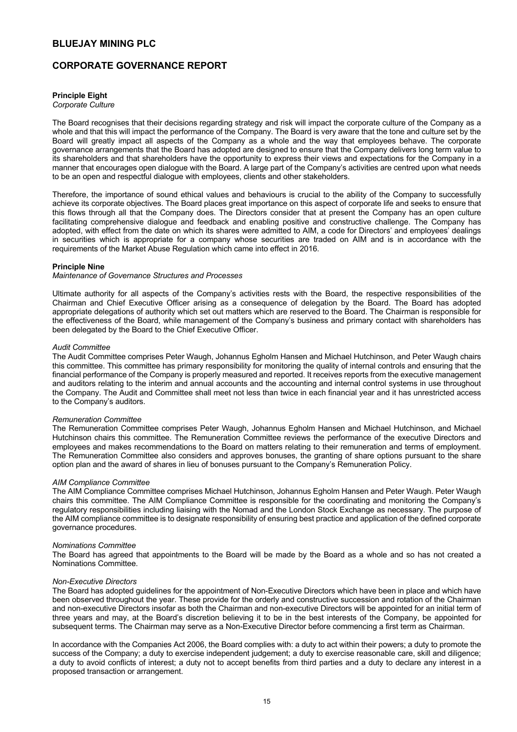# BLUEJAY MINING PLC

## CORPORATE GOVERNANCE REPORT

**Principle Eight**
*Corporate Culture*

The Board recognises that their decisions regarding strategy and risk will impact the corporate culture of the Company as a whole and that this will impact the performance of the Company. The Board is very aware that the tone and culture set by the Board will greatly impact all aspects of the Company as a whole and the way that employees behave. The corporate governance arrangements that the Board has adopted are designed to ensure that the Company delivers long term value to its shareholders and that shareholders have the opportunity to express their views and expectations for the Company in a manner that encourages open dialogue with the Board. A large part of the Company's activities are centred upon what needs to be an open and respectful dialogue with employees, clients and other stakeholders.

Therefore, the importance of sound ethical values and behaviours is crucial to the ability of the Company to successfully achieve its corporate objectives. The Board places great importance on this aspect of corporate life and seeks to ensure that this flows through all that the Company does. The Directors consider that at present the Company has an open culture facilitating comprehensive dialogue and feedback and enabling positive and constructive challenge. The Company has adopted, with effect from the date on which its shares were admitted to AIM, a code for Directors' and employees' dealings in securities which is appropriate for a company whose securities are traded on AIM and is in accordance with the requirements of the Market Abuse Regulation which came into effect in 2016.

**Principle Nine**
*Maintenance of Governance Structures and Processes*

Ultimate authority for all aspects of the Company's activities rests with the Board, the respective responsibilities of the Chairman and Chief Executive Officer arising as a consequence of delegation by the Board. The Board has adopted appropriate delegations of authority which set out matters which are reserved to the Board. The Chairman is responsible for the effectiveness of the Board, while management of the Company's business and primary contact with shareholders has been delegated by the Board to the Chief Executive Officer.

*Audit Committee*
The Audit Committee comprises Peter Waugh, Johannus Egholm Hansen and Michael Hutchinson, and Peter Waugh chairs this committee. This committee has primary responsibility for monitoring the quality of internal controls and ensuring that the financial performance of the Company is properly measured and reported. It receives reports from the executive management and auditors relating to the interim and annual accounts and the accounting and internal control systems in use throughout the Company. The Audit and Committee shall meet not less than twice in each financial year and it has unrestricted access to the Company's auditors.

*Remuneration Committee*
The Remuneration Committee comprises Peter Waugh, Johannus Egholm Hansen and Michael Hutchinson, and Michael Hutchinson chairs this committee. The Remuneration Committee reviews the performance of the executive Directors and employees and makes recommendations to the Board on matters relating to their remuneration and terms of employment. The Remuneration Committee also considers and approves bonuses, the granting of share options pursuant to the share option plan and the award of shares in lieu of bonuses pursuant to the Company's Remuneration Policy.

*AIM Compliance Committee*
The AIM Compliance Committee comprises Michael Hutchinson, Johannus Egholm Hansen and Peter Waugh. Peter Waugh chairs this committee. The AIM Compliance Committee is responsible for the coordinating and monitoring the Company's regulatory responsibilities including liaising with the Nomad and the London Stock Exchange as necessary. The purpose of the AIM compliance committee is to designate responsibility of ensuring best practice and application of the defined corporate governance procedures.

*Nominations Committee*
The Board has agreed that appointments to the Board will be made by the Board as a whole and so has not created a Nominations Committee.

*Non-Executive Directors*
The Board has adopted guidelines for the appointment of Non-Executive Directors which have been in place and which have been observed throughout the year. These provide for the orderly and constructive succession and rotation of the Chairman and non-executive Directors insofar as both the Chairman and non-executive Directors will be appointed for an initial term of three years and may, at the Board's discretion believing it to be in the best interests of the Company, be appointed for subsequent terms. The Chairman may serve as a Non-Executive Director before commencing a first term as Chairman.

In accordance with the Companies Act 2006, the Board complies with: a duty to act within their powers; a duty to promote the success of the Company; a duty to exercise independent judgement; a duty to exercise reasonable care, skill and diligence; a duty to avoid conflicts of interest; a duty not to accept benefits from third parties and a duty to declare any interest in a proposed transaction or arrangement.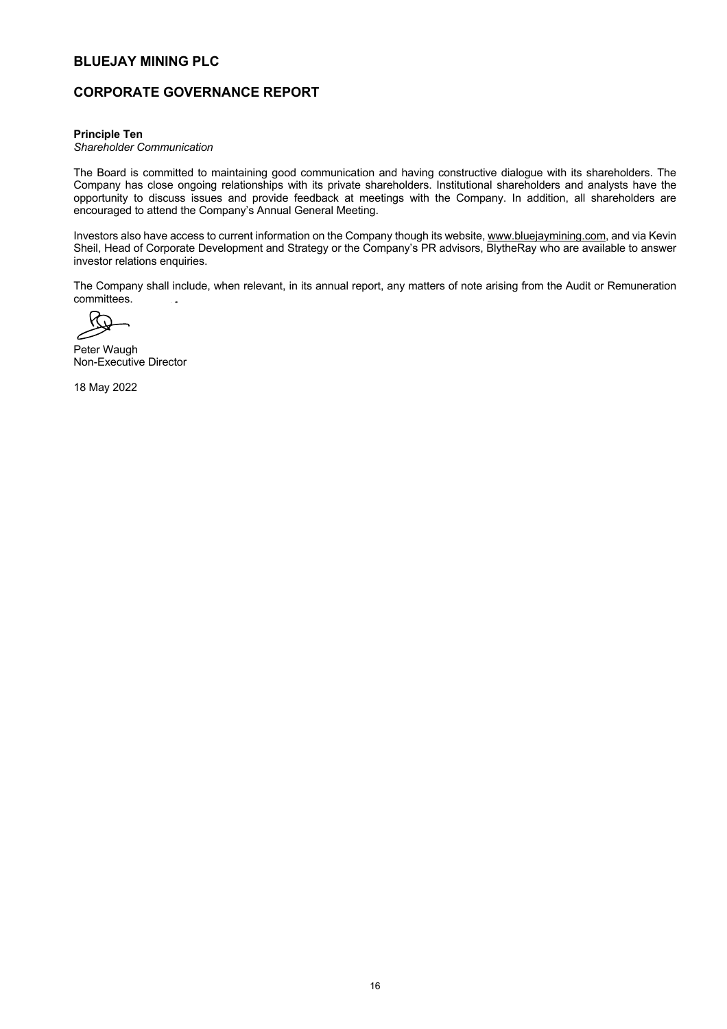**Principle Ten**
*Shareholder Communication*

The Board is committed to maintaining good communication and having constructive dialogue with its shareholders. The Company has close ongoing relationships with its private shareholders. Institutional shareholders and analysts have the opportunity to discuss issues and provide feedback at meetings with the Company. In addition, all shareholders are encouraged to attend the Company's Annual General Meeting.

Investors also have access to current information on the Company though its website, www.bluejaymining.com, and via Kevin Sheil, Head of Corporate Development and Strategy or the Company's PR advisors, BlytheRay who are available to answer investor relations enquiries.

The Company shall include, when relevant, in its annual report, any matters of note arising from the Audit or Remuneration committees.

Peter Waugh
Non-Executive Director

18 May 2022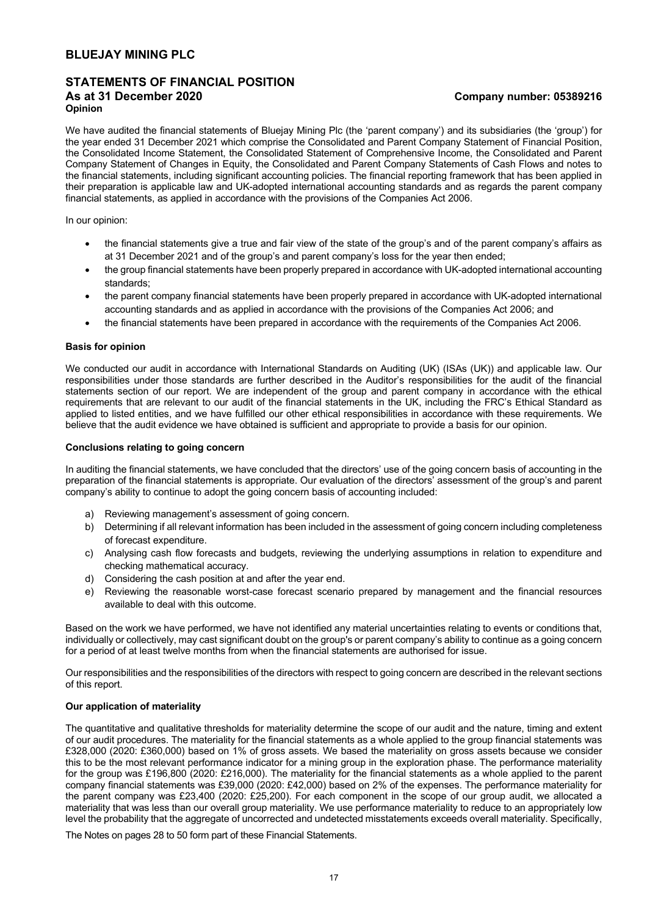# BLUEJAY MINING PLC

## STATEMENTS OF FINANCIAL POSITION

**As at 31 December 2020** **Company number: 05389216**

**Opinion**

We have audited the financial statements of Bluejay Mining Plc (the 'parent company') and its subsidiaries (the 'group') for the year ended 31 December 2021 which comprise the Consolidated and Parent Company Statement of Financial Position, the Consolidated Income Statement, the Consolidated Statement of Comprehensive Income, the Consolidated and Parent Company Statement of Changes in Equity, the Consolidated and Parent Company Statements of Cash Flows and notes to the financial statements, including significant accounting policies. The financial reporting framework that has been applied in their preparation is applicable law and UK-adopted international accounting standards and as regards the parent company financial statements, as applied in accordance with the provisions of the Companies Act 2006.

In our opinion:

- the financial statements give a true and fair view of the state of the group's and of the parent company's affairs as at 31 December 2021 and of the group's and parent company's loss for the year then ended;
- the group financial statements have been properly prepared in accordance with UK-adopted international accounting standards;
- the parent company financial statements have been properly prepared in accordance with UK-adopted international accounting standards and as applied in accordance with the provisions of the Companies Act 2006; and
- the financial statements have been prepared in accordance with the requirements of the Companies Act 2006.

**Basis for opinion**

We conducted our audit in accordance with International Standards on Auditing (UK) (ISAs (UK)) and applicable law. Our responsibilities under those standards are further described in the Auditor's responsibilities for the audit of the financial statements section of our report. We are independent of the group and parent company in accordance with the ethical requirements that are relevant to our audit of the financial statements in the UK, including the FRC's Ethical Standard as applied to listed entities, and we have fulfilled our other ethical responsibilities in accordance with these requirements. We believe that the audit evidence we have obtained is sufficient and appropriate to provide a basis for our opinion.

**Conclusions relating to going concern**

In auditing the financial statements, we have concluded that the directors' use of the going concern basis of accounting in the preparation of the financial statements is appropriate. Our evaluation of the directors' assessment of the group's and parent company's ability to continue to adopt the going concern basis of accounting included:

a) Reviewing management's assessment of going concern.
b) Determining if all relevant information has been included in the assessment of going concern including completeness of forecast expenditure.
c) Analysing cash flow forecasts and budgets, reviewing the underlying assumptions in relation to expenditure and checking mathematical accuracy.
d) Considering the cash position at and after the year end.
e) Reviewing the reasonable worst-case forecast scenario prepared by management and the financial resources available to deal with this outcome.

Based on the work we have performed, we have not identified any material uncertainties relating to events or conditions that, individually or collectively, may cast significant doubt on the group's or parent company's ability to continue as a going concern for a period of at least twelve months from when the financial statements are authorised for issue.

Our responsibilities and the responsibilities of the directors with respect to going concern are described in the relevant sections of this report.

**Our application of materiality**

The quantitative and qualitative thresholds for materiality determine the scope of our audit and the nature, timing and extent of our audit procedures. The materiality for the financial statements as a whole applied to the group financial statements was £328,000 (2020: £360,000) based on 1% of gross assets. We based the materiality on gross assets because we consider this to be the most relevant performance indicator for a mining group in the exploration phase. The performance materiality for the group was £196,800 (2020: £216,000). The materiality for the financial statements as a whole applied to the parent company financial statements was £39,000 (2020: £42,000) based on 2% of the expenses. The performance materiality for the parent company was £23,400 (2020: £25,200). For each component in the scope of our group audit, we allocated a materiality that was less than our overall group materiality. We use performance materiality to reduce to an appropriately low level the probability that the aggregate of uncorrected and undetected misstatements exceeds overall materiality. Specifically,

The Notes on pages 28 to 50 form part of these Financial Statements.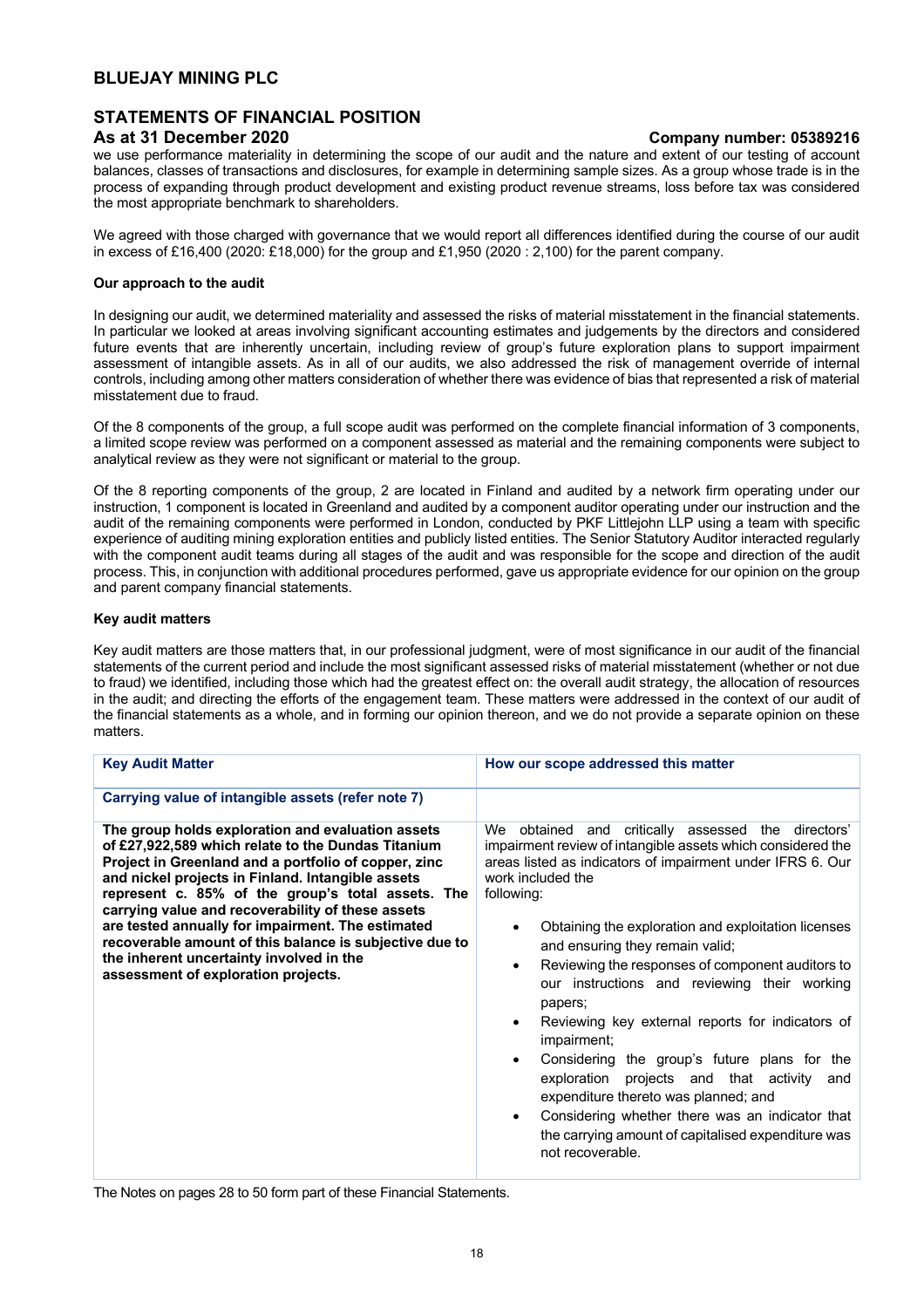we use performance materiality in determining the scope of our audit and the nature and extent of our testing of account balances, classes of transactions and disclosures, for example in determining sample sizes. As a group whose trade is in the process of expanding through product development and existing product revenue streams, loss before tax was considered the most appropriate benchmark to shareholders.

We agreed with those charged with governance that we would report all differences identified during the course of our audit in excess of £16,400 (2020: £18,000) for the group and £1,950 (2020 : 2,100) for the parent company.

**Our approach to the audit**

In designing our audit, we determined materiality and assessed the risks of material misstatement in the financial statements. In particular we looked at areas involving significant accounting estimates and judgements by the directors and considered future events that are inherently uncertain, including review of group's future exploration plans to support impairment assessment of intangible assets. As in all of our audits, we also addressed the risk of management override of internal controls, including among other matters consideration of whether there was evidence of bias that represented a risk of material misstatement due to fraud.

Of the 8 components of the group, a full scope audit was performed on the complete financial information of 3 components, a limited scope review was performed on a component assessed as material and the remaining components were subject to analytical review as they were not significant or material to the group.

Of the 8 reporting components of the group, 2 are located in Finland and audited by a network firm operating under our instruction, 1 component is located in Greenland and audited by a component auditor operating under our instruction and the audit of the remaining components were performed in London, conducted by PKF Littlejohn LLP using a team with specific experience of auditing mining exploration entities and publicly listed entities. The Senior Statutory Auditor interacted regularly with the component audit teams during all stages of the audit and was responsible for the scope and direction of the audit process. This, in conjunction with additional procedures performed, gave us appropriate evidence for our opinion on the group and parent company financial statements.

**Key audit matters**

Key audit matters are those matters that, in our professional judgment, were of most significance in our audit of the financial statements of the current period and include the most significant assessed risks of material misstatement (whether or not due to fraud) we identified, including those which had the greatest effect on: the overall audit strategy, the allocation of resources in the audit; and directing the efforts of the engagement team. These matters were addressed in the context of our audit of the financial statements as a whole, and in forming our opinion thereon, and we do not provide a separate opinion on these matters.

| Key Audit Matter | How our scope addressed this matter |
|---|---|
| **Carrying value of intangible assets (refer note 7)** | |
| **The group holds exploration and evaluation assets of £27,922,589 which relate to the Dundas Titanium Project in Greenland and a portfolio of copper, zinc and nickel projects in Finland. Intangible assets represent c. 85% of the group's total assets. The carrying value and recoverability of these assets are tested annually for impairment. The estimated recoverable amount of this balance is subjective due to the inherent uncertainty involved in the assessment of exploration projects.** | We obtained and critically assessed the directors' impairment review of intangible assets which considered the areas listed as indicators of impairment under IFRS 6. Our work included the following:<br>• Obtaining the exploration and exploitation licenses and ensuring they remain valid;<br>• Reviewing the responses of component auditors to our instructions and reviewing their working papers;<br>• Reviewing key external reports for indicators of impairment;<br>• Considering the group's future plans for the exploration projects and that activity and expenditure thereto was planned; and<br>• Considering whether there was an indicator that the carrying amount of capitalised expenditure was not recoverable. |

The Notes on pages 28 to 50 form part of these Financial Statements.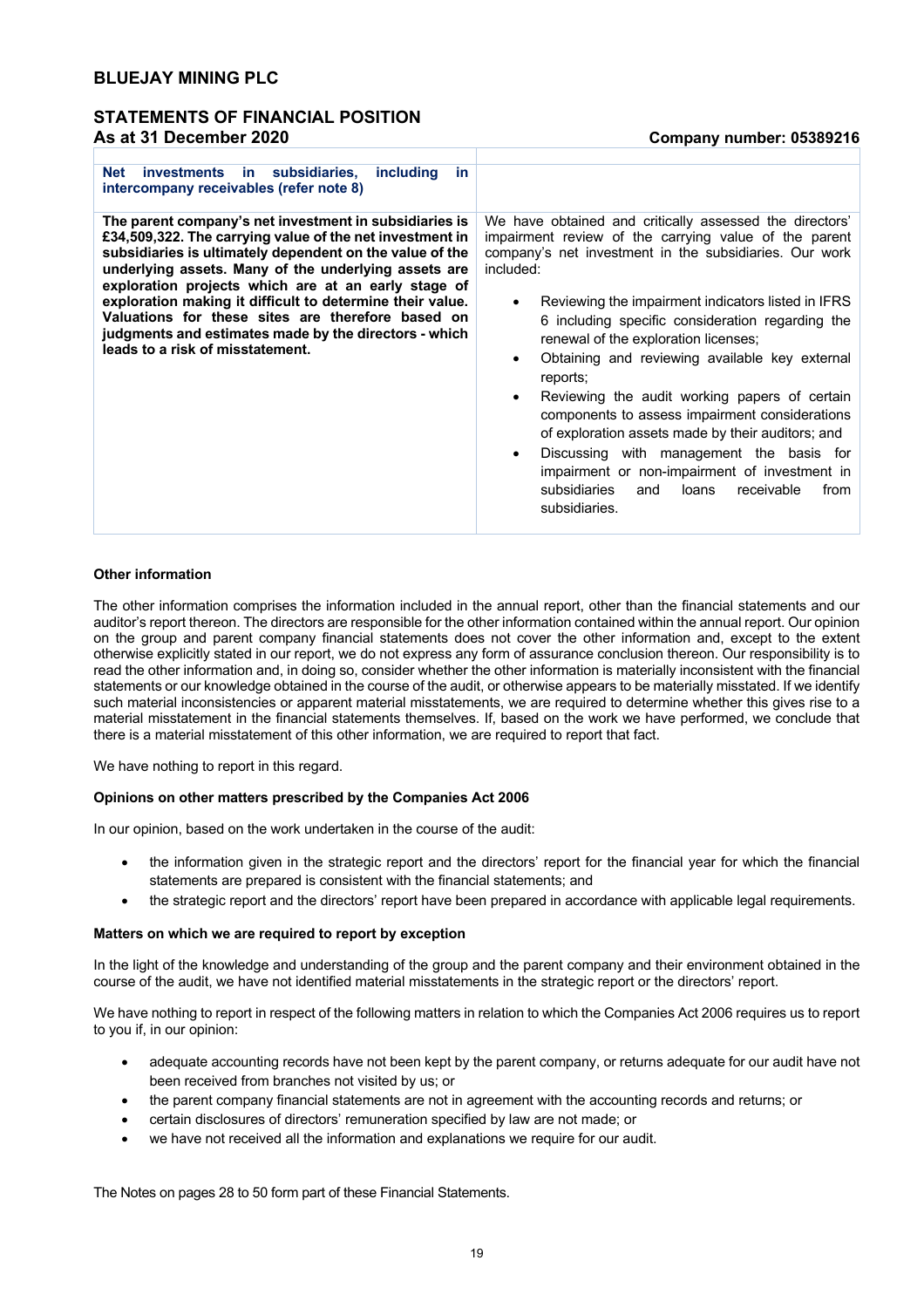| Net investments in subsidiaries, including in intercompany receivables (refer note 8) | |
|---|---|
| **The parent company's net investment in subsidiaries is £34,509,322. The carrying value of the net investment in subsidiaries is ultimately dependent on the value of the underlying assets. Many of the underlying assets are exploration projects which are at an early stage of exploration making it difficult to determine their value. Valuations for these sites are therefore based on judgments and estimates made by the directors - which leads to a risk of misstatement.** | We have obtained and critically assessed the directors' impairment review of the carrying value of the parent company's net investment in the subsidiaries. Our work included:<br>• Reviewing the impairment indicators listed in IFRS 6 including specific consideration regarding the renewal of the exploration licenses;<br>• Obtaining and reviewing available key external reports;<br>• Reviewing the audit working papers of certain components to assess impairment considerations of exploration assets made by their auditors; and<br>• Discussing with management the basis for impairment or non-impairment of investment in subsidiaries and loans receivable from subsidiaries. |

**Other information**

The other information comprises the information included in the annual report, other than the financial statements and our auditor's report thereon. The directors are responsible for the other information contained within the annual report. Our opinion on the group and parent company financial statements does not cover the other information and, except to the extent otherwise explicitly stated in our report, we do not express any form of assurance conclusion thereon. Our responsibility is to read the other information and, in doing so, consider whether the other information is materially inconsistent with the financial statements or our knowledge obtained in the course of the audit, or otherwise appears to be materially misstated. If we identify such material inconsistencies or apparent material misstatements, we are required to determine whether this gives rise to a material misstatement in the financial statements themselves. If, based on the work we have performed, we conclude that there is a material misstatement of this other information, we are required to report that fact.

We have nothing to report in this regard.

**Opinions on other matters prescribed by the Companies Act 2006**

In our opinion, based on the work undertaken in the course of the audit:

- the information given in the strategic report and the directors' report for the financial year for which the financial statements are prepared is consistent with the financial statements; and
- the strategic report and the directors' report have been prepared in accordance with applicable legal requirements.

**Matters on which we are required to report by exception**

In the light of the knowledge and understanding of the group and the parent company and their environment obtained in the course of the audit, we have not identified material misstatements in the strategic report or the directors' report.

We have nothing to report in respect of the following matters in relation to which the Companies Act 2006 requires us to report to you if, in our opinion:

- adequate accounting records have not been kept by the parent company, or returns adequate for our audit have not been received from branches not visited by us; or
- the parent company financial statements are not in agreement with the accounting records and returns; or
- certain disclosures of directors' remuneration specified by law are not made; or
- we have not received all the information and explanations we require for our audit.

The Notes on pages 28 to 50 form part of these Financial Statements.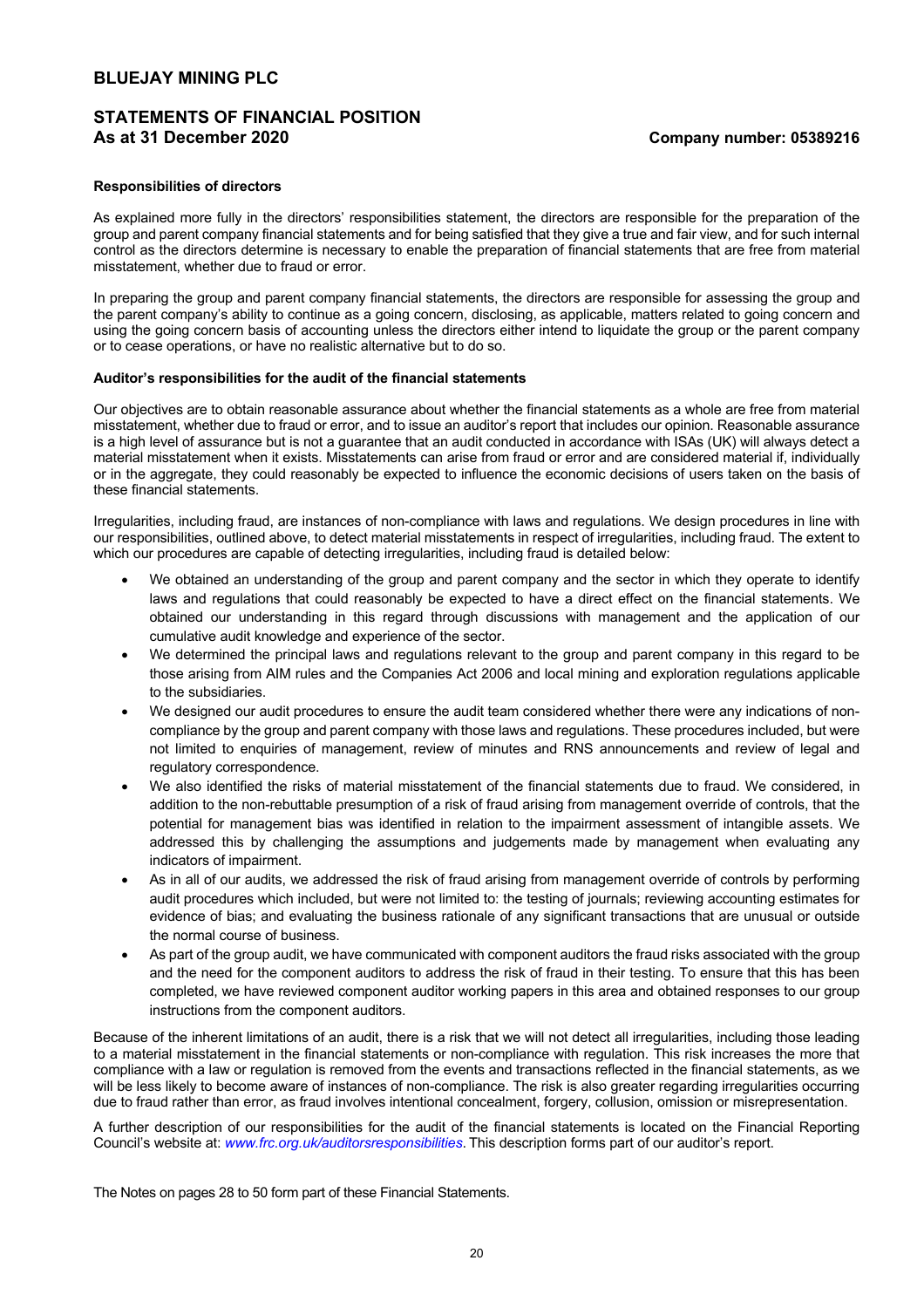# BLUEJAY MINING PLC

## STATEMENTS OF FINANCIAL POSITION
**As at 31 December 2020** **Company number: 05389216**

**Responsibilities of directors**

As explained more fully in the directors' responsibilities statement, the directors are responsible for the preparation of the group and parent company financial statements and for being satisfied that they give a true and fair view, and for such internal control as the directors determine is necessary to enable the preparation of financial statements that are free from material misstatement, whether due to fraud or error.

In preparing the group and parent company financial statements, the directors are responsible for assessing the group and the parent company's ability to continue as a going concern, disclosing, as applicable, matters related to going concern and using the going concern basis of accounting unless the directors either intend to liquidate the group or the parent company or to cease operations, or have no realistic alternative but to do so.

**Auditor's responsibilities for the audit of the financial statements**

Our objectives are to obtain reasonable assurance about whether the financial statements as a whole are free from material misstatement, whether due to fraud or error, and to issue an auditor's report that includes our opinion. Reasonable assurance is a high level of assurance but is not a guarantee that an audit conducted in accordance with ISAs (UK) will always detect a material misstatement when it exists. Misstatements can arise from fraud or error and are considered material if, individually or in the aggregate, they could reasonably be expected to influence the economic decisions of users taken on the basis of these financial statements.

Irregularities, including fraud, are instances of non-compliance with laws and regulations. We design procedures in line with our responsibilities, outlined above, to detect material misstatements in respect of irregularities, including fraud. The extent to which our procedures are capable of detecting irregularities, including fraud is detailed below:

- We obtained an understanding of the group and parent company and the sector in which they operate to identify laws and regulations that could reasonably be expected to have a direct effect on the financial statements. We obtained our understanding in this regard through discussions with management and the application of our cumulative audit knowledge and experience of the sector.
- We determined the principal laws and regulations relevant to the group and parent company in this regard to be those arising from AIM rules and the Companies Act 2006 and local mining and exploration regulations applicable to the subsidiaries.
- We designed our audit procedures to ensure the audit team considered whether there were any indications of non-compliance by the group and parent company with those laws and regulations. These procedures included, but were not limited to enquiries of management, review of minutes and RNS announcements and review of legal and regulatory correspondence.
- We also identified the risks of material misstatement of the financial statements due to fraud. We considered, in addition to the non-rebuttable presumption of a risk of fraud arising from management override of controls, that the potential for management bias was identified in relation to the impairment assessment of intangible assets. We addressed this by challenging the assumptions and judgements made by management when evaluating any indicators of impairment.
- As in all of our audits, we addressed the risk of fraud arising from management override of controls by performing audit procedures which included, but were not limited to: the testing of journals; reviewing accounting estimates for evidence of bias; and evaluating the business rationale of any significant transactions that are unusual or outside the normal course of business.
- As part of the group audit, we have communicated with component auditors the fraud risks associated with the group and the need for the component auditors to address the risk of fraud in their testing. To ensure that this has been completed, we have reviewed component auditor working papers in this area and obtained responses to our group instructions from the component auditors.

Because of the inherent limitations of an audit, there is a risk that we will not detect all irregularities, including those leading to a material misstatement in the financial statements or non-compliance with regulation. This risk increases the more that compliance with a law or regulation is removed from the events and transactions reflected in the financial statements, as we will be less likely to become aware of instances of non-compliance. The risk is also greater regarding irregularities occurring due to fraud rather than error, as fraud involves intentional concealment, forgery, collusion, omission or misrepresentation.

A further description of our responsibilities for the audit of the financial statements is located on the Financial Reporting Council's website at: *www.frc.org.uk/auditorsresponsibilities*. This description forms part of our auditor's report.

The Notes on pages 28 to 50 form part of these Financial Statements.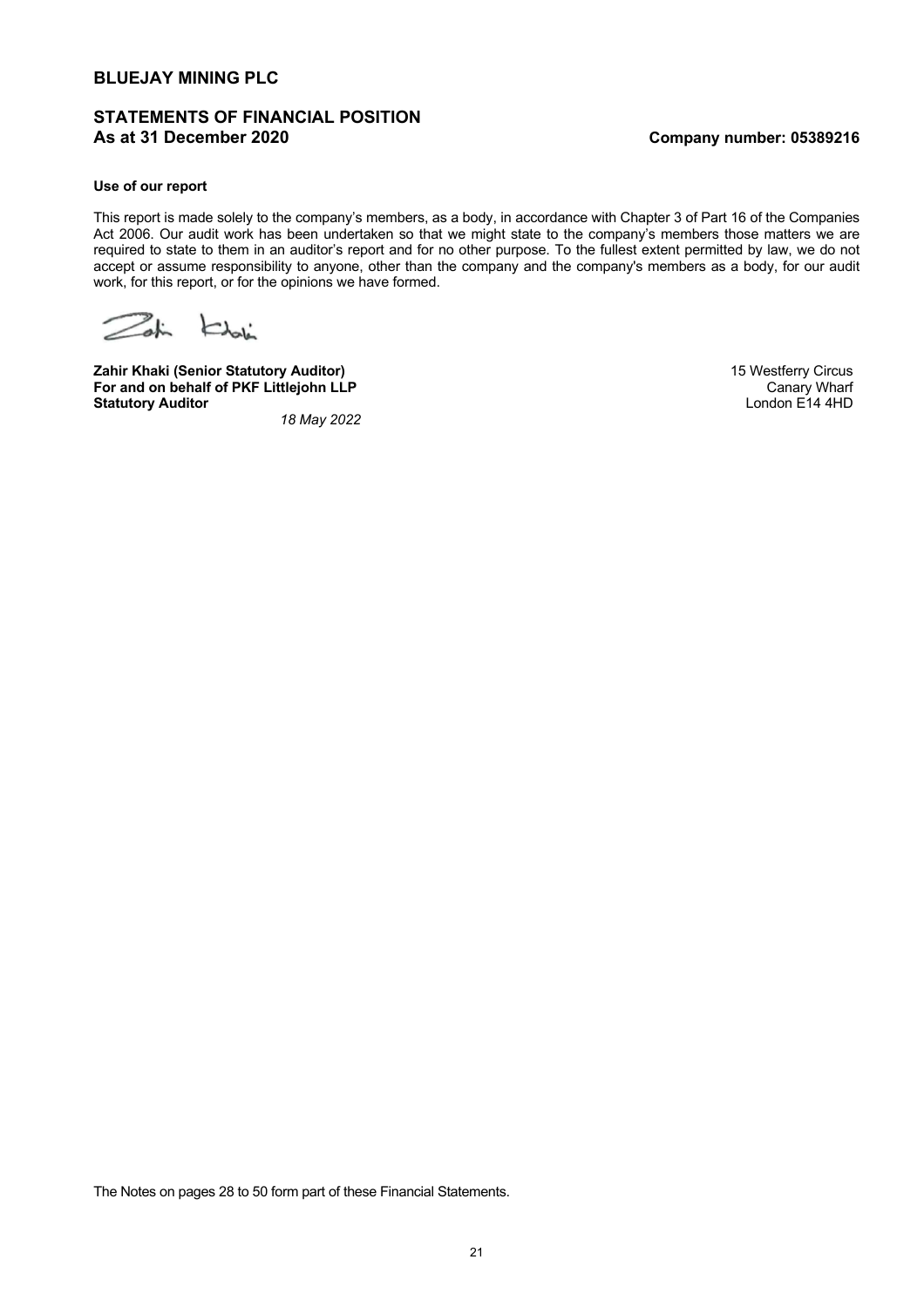**Use of our report**

This report is made solely to the company's members, as a body, in accordance with Chapter 3 of Part 16 of the Companies Act 2006. Our audit work has been undertaken so that we might state to the company's members those matters we are required to state to them in an auditor's report and for no other purpose. To the fullest extent permitted by law, we do not accept or assume responsibility to anyone, other than the company and the company's members as a body, for our audit work, for this report, or for the opinions we have formed.

**Zahir Khaki (Senior Statutory Auditor)**
**For and on behalf of PKF Littlejohn LLP**
**Statutory Auditor**

*18 May 2022*

15 Westferry Circus
Canary Wharf
London E14 4HD

The Notes on pages 28 to 50 form part of these Financial Statements.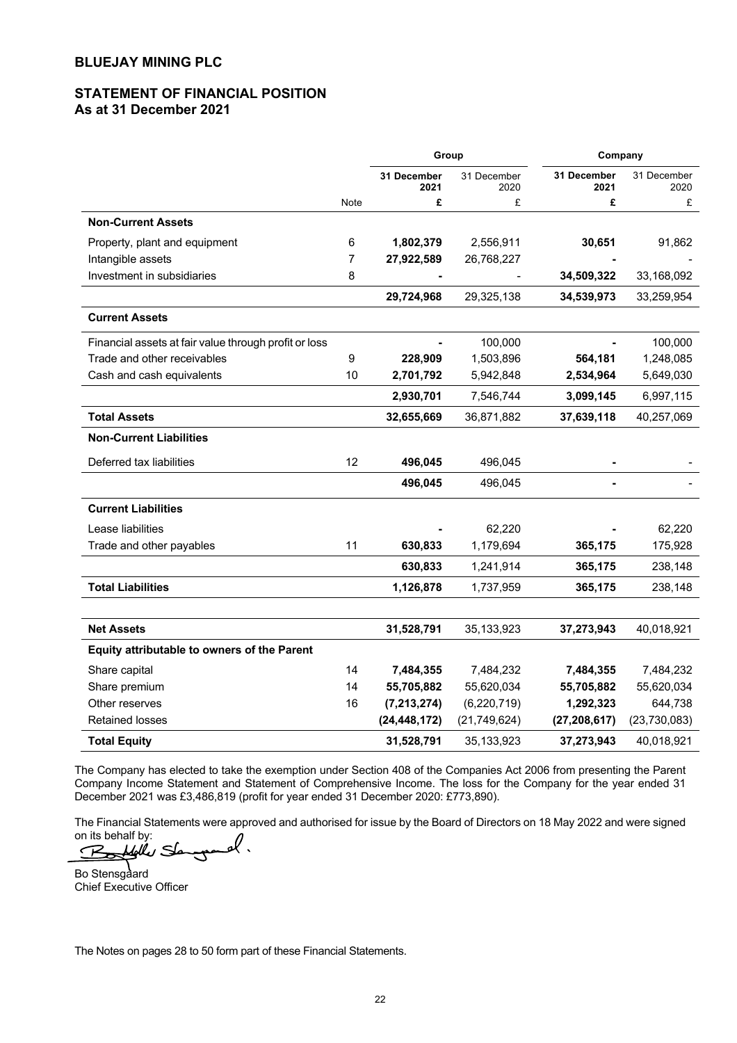# BLUEJAY MINING PLC

## STATEMENT OF FINANCIAL POSITION
### As at 31 December 2021

| | | Group | | Company | |
|---|---|---|---|---|---|
| | | **31 December 2021** | 31 December 2020 | **31 December 2021** | 31 December 2020 |
| | Note | **£** | £ | **£** | £ |
| **Non-Current Assets** | | | | | |
| Property, plant and equipment | 6 | **1,802,379** | 2,556,911 | **30,651** | 91,862 |
| Intangible assets | 7 | **27,922,589** | 26,768,227 | **-** | - |
| Investment in subsidiaries | 8 | **-** | - | **34,509,322** | 33,168,092 |
| | | **29,724,968** | 29,325,138 | **34,539,973** | 33,259,954 |
| **Current Assets** | | | | | |
| Financial assets at fair value through profit or loss | | **-** | 100,000 | **-** | 100,000 |
| Trade and other receivables | 9 | **228,909** | 1,503,896 | **564,181** | 1,248,085 |
| Cash and cash equivalents | 10 | **2,701,792** | 5,942,848 | **2,534,964** | 5,649,030 |
| | | **2,930,701** | 7,546,744 | **3,099,145** | 6,997,115 |
| **Total Assets** | | **32,655,669** | 36,871,882 | **37,639,118** | 40,257,069 |
| **Non-Current Liabilities** | | | | | |
| Deferred tax liabilities | 12 | **496,045** | 496,045 | **-** | - |
| | | **496,045** | 496,045 | **-** | - |
| **Current Liabilities** | | | | | |
| Lease liabilities | | **-** | 62,220 | **-** | 62,220 |
| Trade and other payables | 11 | **630,833** | 1,179,694 | **365,175** | 175,928 |
| | | **630,833** | 1,241,914 | **365,175** | 238,148 |
| **Total Liabilities** | | **1,126,878** | 1,737,959 | **365,175** | 238,148 |
| | | | | | |
| **Net Assets** | | **31,528,791** | 35,133,923 | **37,273,943** | 40,018,921 |
| **Equity attributable to owners of the Parent** | | | | | |
| Share capital | 14 | **7,484,355** | 7,484,232 | **7,484,355** | 7,484,232 |
| Share premium | 14 | **55,705,882** | 55,620,034 | **55,705,882** | 55,620,034 |
| Other reserves | 16 | **(7,213,274)** | (6,220,719) | **1,292,323** | 644,738 |
| Retained losses | | **(24,448,172)** | (21,749,624) | **(27,208,617)** | (23,730,083) |
| **Total Equity** | | **31,528,791** | 35,133,923 | **37,273,943** | 40,018,921 |

The Company has elected to take the exemption under Section 408 of the Companies Act 2006 from presenting the Parent Company Income Statement and Statement of Comprehensive Income. The loss for the Company for the year ended 31 December 2021 was £3,486,819 (profit for year ended 31 December 2020: £773,890).

The Financial Statements were approved and authorised for issue by the Board of Directors on 18 May 2022 and were signed on its behalf by:

Bo Stensgaard
Chief Executive Officer

The Notes on pages 28 to 50 form part of these Financial Statements.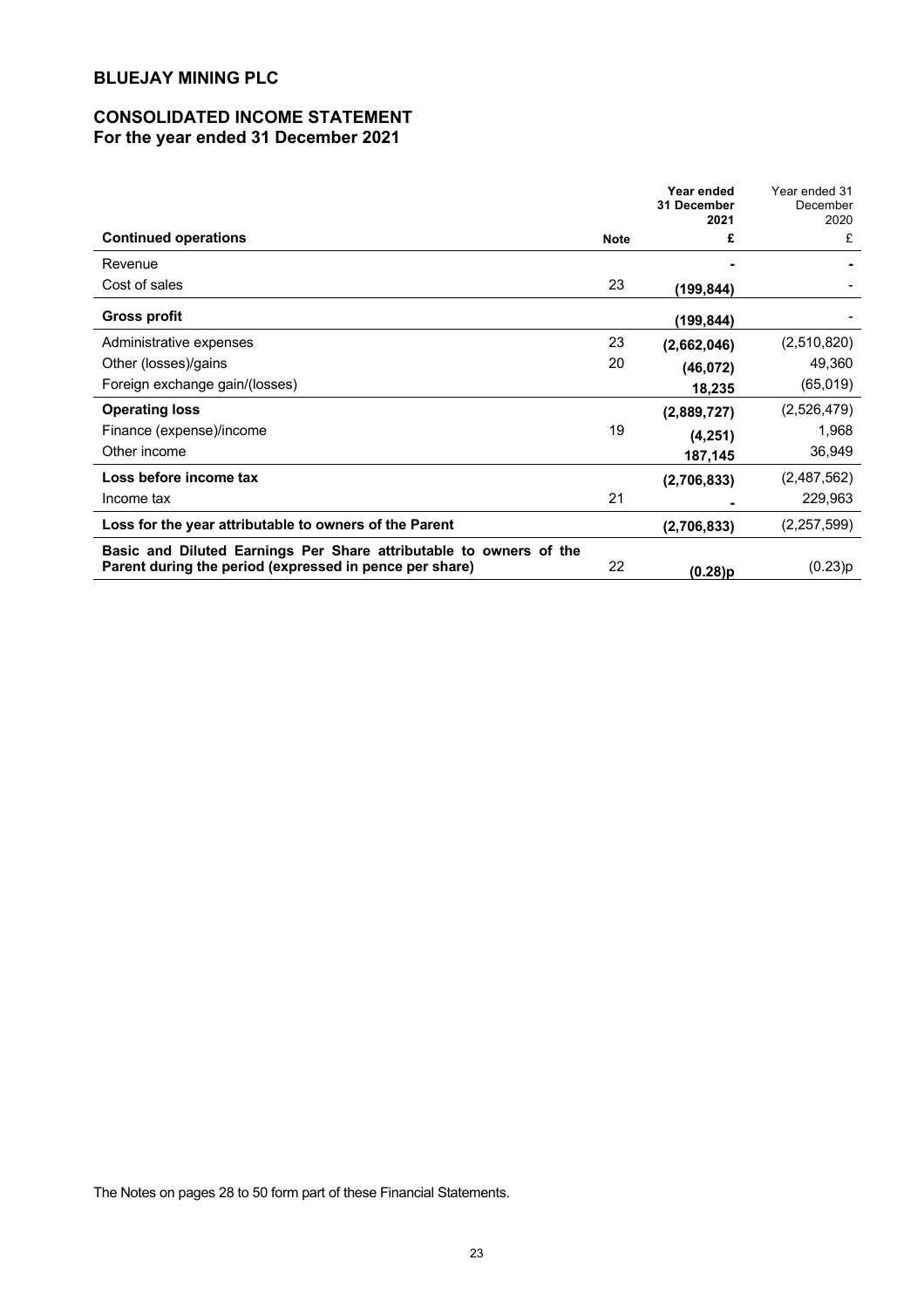# BLUEJAY MINING PLC

## CONSOLIDATED INCOME STATEMENT
### For the year ended 31 December 2021

| Continued operations | Note | Year ended 31 December 2021 £ | Year ended 31 December 2020 £ |
|---|---|---|---|
| Revenue | | **-** | - |
| Cost of sales | 23 | **(199,844)** | - |
| **Gross profit** | | **(199,844)** | - |
| Administrative expenses | 23 | **(2,662,046)** | (2,510,820) |
| Other (losses)/gains | 20 | **(46,072)** | 49,360 |
| Foreign exchange gain/(losses) | | **18,235** | (65,019) |
| **Operating loss** | | **(2,889,727)** | (2,526,479) |
| Finance (expense)/income | 19 | **(4,251)** | 1,968 |
| Other income | | **187,145** | 36,949 |
| **Loss before income tax** | | **(2,706,833)** | (2,487,562) |
| Income tax | 21 | **-** | 229,963 |
| **Loss for the year attributable to owners of the Parent** | | **(2,706,833)** | (2,257,599) |
| **Basic and Diluted Earnings Per Share attributable to owners of the Parent during the period (expressed in pence per share)** | 22 | **(0.28)p** | (0.23)p |

The Notes on pages 28 to 50 form part of these Financial Statements.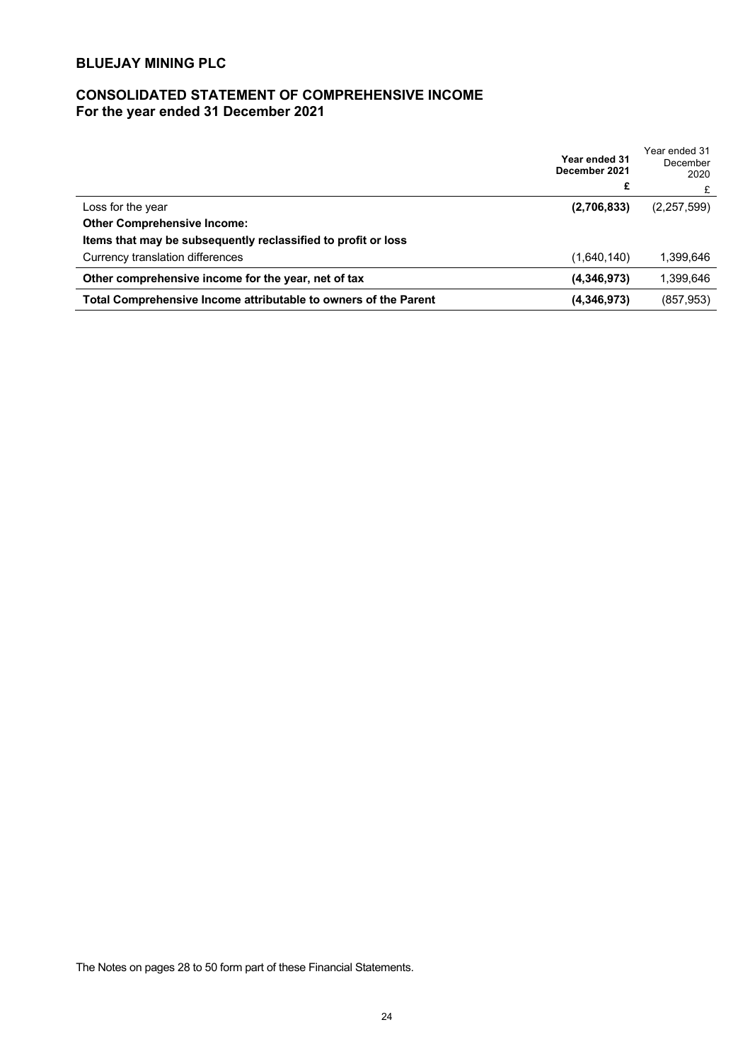**BLUEJAY MINING PLC**

## CONSOLIDATED STATEMENT OF COMPREHENSIVE INCOME
### For the year ended 31 December 2021

| | **Year ended 31 December 2021** | Year ended 31 December 2020 |
|---|---|---|
| | **£** | £ |
| Loss for the year | **(2,706,833)** | (2,257,599) |
| **Other Comprehensive Income:** | | |
| **Items that may be subsequently reclassified to profit or loss** | | |
| Currency translation differences | (1,640,140) | 1,399,646 |
| **Other comprehensive income for the year, net of tax** | **(4,346,973)** | 1,399,646 |
| **Total Comprehensive Income attributable to owners of the Parent** | **(4,346,973)** | (857,953) |

The Notes on pages 28 to 50 form part of these Financial Statements.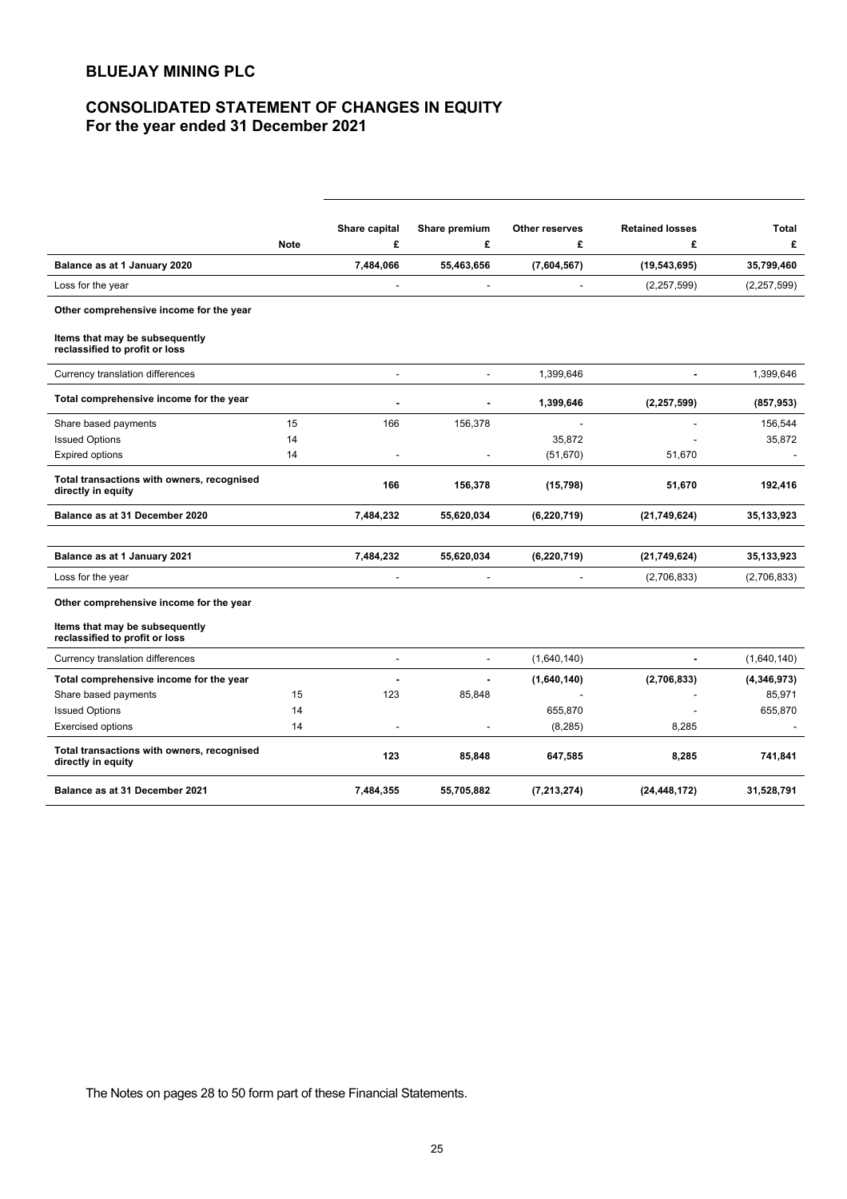# BLUEJAY MINING PLC

## CONSOLIDATED STATEMENT OF CHANGES IN EQUITY
## For the year ended 31 December 2021

| | Note | Share capital £ | Share premium £ | Other reserves £ | Retained losses £ | Total £ |
|---|---|---|---|---|---|---|
| **Balance as at 1 January 2020** | | **7,484,066** | **55,463,656** | **(7,604,567)** | **(19,543,695)** | **35,799,460** |
| Loss for the year | | - | - | - | (2,257,599) | (2,257,599) |
| **Other comprehensive income for the year** | | | | | | |
| **Items that may be subsequently reclassified to profit or loss** | | | | | | |
| Currency translation differences | | - | - | 1,399,646 | - | 1,399,646 |
| **Total comprehensive income for the year** | | **-** | **-** | **1,399,646** | **(2,257,599)** | **(857,953)** |
| Share based payments | 15 | 166 | 156,378 | - | - | 156,544 |
| Issued Options | 14 | | | 35,872 | - | 35,872 |
| Expired options | 14 | - | - | (51,670) | 51,670 | - |
| **Total transactions with owners, recognised directly in equity** | | **166** | **156,378** | **(15,798)** | **51,670** | **192,416** |
| **Balance as at 31 December 2020** | | **7,484,232** | **55,620,034** | **(6,220,719)** | **(21,749,624)** | **35,133,923** |
| | | | | | | |
| **Balance as at 1 January 2021** | | **7,484,232** | **55,620,034** | **(6,220,719)** | **(21,749,624)** | **35,133,923** |
| Loss for the year | | - | - | - | (2,706,833) | (2,706,833) |
| **Other comprehensive income for the year** | | | | | | |
| **Items that may be subsequently reclassified to profit or loss** | | | | | | |
| Currency translation differences | | - | - | (1,640,140) | - | (1,640,140) |
| **Total comprehensive income for the year** | | **-** | **-** | **(1,640,140)** | **(2,706,833)** | **(4,346,973)** |
| Share based payments | 15 | 123 | 85,848 | - | - | 85,971 |
| Issued Options | 14 | | | 655,870 | - | 655,870 |
| Exercised options | 14 | - | - | (8,285) | 8,285 | - |
| **Total transactions with owners, recognised directly in equity** | | **123** | **85,848** | **647,585** | **8,285** | **741,841** |
| **Balance as at 31 December 2021** | | **7,484,355** | **55,705,882** | **(7,213,274)** | **(24,448,172)** | **31,528,791** |

The Notes on pages 28 to 50 form part of these Financial Statements.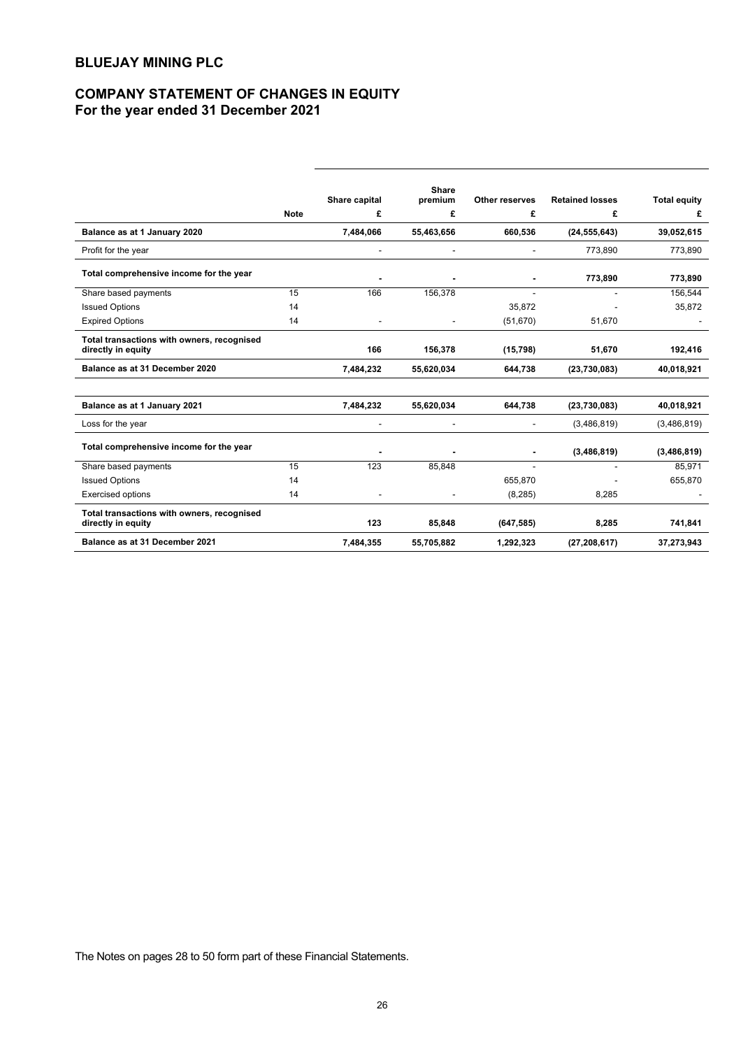# BLUEJAY MINING PLC

## COMPANY STATEMENT OF CHANGES IN EQUITY
**For the year ended 31 December 2021**

| | Note | Share capital £ | Share premium £ | Other reserves £ | Retained losses £ | Total equity £ |
|---|---|---|---|---|---|---|
| **Balance as at 1 January 2020** | | **7,484,066** | **55,463,656** | **660,536** | **(24,555,643)** | **39,052,615** |
| Profit for the year | | - | - | - | 773,890 | 773,890 |
| **Total comprehensive income for the year** | | **-** | **-** | **-** | **773,890** | **773,890** |
| Share based payments | 15 | 166 | 156,378 | - | - | 156,544 |
| Issued Options | 14 | | | 35,872 | - | 35,872 |
| Expired Options | 14 | - | - | (51,670) | 51,670 | - |
| **Total transactions with owners, recognised directly in equity** | | **166** | **156,378** | **(15,798)** | **51,670** | **192,416** |
| **Balance as at 31 December 2020** | | **7,484,232** | **55,620,034** | **644,738** | **(23,730,083)** | **40,018,921** |
| | | | | | | |
| **Balance as at 1 January 2021** | | **7,484,232** | **55,620,034** | **644,738** | **(23,730,083)** | **40,018,921** |
| Loss for the year | | - | - | - | (3,486,819) | (3,486,819) |
| **Total comprehensive income for the year** | | **-** | **-** | **-** | **(3,486,819)** | **(3,486,819)** |
| Share based payments | 15 | 123 | 85,848 | - | - | 85,971 |
| Issued Options | 14 | | | 655,870 | - | 655,870 |
| Exercised options | 14 | - | - | (8,285) | 8,285 | - |
| **Total transactions with owners, recognised directly in equity** | | **123** | **85,848** | **(647,585)** | **8,285** | **741,841** |
| **Balance as at 31 December 2021** | | **7,484,355** | **55,705,882** | **1,292,323** | **(27,208,617)** | **37,273,943** |

The Notes on pages 28 to 50 form part of these Financial Statements.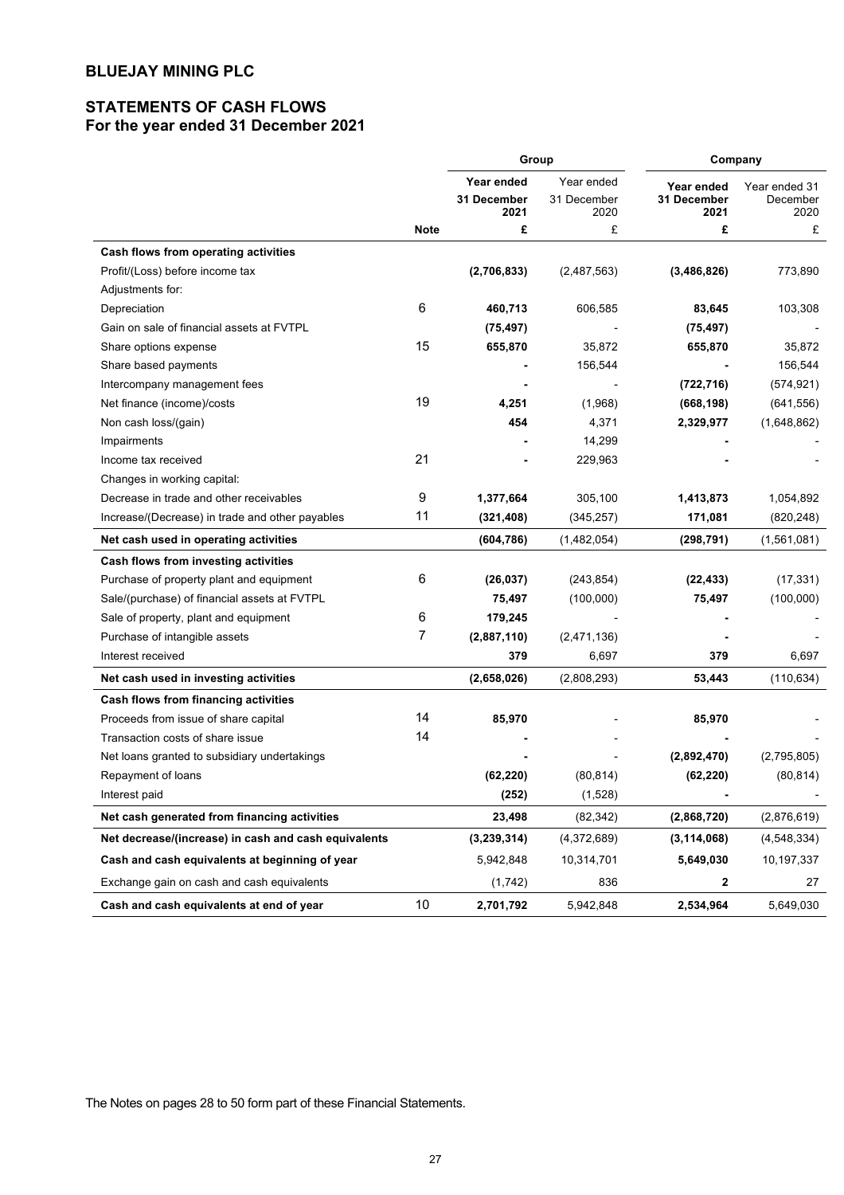# BLUEJAY MINING PLC

## STATEMENTS OF CASH FLOWS
### For the year ended 31 December 2021

| | | Group | | Company | |
|---|---|---|---|---|---|
| | | **Year ended 31 December 2021** | Year ended 31 December 2020 | **Year ended 31 December 2021** | Year ended 31 December 2020 |
| | **Note** | **£** | £ | **£** | £ |
| **Cash flows from operating activities** | | | | | |
| Profit/(Loss) before income tax | | **(2,706,833)** | (2,487,563) | **(3,486,826)** | 773,890 |
| Adjustments for: | | | | | |
| Depreciation | 6 | **460,713** | 606,585 | **83,645** | 103,308 |
| Gain on sale of financial assets at FVTPL | | **(75,497)** | - | **(75,497)** | - |
| Share options expense | 15 | **655,870** | 35,872 | **655,870** | 35,872 |
| Share based payments | | **-** | 156,544 | **-** | 156,544 |
| Intercompany management fees | | **-** | - | **(722,716)** | (574,921) |
| Net finance (income)/costs | 19 | **4,251** | (1,968) | **(668,198)** | (641,556) |
| Non cash loss/(gain) | | **454** | 4,371 | **2,329,977** | (1,648,862) |
| Impairments | | **-** | 14,299 | **-** | - |
| Income tax received | 21 | **-** | 229,963 | **-** | - |
| Changes in working capital: | | | | | |
| Decrease in trade and other receivables | 9 | **1,377,664** | 305,100 | **1,413,873** | 1,054,892 |
| Increase/(Decrease) in trade and other payables | 11 | **(321,408)** | (345,257) | **171,081** | (820,248) |
| **Net cash used in operating activities** | | **(604,786)** | (1,482,054) | **(298,791)** | (1,561,081) |
| **Cash flows from investing activities** | | | | | |
| Purchase of property plant and equipment | 6 | **(26,037)** | (243,854) | **(22,433)** | (17,331) |
| Sale/(purchase) of financial assets at FVTPL | | **75,497** | (100,000) | **75,497** | (100,000) |
| Sale of property, plant and equipment | 6 | **179,245** | - | **-** | - |
| Purchase of intangible assets | 7 | **(2,887,110)** | (2,471,136) | **-** | - |
| Interest received | | **379** | 6,697 | **379** | 6,697 |
| **Net cash used in investing activities** | | **(2,658,026)** | (2,808,293) | **53,443** | (110,634) |
| **Cash flows from financing activities** | | | | | |
| Proceeds from issue of share capital | 14 | **85,970** | - | **85,970** | - |
| Transaction costs of share issue | 14 | **-** | - | **-** | - |
| Net loans granted to subsidiary undertakings | | **-** | - | **(2,892,470)** | (2,795,805) |
| Repayment of loans | | **(62,220)** | (80,814) | **(62,220)** | (80,814) |
| Interest paid | | **(252)** | (1,528) | **-** | - |
| **Net cash generated from financing activities** | | **23,498** | (82,342) | **(2,868,720)** | (2,876,619) |
| **Net decrease/(increase) in cash and cash equivalents** | | **(3,239,314)** | (4,372,689) | **(3,114,068)** | (4,548,334) |
| **Cash and cash equivalents at beginning of year** | | 5,942,848 | 10,314,701 | **5,649,030** | 10,197,337 |
| Exchange gain on cash and cash equivalents | | (1,742) | 836 | **2** | 27 |
| **Cash and cash equivalents at end of year** | 10 | **2,701,792** | 5,942,848 | **2,534,964** | 5,649,030 |

The Notes on pages 28 to 50 form part of these Financial Statements.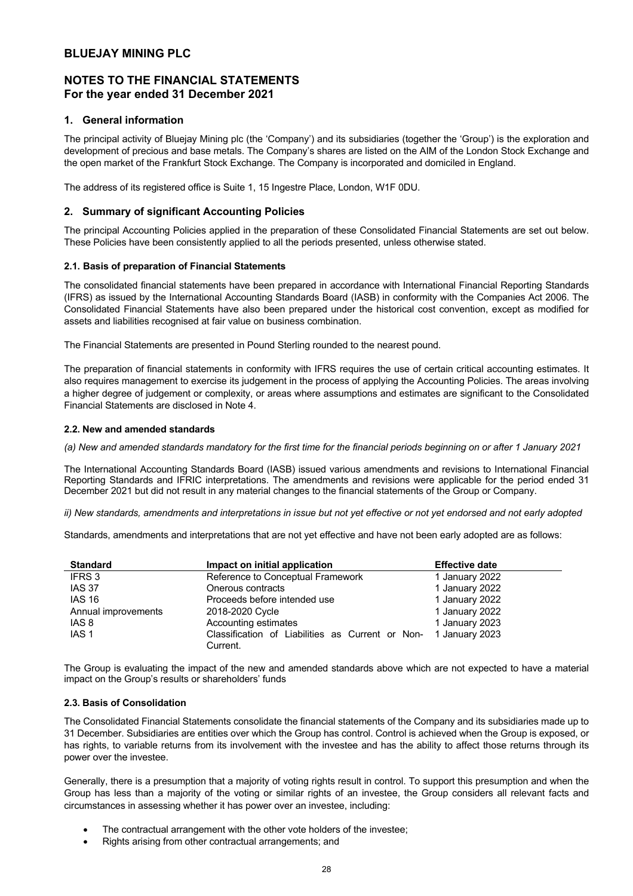# BLUEJAY MINING PLC

## NOTES TO THE FINANCIAL STATEMENTS
## For the year ended 31 December 2021

### 1. General information

The principal activity of Bluejay Mining plc (the 'Company') and its subsidiaries (together the 'Group') is the exploration and development of precious and base metals. The Company's shares are listed on the AIM of the London Stock Exchange and the open market of the Frankfurt Stock Exchange. The Company is incorporated and domiciled in England.

The address of its registered office is Suite 1, 15 Ingestre Place, London, W1F 0DU.

### 2. Summary of significant Accounting Policies

The principal Accounting Policies applied in the preparation of these Consolidated Financial Statements are set out below. These Policies have been consistently applied to all the periods presented, unless otherwise stated.

#### 2.1. Basis of preparation of Financial Statements

The consolidated financial statements have been prepared in accordance with International Financial Reporting Standards (IFRS) as issued by the International Accounting Standards Board (IASB) in conformity with the Companies Act 2006. The Consolidated Financial Statements have also been prepared under the historical cost convention, except as modified for assets and liabilities recognised at fair value on business combination.

The Financial Statements are presented in Pound Sterling rounded to the nearest pound.

The preparation of financial statements in conformity with IFRS requires the use of certain critical accounting estimates. It also requires management to exercise its judgement in the process of applying the Accounting Policies. The areas involving a higher degree of judgement or complexity, or areas where assumptions and estimates are significant to the Consolidated Financial Statements are disclosed in Note 4.

#### 2.2. New and amended standards

*(a) New and amended standards mandatory for the first time for the financial periods beginning on or after 1 January 2021*

The International Accounting Standards Board (IASB) issued various amendments and revisions to International Financial Reporting Standards and IFRIC interpretations. The amendments and revisions were applicable for the period ended 31 December 2021 but did not result in any material changes to the financial statements of the Group or Company.

*ii) New standards, amendments and interpretations in issue but not yet effective or not yet endorsed and not early adopted*

Standards, amendments and interpretations that are not yet effective and have not been early adopted are as follows:

| Standard | Impact on initial application | Effective date |
|---|---|---|
| IFRS 3 | Reference to Conceptual Framework | 1 January 2022 |
| IAS 37 | Onerous contracts | 1 January 2022 |
| IAS 16 | Proceeds before intended use | 1 January 2022 |
| Annual improvements | 2018-2020 Cycle | 1 January 2022 |
| IAS 8 | Accounting estimates | 1 January 2023 |
| IAS 1 | Classification of Liabilities as Current or Non-Current. | 1 January 2023 |

The Group is evaluating the impact of the new and amended standards above which are not expected to have a material impact on the Group's results or shareholders' funds

#### 2.3. Basis of Consolidation

The Consolidated Financial Statements consolidate the financial statements of the Company and its subsidiaries made up to 31 December. Subsidiaries are entities over which the Group has control. Control is achieved when the Group is exposed, or has rights, to variable returns from its involvement with the investee and has the ability to affect those returns through its power over the investee.

Generally, there is a presumption that a majority of voting rights result in control. To support this presumption and when the Group has less than a majority of the voting or similar rights of an investee, the Group considers all relevant facts and circumstances in assessing whether it has power over an investee, including:

- The contractual arrangement with the other vote holders of the investee;
- Rights arising from other contractual arrangements; and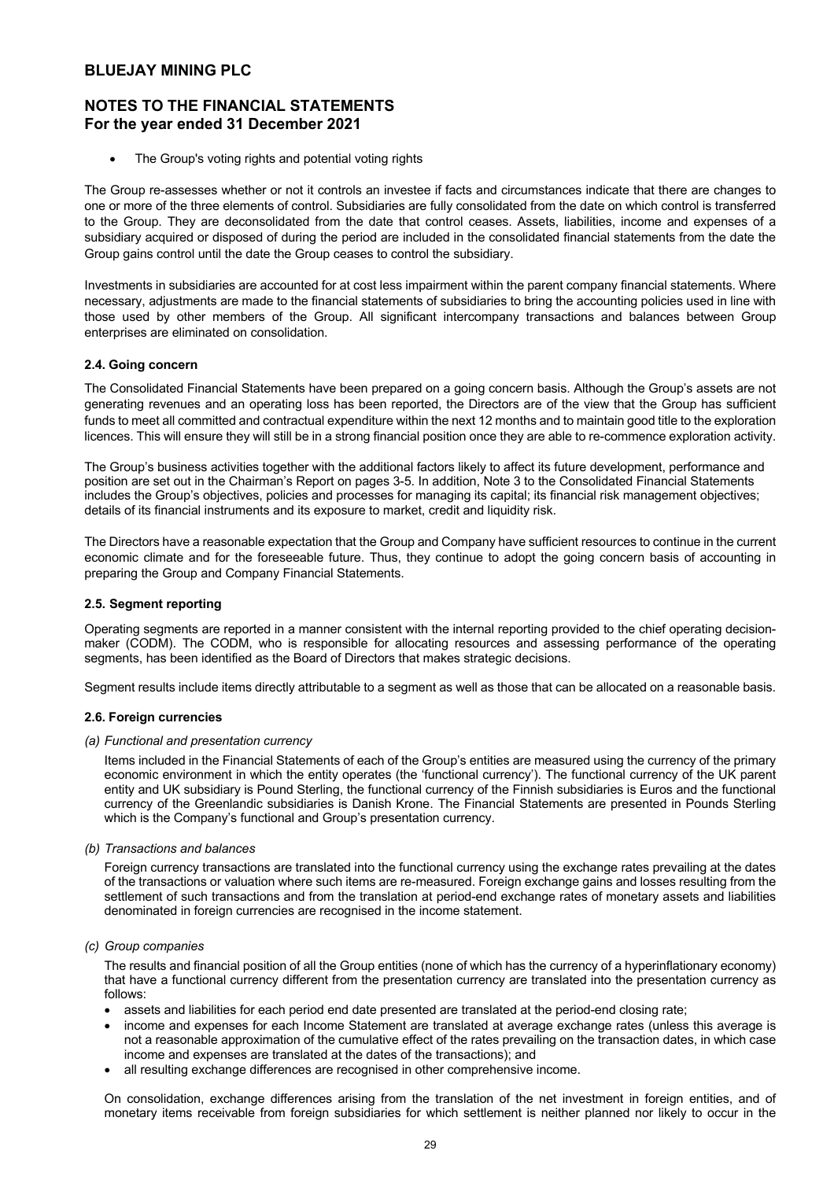- The Group's voting rights and potential voting rights

The Group re-assesses whether or not it controls an investee if facts and circumstances indicate that there are changes to one or more of the three elements of control. Subsidiaries are fully consolidated from the date on which control is transferred to the Group. They are deconsolidated from the date that control ceases. Assets, liabilities, income and expenses of a subsidiary acquired or disposed of during the period are included in the consolidated financial statements from the date the Group gains control until the date the Group ceases to control the subsidiary.

Investments in subsidiaries are accounted for at cost less impairment within the parent company financial statements. Where necessary, adjustments are made to the financial statements of subsidiaries to bring the accounting policies used in line with those used by other members of the Group. All significant intercompany transactions and balances between Group enterprises are eliminated on consolidation.

### 2.4. Going concern

The Consolidated Financial Statements have been prepared on a going concern basis. Although the Group's assets are not generating revenues and an operating loss has been reported, the Directors are of the view that the Group has sufficient funds to meet all committed and contractual expenditure within the next 12 months and to maintain good title to the exploration licences. This will ensure they will still be in a strong financial position once they are able to re-commence exploration activity.

The Group's business activities together with the additional factors likely to affect its future development, performance and position are set out in the Chairman's Report on pages 3-5. In addition, Note 3 to the Consolidated Financial Statements includes the Group's objectives, policies and processes for managing its capital; its financial risk management objectives; details of its financial instruments and its exposure to market, credit and liquidity risk.

The Directors have a reasonable expectation that the Group and Company have sufficient resources to continue in the current economic climate and for the foreseeable future. Thus, they continue to adopt the going concern basis of accounting in preparing the Group and Company Financial Statements.

### 2.5. Segment reporting

Operating segments are reported in a manner consistent with the internal reporting provided to the chief operating decision-maker (CODM). The CODM, who is responsible for allocating resources and assessing performance of the operating segments, has been identified as the Board of Directors that makes strategic decisions.

Segment results include items directly attributable to a segment as well as those that can be allocated on a reasonable basis.

### 2.6. Foreign currencies

*(a) Functional and presentation currency*

Items included in the Financial Statements of each of the Group's entities are measured using the currency of the primary economic environment in which the entity operates (the 'functional currency'). The functional currency of the UK parent entity and UK subsidiary is Pound Sterling, the functional currency of the Finnish subsidiaries is Euros and the functional currency of the Greenlandic subsidiaries is Danish Krone. The Financial Statements are presented in Pounds Sterling which is the Company's functional and Group's presentation currency.

*(b) Transactions and balances*

Foreign currency transactions are translated into the functional currency using the exchange rates prevailing at the dates of the transactions or valuation where such items are re-measured. Foreign exchange gains and losses resulting from the settlement of such transactions and from the translation at period-end exchange rates of monetary assets and liabilities denominated in foreign currencies are recognised in the income statement.

*(c) Group companies*

The results and financial position of all the Group entities (none of which has the currency of a hyperinflationary economy) that have a functional currency different from the presentation currency are translated into the presentation currency as follows:

- assets and liabilities for each period end date presented are translated at the period-end closing rate;
- income and expenses for each Income Statement are translated at average exchange rates (unless this average is not a reasonable approximation of the cumulative effect of the rates prevailing on the transaction dates, in which case income and expenses are translated at the dates of the transactions); and
- all resulting exchange differences are recognised in other comprehensive income.

On consolidation, exchange differences arising from the translation of the net investment in foreign entities, and of monetary items receivable from foreign subsidiaries for which settlement is neither planned nor likely to occur in the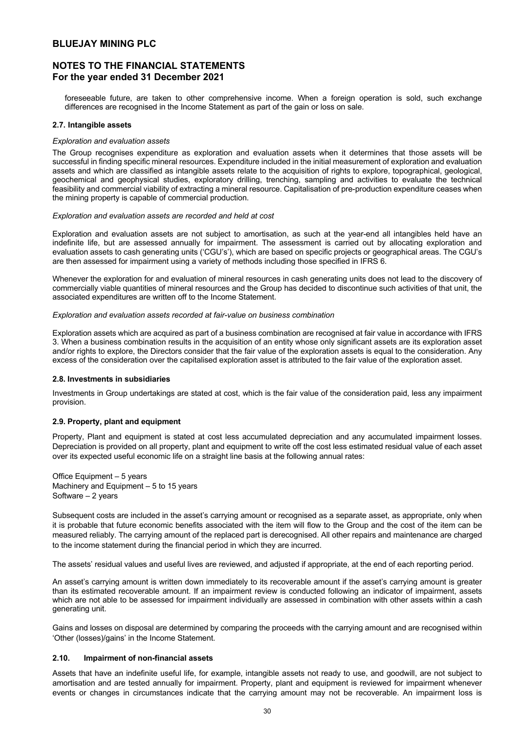foreseeable future, are taken to other comprehensive income. When a foreign operation is sold, such exchange differences are recognised in the Income Statement as part of the gain or loss on sale.

### 2.7. Intangible assets

*Exploration and evaluation assets*

The Group recognises expenditure as exploration and evaluation assets when it determines that those assets will be successful in finding specific mineral resources. Expenditure included in the initial measurement of exploration and evaluation assets and which are classified as intangible assets relate to the acquisition of rights to explore, topographical, geological, geochemical and geophysical studies, exploratory drilling, trenching, sampling and activities to evaluate the technical feasibility and commercial viability of extracting a mineral resource. Capitalisation of pre-production expenditure ceases when the mining property is capable of commercial production.

*Exploration and evaluation assets are recorded and held at cost*

Exploration and evaluation assets are not subject to amortisation, as such at the year-end all intangibles held have an indefinite life, but are assessed annually for impairment. The assessment is carried out by allocating exploration and evaluation assets to cash generating units ('CGU's'), which are based on specific projects or geographical areas. The CGU's are then assessed for impairment using a variety of methods including those specified in IFRS 6.

Whenever the exploration for and evaluation of mineral resources in cash generating units does not lead to the discovery of commercially viable quantities of mineral resources and the Group has decided to discontinue such activities of that unit, the associated expenditures are written off to the Income Statement.

*Exploration and evaluation assets recorded at fair-value on business combination*

Exploration assets which are acquired as part of a business combination are recognised at fair value in accordance with IFRS 3. When a business combination results in the acquisition of an entity whose only significant assets are its exploration asset and/or rights to explore, the Directors consider that the fair value of the exploration assets is equal to the consideration. Any excess of the consideration over the capitalised exploration asset is attributed to the fair value of the exploration asset.

### 2.8. Investments in subsidiaries

Investments in Group undertakings are stated at cost, which is the fair value of the consideration paid, less any impairment provision.

### 2.9. Property, plant and equipment

Property, Plant and equipment is stated at cost less accumulated depreciation and any accumulated impairment losses. Depreciation is provided on all property, plant and equipment to write off the cost less estimated residual value of each asset over its expected useful economic life on a straight line basis at the following annual rates:

Office Equipment – 5 years
Machinery and Equipment – 5 to 15 years
Software – 2 years

Subsequent costs are included in the asset's carrying amount or recognised as a separate asset, as appropriate, only when it is probable that future economic benefits associated with the item will flow to the Group and the cost of the item can be measured reliably. The carrying amount of the replaced part is derecognised. All other repairs and maintenance are charged to the income statement during the financial period in which they are incurred.

The assets' residual values and useful lives are reviewed, and adjusted if appropriate, at the end of each reporting period.

An asset's carrying amount is written down immediately to its recoverable amount if the asset's carrying amount is greater than its estimated recoverable amount. If an impairment review is conducted following an indicator of impairment, assets which are not able to be assessed for impairment individually are assessed in combination with other assets within a cash generating unit.

Gains and losses on disposal are determined by comparing the proceeds with the carrying amount and are recognised within 'Other (losses)/gains' in the Income Statement.

### 2.10. Impairment of non-financial assets

Assets that have an indefinite useful life, for example, intangible assets not ready to use, and goodwill, are not subject to amortisation and are tested annually for impairment. Property, plant and equipment is reviewed for impairment whenever events or changes in circumstances indicate that the carrying amount may not be recoverable. An impairment loss is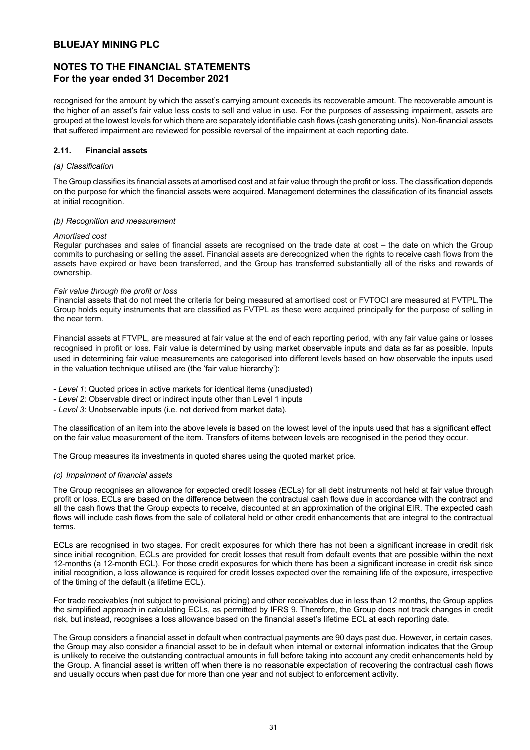recognised for the amount by which the asset's carrying amount exceeds its recoverable amount. The recoverable amount is the higher of an asset's fair value less costs to sell and value in use. For the purposes of assessing impairment, assets are grouped at the lowest levels for which there are separately identifiable cash flows (cash generating units). Non-financial assets that suffered impairment are reviewed for possible reversal of the impairment at each reporting date.

### 2.11. Financial assets

*(a) Classification*

The Group classifies its financial assets at amortised cost and at fair value through the profit or loss. The classification depends on the purpose for which the financial assets were acquired. Management determines the classification of its financial assets at initial recognition.

*(b) Recognition and measurement*

*Amortised cost*
Regular purchases and sales of financial assets are recognised on the trade date at cost – the date on which the Group commits to purchasing or selling the asset. Financial assets are derecognized when the rights to receive cash flows from the assets have expired or have been transferred, and the Group has transferred substantially all of the risks and rewards of ownership.

*Fair value through the profit or loss*
Financial assets that do not meet the criteria for being measured at amortised cost or FVTOCI are measured at FVTPL.The Group holds equity instruments that are classified as FVTPL as these were acquired principally for the purpose of selling in the near term.

Financial assets at FTVPL, are measured at fair value at the end of each reporting period, with any fair value gains or losses recognised in profit or loss. Fair value is determined by using market observable inputs and data as far as possible. Inputs used in determining fair value measurements are categorised into different levels based on how observable the inputs used in the valuation technique utilised are (the 'fair value hierarchy'):

- *Level 1*: Quoted prices in active markets for identical items (unadjusted)
- *Level 2*: Observable direct or indirect inputs other than Level 1 inputs
- *Level 3*: Unobservable inputs (i.e. not derived from market data).

The classification of an item into the above levels is based on the lowest level of the inputs used that has a significant effect on the fair value measurement of the item. Transfers of items between levels are recognised in the period they occur.

The Group measures its investments in quoted shares using the quoted market price.

*(c) Impairment of financial assets*

The Group recognises an allowance for expected credit losses (ECLs) for all debt instruments not held at fair value through profit or loss. ECLs are based on the difference between the contractual cash flows due in accordance with the contract and all the cash flows that the Group expects to receive, discounted at an approximation of the original EIR. The expected cash flows will include cash flows from the sale of collateral held or other credit enhancements that are integral to the contractual terms.

ECLs are recognised in two stages. For credit exposures for which there has not been a significant increase in credit risk since initial recognition, ECLs are provided for credit losses that result from default events that are possible within the next 12-months (a 12-month ECL). For those credit exposures for which there has been a significant increase in credit risk since initial recognition, a loss allowance is required for credit losses expected over the remaining life of the exposure, irrespective of the timing of the default (a lifetime ECL).

For trade receivables (not subject to provisional pricing) and other receivables due in less than 12 months, the Group applies the simplified approach in calculating ECLs, as permitted by IFRS 9. Therefore, the Group does not track changes in credit risk, but instead, recognises a loss allowance based on the financial asset's lifetime ECL at each reporting date.

The Group considers a financial asset in default when contractual payments are 90 days past due. However, in certain cases, the Group may also consider a financial asset to be in default when internal or external information indicates that the Group is unlikely to receive the outstanding contractual amounts in full before taking into account any credit enhancements held by the Group. A financial asset is written off when there is no reasonable expectation of recovering the contractual cash flows and usually occurs when past due for more than one year and not subject to enforcement activity.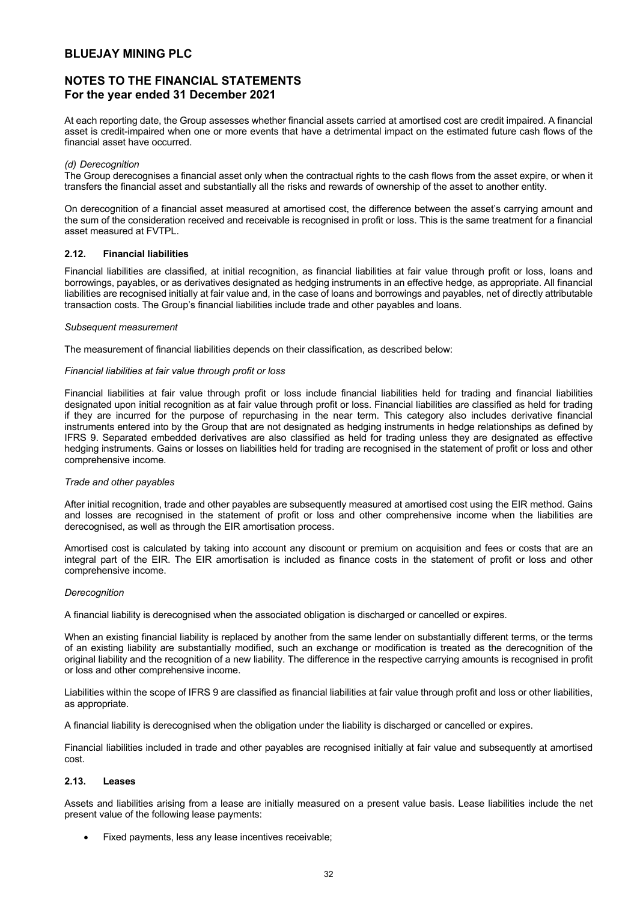At each reporting date, the Group assesses whether financial assets carried at amortised cost are credit impaired. A financial asset is credit-impaired when one or more events that have a detrimental impact on the estimated future cash flows of the financial asset have occurred.

*(d) Derecognition*

The Group derecognises a financial asset only when the contractual rights to the cash flows from the asset expire, or when it transfers the financial asset and substantially all the risks and rewards of ownership of the asset to another entity.

On derecognition of a financial asset measured at amortised cost, the difference between the asset's carrying amount and the sum of the consideration received and receivable is recognised in profit or loss. This is the same treatment for a financial asset measured at FVTPL.

### 2.12. Financial liabilities

Financial liabilities are classified, at initial recognition, as financial liabilities at fair value through profit or loss, loans and borrowings, payables, or as derivatives designated as hedging instruments in an effective hedge, as appropriate. All financial liabilities are recognised initially at fair value and, in the case of loans and borrowings and payables, net of directly attributable transaction costs. The Group's financial liabilities include trade and other payables and loans.

*Subsequent measurement*

The measurement of financial liabilities depends on their classification, as described below:

*Financial liabilities at fair value through profit or loss*

Financial liabilities at fair value through profit or loss include financial liabilities held for trading and financial liabilities designated upon initial recognition as at fair value through profit or loss. Financial liabilities are classified as held for trading if they are incurred for the purpose of repurchasing in the near term. This category also includes derivative financial instruments entered into by the Group that are not designated as hedging instruments in hedge relationships as defined by IFRS 9. Separated embedded derivatives are also classified as held for trading unless they are designated as effective hedging instruments. Gains or losses on liabilities held for trading are recognised in the statement of profit or loss and other comprehensive income.

*Trade and other payables*

After initial recognition, trade and other payables are subsequently measured at amortised cost using the EIR method. Gains and losses are recognised in the statement of profit or loss and other comprehensive income when the liabilities are derecognised, as well as through the EIR amortisation process.

Amortised cost is calculated by taking into account any discount or premium on acquisition and fees or costs that are an integral part of the EIR. The EIR amortisation is included as finance costs in the statement of profit or loss and other comprehensive income.

*Derecognition*

A financial liability is derecognised when the associated obligation is discharged or cancelled or expires.

When an existing financial liability is replaced by another from the same lender on substantially different terms, or the terms of an existing liability are substantially modified, such an exchange or modification is treated as the derecognition of the original liability and the recognition of a new liability. The difference in the respective carrying amounts is recognised in profit or loss and other comprehensive income.

Liabilities within the scope of IFRS 9 are classified as financial liabilities at fair value through profit and loss or other liabilities, as appropriate.

A financial liability is derecognised when the obligation under the liability is discharged or cancelled or expires.

Financial liabilities included in trade and other payables are recognised initially at fair value and subsequently at amortised cost.

### 2.13. Leases

Assets and liabilities arising from a lease are initially measured on a present value basis. Lease liabilities include the net present value of the following lease payments:

- Fixed payments, less any lease incentives receivable;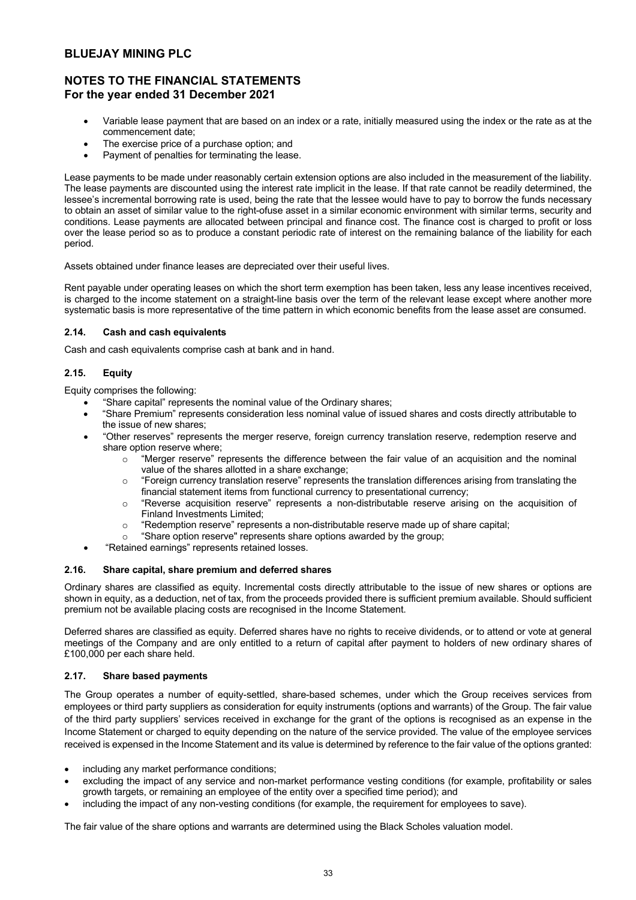- Variable lease payment that are based on an index or a rate, initially measured using the index or the rate as at the commencement date;
- The exercise price of a purchase option; and
- Payment of penalties for terminating the lease.

Lease payments to be made under reasonably certain extension options are also included in the measurement of the liability. The lease payments are discounted using the interest rate implicit in the lease. If that rate cannot be readily determined, the lessee's incremental borrowing rate is used, being the rate that the lessee would have to pay to borrow the funds necessary to obtain an asset of similar value to the right-ofuse asset in a similar economic environment with similar terms, security and conditions. Lease payments are allocated between principal and finance cost. The finance cost is charged to profit or loss over the lease period so as to produce a constant periodic rate of interest on the remaining balance of the liability for each period.

Assets obtained under finance leases are depreciated over their useful lives.

Rent payable under operating leases on which the short term exemption has been taken, less any lease incentives received, is charged to the income statement on a straight-line basis over the term of the relevant lease except where another more systematic basis is more representative of the time pattern in which economic benefits from the lease asset are consumed.

### 2.14. Cash and cash equivalents

Cash and cash equivalents comprise cash at bank and in hand.

### 2.15. Equity

Equity comprises the following:

- "Share capital" represents the nominal value of the Ordinary shares;
- "Share Premium" represents consideration less nominal value of issued shares and costs directly attributable to the issue of new shares;
- "Other reserves" represents the merger reserve, foreign currency translation reserve, redemption reserve and share option reserve where;
    - "Merger reserve" represents the difference between the fair value of an acquisition and the nominal value of the shares allotted in a share exchange;
    - "Foreign currency translation reserve" represents the translation differences arising from translating the financial statement items from functional currency to presentational currency;
    - "Reverse acquisition reserve" represents a non-distributable reserve arising on the acquisition of Finland Investments Limited;
    - "Redemption reserve" represents a non-distributable reserve made up of share capital;
    - "Share option reserve" represents share options awarded by the group;
- "Retained earnings" represents retained losses.

### 2.16. Share capital, share premium and deferred shares

Ordinary shares are classified as equity. Incremental costs directly attributable to the issue of new shares or options are shown in equity, as a deduction, net of tax, from the proceeds provided there is sufficient premium available. Should sufficient premium not be available placing costs are recognised in the Income Statement.

Deferred shares are classified as equity. Deferred shares have no rights to receive dividends, or to attend or vote at general meetings of the Company and are only entitled to a return of capital after payment to holders of new ordinary shares of £100,000 per each share held.

### 2.17. Share based payments

The Group operates a number of equity-settled, share-based schemes, under which the Group receives services from employees or third party suppliers as consideration for equity instruments (options and warrants) of the Group. The fair value of the third party suppliers' services received in exchange for the grant of the options is recognised as an expense in the Income Statement or charged to equity depending on the nature of the service provided. The value of the employee services received is expensed in the Income Statement and its value is determined by reference to the fair value of the options granted:

- including any market performance conditions;
- excluding the impact of any service and non-market performance vesting conditions (for example, profitability or sales growth targets, or remaining an employee of the entity over a specified time period); and
- including the impact of any non-vesting conditions (for example, the requirement for employees to save).

The fair value of the share options and warrants are determined using the Black Scholes valuation model.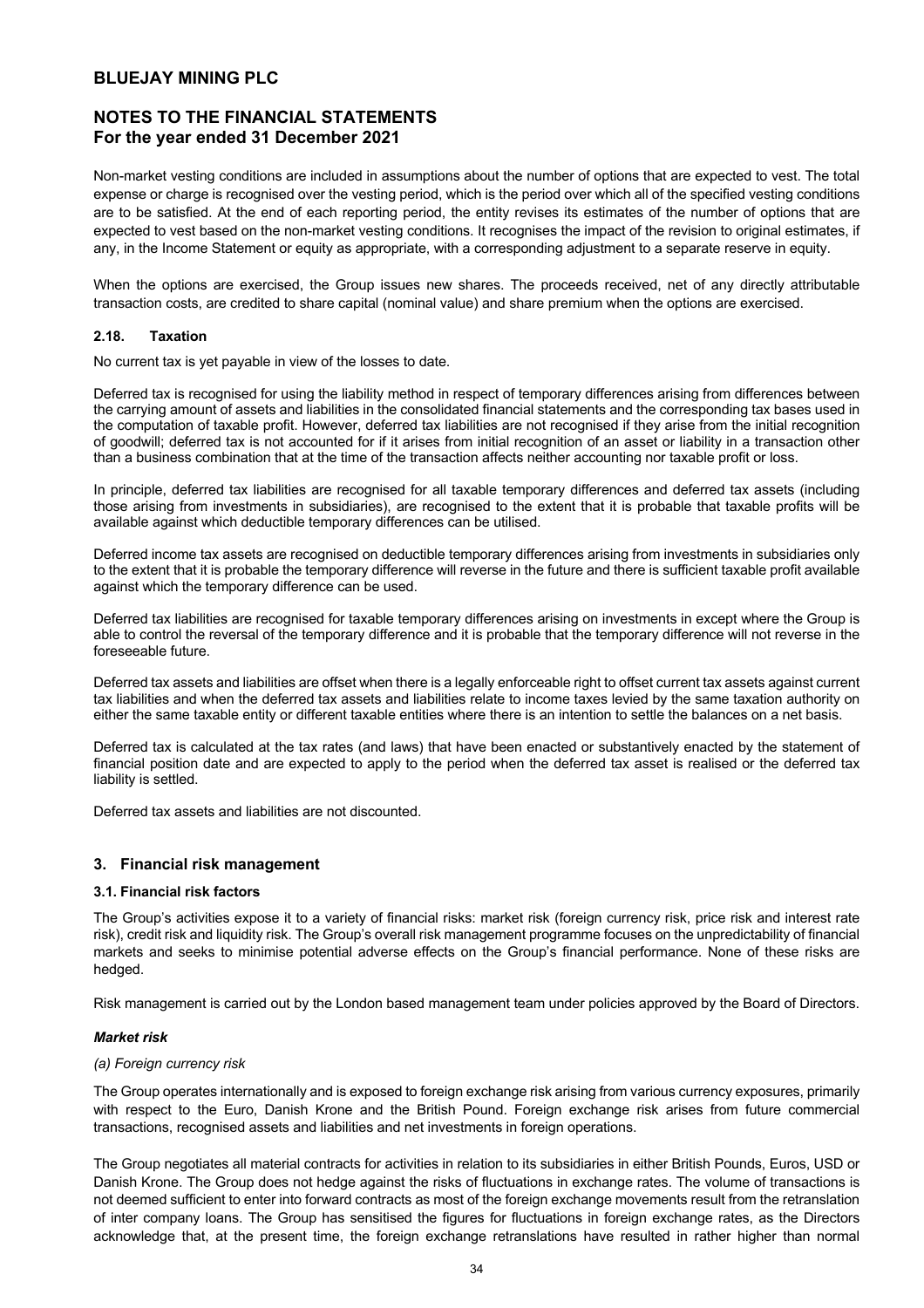Non-market vesting conditions are included in assumptions about the number of options that are expected to vest. The total expense or charge is recognised over the vesting period, which is the period over which all of the specified vesting conditions are to be satisfied. At the end of each reporting period, the entity revises its estimates of the number of options that are expected to vest based on the non-market vesting conditions. It recognises the impact of the revision to original estimates, if any, in the Income Statement or equity as appropriate, with a corresponding adjustment to a separate reserve in equity.

When the options are exercised, the Group issues new shares. The proceeds received, net of any directly attributable transaction costs, are credited to share capital (nominal value) and share premium when the options are exercised.

#### 2.18. Taxation

No current tax is yet payable in view of the losses to date.

Deferred tax is recognised for using the liability method in respect of temporary differences arising from differences between the carrying amount of assets and liabilities in the consolidated financial statements and the corresponding tax bases used in the computation of taxable profit. However, deferred tax liabilities are not recognised if they arise from the initial recognition of goodwill; deferred tax is not accounted for if it arises from initial recognition of an asset or liability in a transaction other than a business combination that at the time of the transaction affects neither accounting nor taxable profit or loss.

In principle, deferred tax liabilities are recognised for all taxable temporary differences and deferred tax assets (including those arising from investments in subsidiaries), are recognised to the extent that it is probable that taxable profits will be available against which deductible temporary differences can be utilised.

Deferred income tax assets are recognised on deductible temporary differences arising from investments in subsidiaries only to the extent that it is probable the temporary difference will reverse in the future and there is sufficient taxable profit available against which the temporary difference can be used.

Deferred tax liabilities are recognised for taxable temporary differences arising on investments in except where the Group is able to control the reversal of the temporary difference and it is probable that the temporary difference will not reverse in the foreseeable future.

Deferred tax assets and liabilities are offset when there is a legally enforceable right to offset current tax assets against current tax liabilities and when the deferred tax assets and liabilities relate to income taxes levied by the same taxation authority on either the same taxable entity or different taxable entities where there is an intention to settle the balances on a net basis.

Deferred tax is calculated at the tax rates (and laws) that have been enacted or substantively enacted by the statement of financial position date and are expected to apply to the period when the deferred tax asset is realised or the deferred tax liability is settled.

Deferred tax assets and liabilities are not discounted.

## 3. Financial risk management

#### 3.1. Financial risk factors

The Group's activities expose it to a variety of financial risks: market risk (foreign currency risk, price risk and interest rate risk), credit risk and liquidity risk. The Group's overall risk management programme focuses on the unpredictability of financial markets and seeks to minimise potential adverse effects on the Group's financial performance. None of these risks are hedged.

Risk management is carried out by the London based management team under policies approved by the Board of Directors.

***Market risk***

*(a) Foreign currency risk*

The Group operates internationally and is exposed to foreign exchange risk arising from various currency exposures, primarily with respect to the Euro, Danish Krone and the British Pound. Foreign exchange risk arises from future commercial transactions, recognised assets and liabilities and net investments in foreign operations.

The Group negotiates all material contracts for activities in relation to its subsidiaries in either British Pounds, Euros, USD or Danish Krone. The Group does not hedge against the risks of fluctuations in exchange rates. The volume of transactions is not deemed sufficient to enter into forward contracts as most of the foreign exchange movements result from the retranslation of inter company loans. The Group has sensitised the figures for fluctuations in foreign exchange rates, as the Directors acknowledge that, at the present time, the foreign exchange retranslations have resulted in rather higher than normal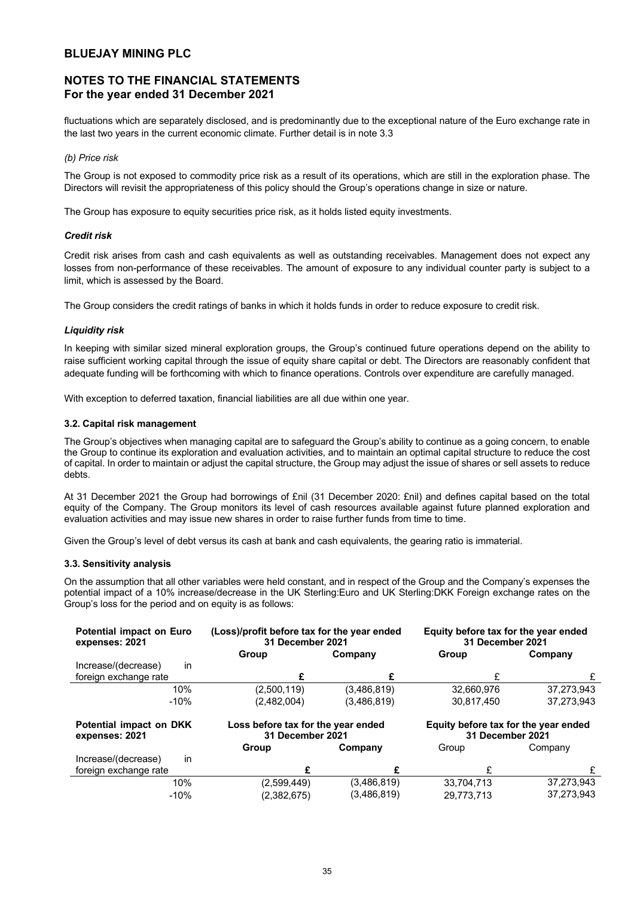fluctuations which are separately disclosed, and is predominantly due to the exceptional nature of the Euro exchange rate in the last two years in the current economic climate. Further detail is in note 3.3

*(b) Price risk*

The Group is not exposed to commodity price risk as a result of its operations, which are still in the exploration phase. The Directors will revisit the appropriateness of this policy should the Group's operations change in size or nature.

The Group has exposure to equity securities price risk, as it holds listed equity investments.

***Credit risk***

Credit risk arises from cash and cash equivalents as well as outstanding receivables. Management does not expect any losses from non-performance of these receivables. The amount of exposure to any individual counter party is subject to a limit, which is assessed by the Board.

The Group considers the credit ratings of banks in which it holds funds in order to reduce exposure to credit risk.

***Liquidity risk***

In keeping with similar sized mineral exploration groups, the Group's continued future operations depend on the ability to raise sufficient working capital through the issue of equity share capital or debt. The Directors are reasonably confident that adequate funding will be forthcoming with which to finance operations. Controls over expenditure are carefully managed.

With exception to deferred taxation, financial liabilities are all due within one year.

### 3.2. Capital risk management

The Group's objectives when managing capital are to safeguard the Group's ability to continue as a going concern, to enable the Group to continue its exploration and evaluation activities, and to maintain an optimal capital structure to reduce the cost of capital. In order to maintain or adjust the capital structure, the Group may adjust the issue of shares or sell assets to reduce debts.

At 31 December 2021 the Group had borrowings of £nil (31 December 2020: £nil) and defines capital based on the total equity of the Company. The Group monitors its level of cash resources available against future planned exploration and evaluation activities and may issue new shares in order to raise further funds from time to time.

Given the Group's level of debt versus its cash at bank and cash equivalents, the gearing ratio is immaterial.

### 3.3. Sensitivity analysis

On the assumption that all other variables were held constant, and in respect of the Group and the Company's expenses the potential impact of a 10% increase/decrease in the UK Sterling:Euro and UK Sterling:DKK Foreign exchange rates on the Group's loss for the period and on equity is as follows:

| **Potential impact on Euro expenses: 2021** | **(Loss)/profit before tax for the year ended 31 December 2021** | | **Equity before tax for the year ended 31 December 2021** | |
|---|---|---|---|---|
| | **Group** | **Company** | **Group** | **Company** |
| Increase/(decrease) in foreign exchange rate | **£** | **£** | £ | £ |
| 10% | (2,500,119) | (3,486,819) | 32,660,976 | 37,273,943 |
| -10% | (2,482,004) | (3,486,819) | 30,817,450 | 37,273,943 |

| **Potential impact on DKK expenses: 2021** | **Loss before tax for the year ended 31 December 2021** | | **Equity before tax for the year ended 31 December 2021** | |
|---|---|---|---|---|
| | **Group** | **Company** | Group | Company |
| Increase/(decrease) in foreign exchange rate | **£** | **£** | £ | £ |
| 10% | (2,599,449) | (3,486,819) | 33,704,713 | 37,273,943 |
| -10% | (2,382,675) | (3,486,819) | 29,773,713 | 37,273,943 |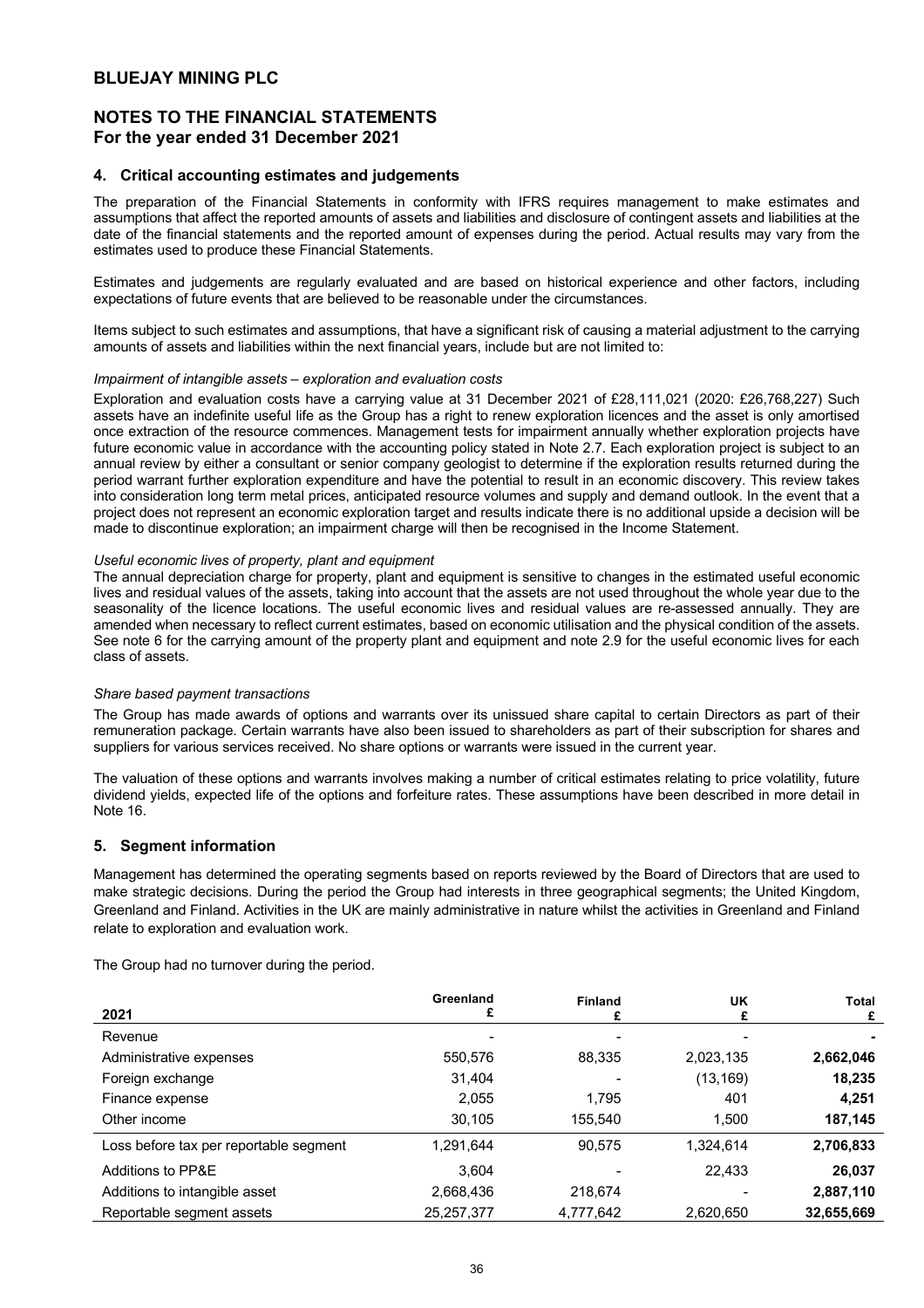# BLUEJAY MINING PLC

## NOTES TO THE FINANCIAL STATEMENTS
## For the year ended 31 December 2021

### 4. Critical accounting estimates and judgements

The preparation of the Financial Statements in conformity with IFRS requires management to make estimates and assumptions that affect the reported amounts of assets and liabilities and disclosure of contingent assets and liabilities at the date of the financial statements and the reported amount of expenses during the period. Actual results may vary from the estimates used to produce these Financial Statements.

Estimates and judgements are regularly evaluated and are based on historical experience and other factors, including expectations of future events that are believed to be reasonable under the circumstances.

Items subject to such estimates and assumptions, that have a significant risk of causing a material adjustment to the carrying amounts of assets and liabilities within the next financial years, include but are not limited to:

*Impairment of intangible assets – exploration and evaluation costs*

Exploration and evaluation costs have a carrying value at 31 December 2021 of £28,111,021 (2020: £26,768,227) Such assets have an indefinite useful life as the Group has a right to renew exploration licences and the asset is only amortised once extraction of the resource commences. Management tests for impairment annually whether exploration projects have future economic value in accordance with the accounting policy stated in Note 2.7. Each exploration project is subject to an annual review by either a consultant or senior company geologist to determine if the exploration results returned during the period warrant further exploration expenditure and have the potential to result in an economic discovery. This review takes into consideration long term metal prices, anticipated resource volumes and supply and demand outlook. In the event that a project does not represent an economic exploration target and results indicate there is no additional upside a decision will be made to discontinue exploration; an impairment charge will then be recognised in the Income Statement.

*Useful economic lives of property, plant and equipment*

The annual depreciation charge for property, plant and equipment is sensitive to changes in the estimated useful economic lives and residual values of the assets, taking into account that the assets are not used throughout the whole year due to the seasonality of the licence locations. The useful economic lives and residual values are re-assessed annually. They are amended when necessary to reflect current estimates, based on economic utilisation and the physical condition of the assets. See note 6 for the carrying amount of the property plant and equipment and note 2.9 for the useful economic lives for each class of assets.

*Share based payment transactions*

The Group has made awards of options and warrants over its unissued share capital to certain Directors as part of their remuneration package. Certain warrants have also been issued to shareholders as part of their subscription for shares and suppliers for various services received. No share options or warrants were issued in the current year.

The valuation of these options and warrants involves making a number of critical estimates relating to price volatility, future dividend yields, expected life of the options and forfeiture rates. These assumptions have been described in more detail in Note 16.

### 5. Segment information

Management has determined the operating segments based on reports reviewed by the Board of Directors that are used to make strategic decisions. During the period the Group had interests in three geographical segments; the United Kingdom, Greenland and Finland. Activities in the UK are mainly administrative in nature whilst the activities in Greenland and Finland relate to exploration and evaluation work.

The Group had no turnover during the period.

| 2021 | Greenland £ | Finland £ | UK £ | Total £ |
|---|---|---|---|---|
| Revenue | - | - | - | **-** |
| Administrative expenses | 550,576 | 88,335 | 2,023,135 | **2,662,046** |
| Foreign exchange | 31,404 | - | (13,169) | **18,235** |
| Finance expense | 2,055 | 1,795 | 401 | **4,251** |
| Other income | 30,105 | 155,540 | 1,500 | **187,145** |
| Loss before tax per reportable segment | 1,291,644 | 90,575 | 1,324,614 | **2,706,833** |
| Additions to PP&E | 3,604 | - | 22,433 | **26,037** |
| Additions to intangible asset | 2,668,436 | 218,674 | - | **2,887,110** |
| Reportable segment assets | 25,257,377 | 4,777,642 | 2,620,650 | **32,655,669** |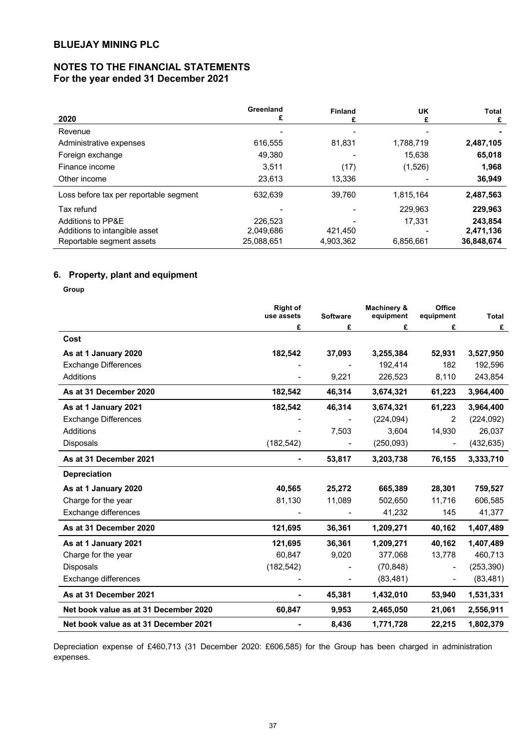# BLUEJAY MINING PLC

## NOTES TO THE FINANCIAL STATEMENTS
**For the year ended 31 December 2021**

| 2020 | Greenland £ | Finland £ | UK £ | Total £ |
|---|---|---|---|---|
| Revenue | - | - | - | - |
| Administrative expenses | 616,555 | 81,831 | 1,788,719 | **2,487,105** |
| Foreign exchange | 49,380 | - | 15,638 | **65,018** |
| Finance income | 3,511 | (17) | (1,526) | **1,968** |
| Other income | 23,613 | 13,336 | - | **36,949** |
| Loss before tax per reportable segment | 632,639 | 39,760 | 1,815,164 | **2,487,563** |
| Tax refund | - | - | 229,963 | **229,963** |
| Additions to PP&E | 226,523 | - | 17,331 | **243,854** |
| Additions to intangible asset | 2,049,686 | 421,450 | - | **2,471,136** |
| Reportable segment assets | 25,088,651 | 4,903,362 | 6,856,661 | **36,848,674** |

### 6. Property, plant and equipment

**Group**

| | Right of use assets £ | Software £ | Machinery & equipment £ | Office equipment £ | Total £ |
|---|---|---|---|---|---|
| **Cost** | | | | | |
| **As at 1 January 2020** | **182,542** | **37,093** | **3,255,384** | **52,931** | **3,527,950** |
| Exchange Differences | - | - | 192,414 | 182 | 192,596 |
| Additions | - | 9,221 | 226,523 | 8,110 | 243,854 |
| **As at 31 December 2020** | **182,542** | **46,314** | **3,674,321** | **61,223** | **3,964,400** |
| **As at 1 January 2021** | **182,542** | **46,314** | **3,674,321** | **61,223** | **3,964,400** |
| Exchange Differences | - | - | (224,094) | 2 | (224,092) |
| Additions | - | 7,503 | 3,604 | 14,930 | 26,037 |
| Disposals | (182,542) | - | (250,093) | - | (432,635) |
| **As at 31 December 2021** | **-** | **53,817** | **3,203,738** | **76,155** | **3,333,710** |
| **Depreciation** | | | | | |
| **As at 1 January 2020** | **40,565** | **25,272** | **665,389** | **28,301** | **759,527** |
| Charge for the year | 81,130 | 11,089 | 502,650 | 11,716 | 606,585 |
| Exchange differences | - | - | 41,232 | 145 | 41,377 |
| **As at 31 December 2020** | **121,695** | **36,361** | **1,209,271** | **40,162** | **1,407,489** |
| **As at 1 January 2021** | **121,695** | **36,361** | **1,209,271** | **40,162** | **1,407,489** |
| Charge for the year | 60,847 | 9,020 | 377,068 | 13,778 | 460,713 |
| Disposals | (182,542) | - | (70,848) | - | (253,390) |
| Exchange differences | - | - | (83,481) | - | (83,481) |
| **As at 31 December 2021** | **-** | **45,381** | **1,432,010** | **53,940** | **1,531,331** |
| **Net book value as at 31 December 2020** | **60,847** | **9,953** | **2,465,050** | **21,061** | **2,556,911** |
| **Net book value as at 31 December 2021** | **-** | **8,436** | **1,771,728** | **22,215** | **1,802,379** |

Depreciation expense of £460,713 (31 December 2020: £606,585) for the Group has been charged in administration expenses.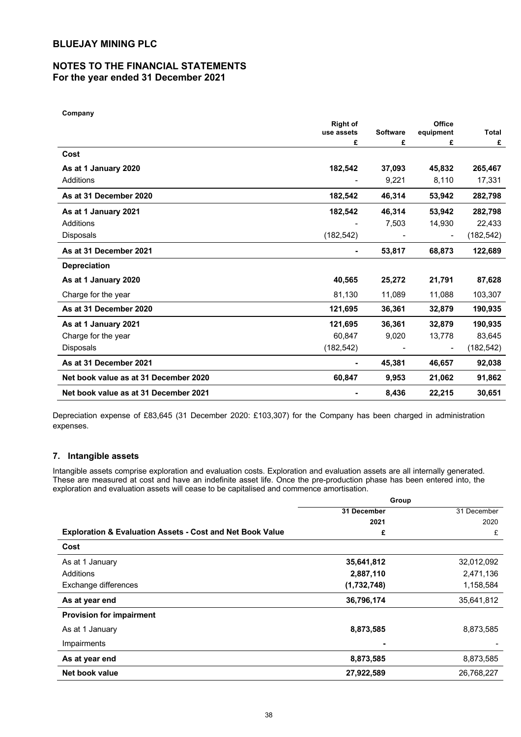**Company**

| | Right of use assets | Software | Office equipment | Total |
|---|---|---|---|---|
| | £ | £ | £ | £ |
| **Cost** | | | | |
| **As at 1 January 2020** | **182,542** | **37,093** | **45,832** | **265,467** |
| Additions | - | 9,221 | 8,110 | 17,331 |
| **As at 31 December 2020** | **182,542** | **46,314** | **53,942** | **282,798** |
| **As at 1 January 2021** | **182,542** | **46,314** | **53,942** | **282,798** |
| Additions | - | 7,503 | 14,930 | 22,433 |
| Disposals | (182,542) | - | - | (182,542) |
| **As at 31 December 2021** | **-** | **53,817** | **68,873** | **122,689** |
| **Depreciation** | | | | |
| **As at 1 January 2020** | **40,565** | **25,272** | **21,791** | **87,628** |
| Charge for the year | 81,130 | 11,089 | 11,088 | 103,307 |
| **As at 31 December 2020** | **121,695** | **36,361** | **32,879** | **190,935** |
| **As at 1 January 2021** | **121,695** | **36,361** | **32,879** | **190,935** |
| Charge for the year | 60,847 | 9,020 | 13,778 | 83,645 |
| Disposals | (182,542) | - | - | (182,542) |
| **As at 31 December 2021** | **-** | **45,381** | **46,657** | **92,038** |
| **Net book value as at 31 December 2020** | **60,847** | **9,953** | **21,062** | **91,862** |
| **Net book value as at 31 December 2021** | **-** | **8,436** | **22,215** | **30,651** |

Depreciation expense of £83,645 (31 December 2020: £103,307) for the Company has been charged in administration expenses.

## 7. Intangible assets

Intangible assets comprise exploration and evaluation costs. Exploration and evaluation assets are all internally generated. These are measured at cost and have an indefinite asset life. Once the pre-production phase has been entered into, the exploration and evaluation assets will cease to be capitalised and commence amortisation.

| | Group | |
|---|---|---|
| | **31 December 2021** | 31 December 2020 |
| **Exploration & Evaluation Assets - Cost and Net Book Value** | **£** | £ |
| **Cost** | | |
| As at 1 January | **35,641,812** | 32,012,092 |
| Additions | **2,887,110** | 2,471,136 |
| Exchange differences | **(1,732,748)** | 1,158,584 |
| **As at year end** | **36,796,174** | 35,641,812 |
| **Provision for impairment** | | |
| As at 1 January | **8,873,585** | 8,873,585 |
| Impairments | **-** | - |
| **As at year end** | **8,873,585** | 8,873,585 |
| **Net book value** | **27,922,589** | 26,768,227 |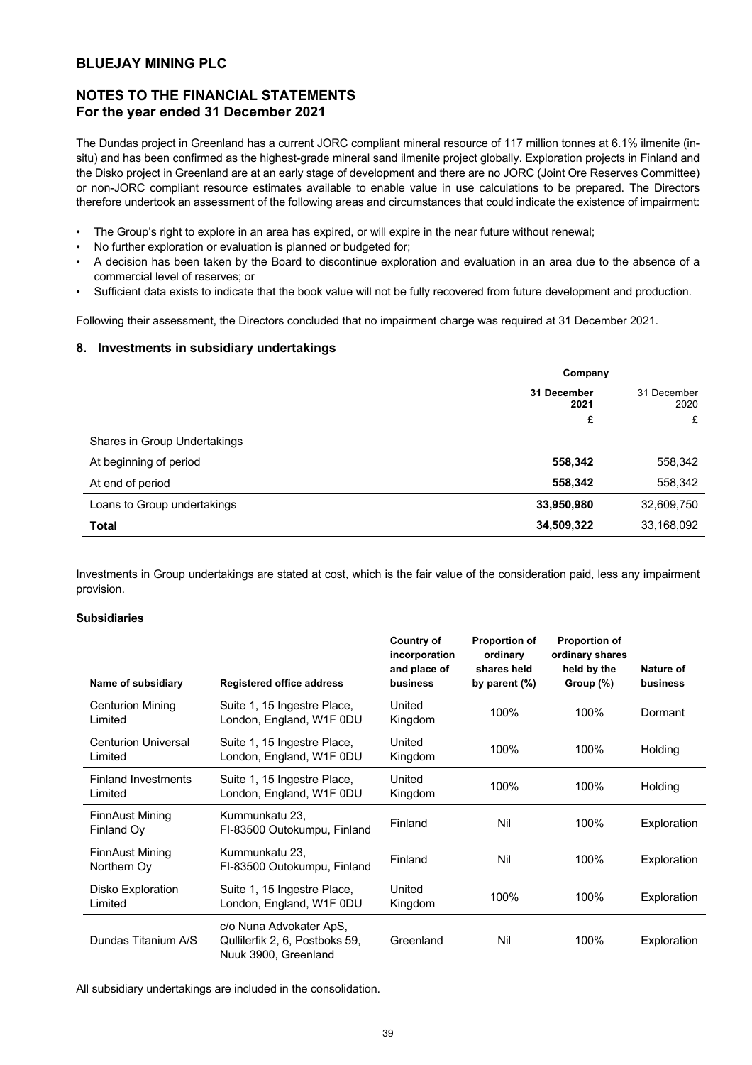The Dundas project in Greenland has a current JORC compliant mineral resource of 117 million tonnes at 6.1% ilmenite (in-situ) and has been confirmed as the highest-grade mineral sand ilmenite project globally. Exploration projects in Finland and the Disko project in Greenland are at an early stage of development and there are no JORC (Joint Ore Reserves Committee) or non-JORC compliant resource estimates available to enable value in use calculations to be prepared. The Directors therefore undertook an assessment of the following areas and circumstances that could indicate the existence of impairment:

- The Group's right to explore in an area has expired, or will expire in the near future without renewal;
- No further exploration or evaluation is planned or budgeted for;
- A decision has been taken by the Board to discontinue exploration and evaluation in an area due to the absence of a commercial level of reserves; or
- Sufficient data exists to indicate that the book value will not be fully recovered from future development and production.

Following their assessment, the Directors concluded that no impairment charge was required at 31 December 2021.

## 8. Investments in subsidiary undertakings

| | Company | |
|---|---|---|
| | **31 December 2021** | 31 December 2020 |
| | **£** | £ |
| Shares in Group Undertakings | | |
| At beginning of period | **558,342** | 558,342 |
| At end of period | **558,342** | 558,342 |
| Loans to Group undertakings | **33,950,980** | 32,609,750 |
| **Total** | **34,509,322** | 33,168,092 |

Investments in Group undertakings are stated at cost, which is the fair value of the consideration paid, less any impairment provision.

**Subsidiaries**

| Name of subsidiary | Registered office address | Country of incorporation and place of business | Proportion of ordinary shares held by parent (%) | Proportion of ordinary shares held by the Group (%) | Nature of business |
|---|---|---|---|---|---|
| Centurion Mining Limited | Suite 1, 15 Ingestre Place, London, England, W1F 0DU | United Kingdom | 100% | 100% | Dormant |
| Centurion Universal Limited | Suite 1, 15 Ingestre Place, London, England, W1F 0DU | United Kingdom | 100% | 100% | Holding |
| Finland Investments Limited | Suite 1, 15 Ingestre Place, London, England, W1F 0DU | United Kingdom | 100% | 100% | Holding |
| FinnAust Mining Finland Oy | Kummunkatu 23, FI-83500 Outokumpu, Finland | Finland | Nil | 100% | Exploration |
| FinnAust Mining Northern Oy | Kummunkatu 23, FI-83500 Outokumpu, Finland | Finland | Nil | 100% | Exploration |
| Disko Exploration Limited | Suite 1, 15 Ingestre Place, London, England, W1F 0DU | United Kingdom | 100% | 100% | Exploration |
| Dundas Titanium A/S | c/o Nuna Advokater ApS, Qullilerfik 2, 6, Postboks 59, Nuuk 3900, Greenland | Greenland | Nil | 100% | Exploration |

All subsidiary undertakings are included in the consolidation.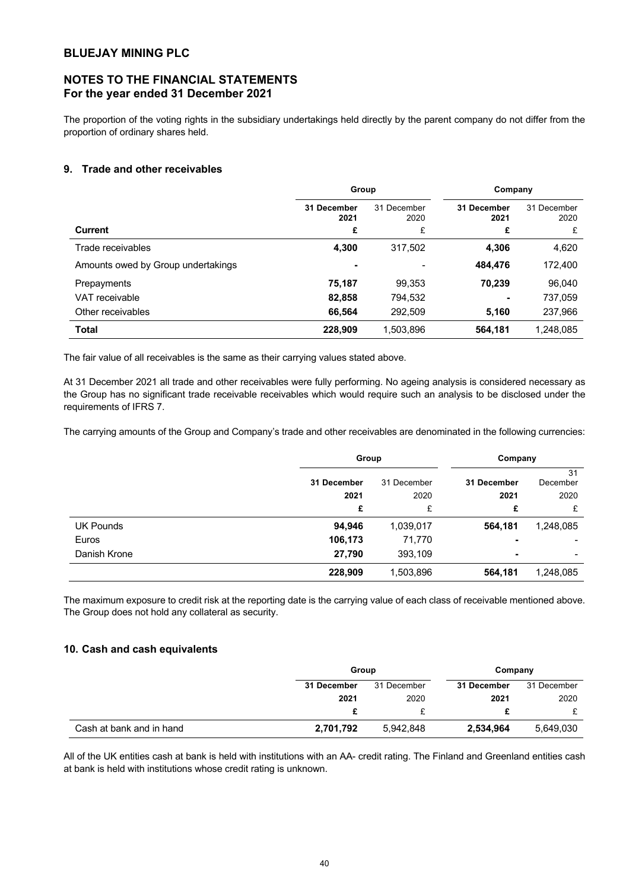The proportion of the voting rights in the subsidiary undertakings held directly by the parent company do not differ from the proportion of ordinary shares held.

## 9. Trade and other receivables

| | Group | | Company | |
|---|---|---|---|---|
| | **31 December 2021** | 31 December 2020 | **31 December 2021** | 31 December 2020 |
| **Current** | **£** | £ | **£** | £ |
| Trade receivables | **4,300** | 317,502 | **4,306** | 4,620 |
| Amounts owed by Group undertakings | **-** | - | **484,476** | 172,400 |
| Prepayments | **75,187** | 99,353 | **70,239** | 96,040 |
| VAT receivable | **82,858** | 794,532 | **-** | 737,059 |
| Other receivables | **66,564** | 292,509 | **5,160** | 237,966 |
| **Total** | **228,909** | 1,503,896 | **564,181** | 1,248,085 |

The fair value of all receivables is the same as their carrying values stated above.

At 31 December 2021 all trade and other receivables were fully performing. No ageing analysis is considered necessary as the Group has no significant trade receivable receivables which would require such an analysis to be disclosed under the requirements of IFRS 7.

The carrying amounts of the Group and Company's trade and other receivables are denominated in the following currencies:

| | Group | | Company | |
|---|---|---|---|---|
| | **31 December 2021** | 31 December 2020 | **31 December 2021** | 31 December 2020 |
| | **£** | £ | **£** | £ |
| UK Pounds | **94,946** | 1,039,017 | **564,181** | 1,248,085 |
| Euros | **106,173** | 71,770 | **-** | - |
| Danish Krone | **27,790** | 393,109 | **-** | - |
| | **228,909** | 1,503,896 | **564,181** | 1,248,085 |

The maximum exposure to credit risk at the reporting date is the carrying value of each class of receivable mentioned above. The Group does not hold any collateral as security.

## 10. Cash and cash equivalents

| | Group | | Company | |
|---|---|---|---|---|
| | **31 December 2021** | 31 December 2020 | **31 December 2021** | 31 December 2020 |
| | **£** | £ | **£** | £ |
| Cash at bank and in hand | **2,701,792** | 5,942,848 | **2,534,964** | 5,649,030 |

All of the UK entities cash at bank is held with institutions with an AA- credit rating. The Finland and Greenland entities cash at bank is held with institutions whose credit rating is unknown.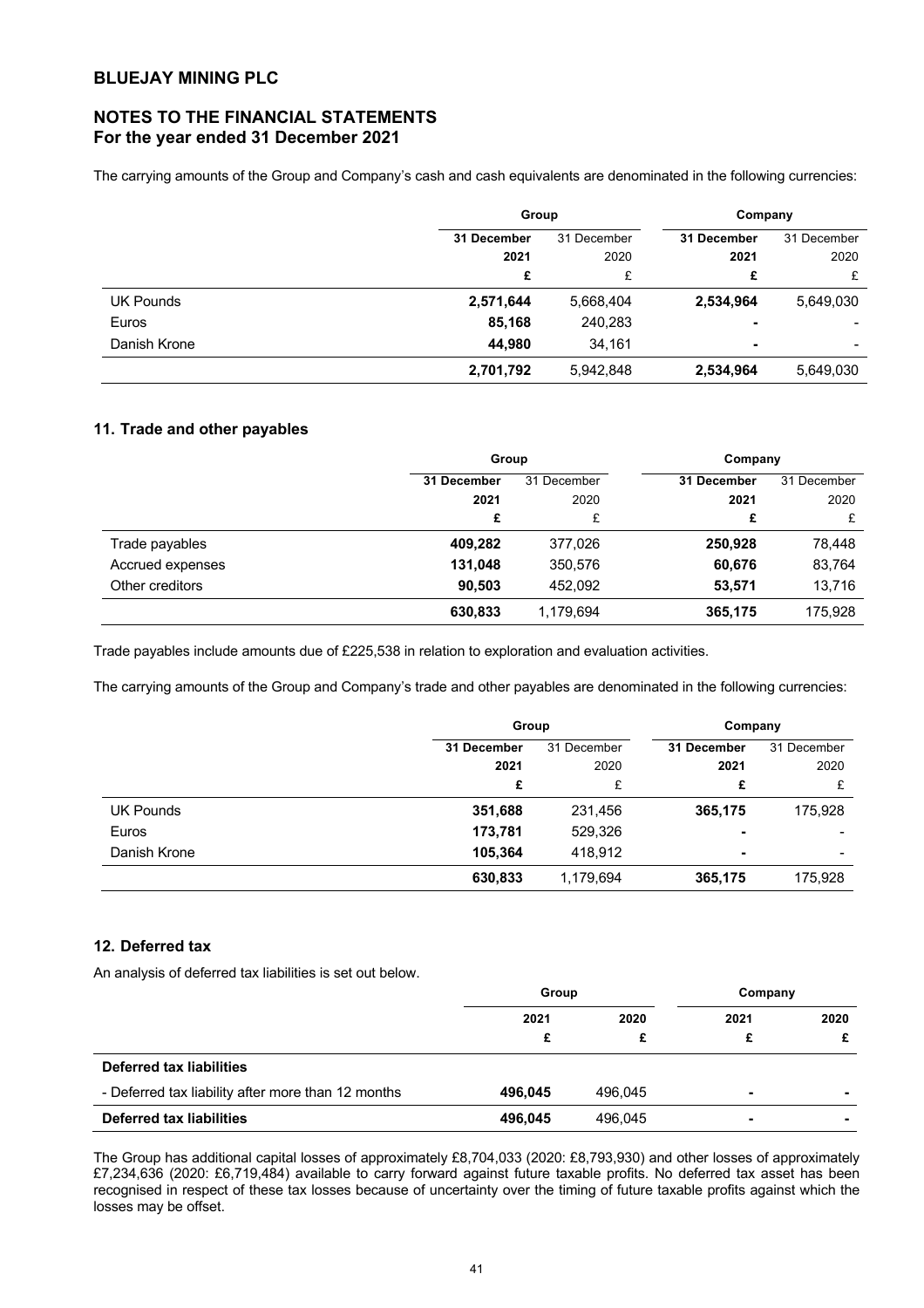# BLUEJAY MINING PLC

## NOTES TO THE FINANCIAL STATEMENTS
**For the year ended 31 December 2021**

The carrying amounts of the Group and Company's cash and cash equivalents are denominated in the following currencies:

| | Group | | Company | |
|---|---|---|---|---|
| | **31 December 2021** | 31 December 2020 | **31 December 2021** | 31 December 2020 |
| | **£** | £ | **£** | £ |
| UK Pounds | **2,571,644** | 5,668,404 | **2,534,964** | 5,649,030 |
| Euros | **85,168** | 240,283 | **-** | - |
| Danish Krone | **44,980** | 34,161 | **-** | - |
| | **2,701,792** | 5,942,848 | **2,534,964** | 5,649,030 |

### 11. Trade and other payables

| | Group | | Company | |
|---|---|---|---|---|
| | **31 December 2021** | 31 December 2020 | **31 December 2021** | 31 December 2020 |
| | **£** | £ | **£** | £ |
| Trade payables | **409,282** | 377,026 | **250,928** | 78,448 |
| Accrued expenses | **131,048** | 350,576 | **60,676** | 83,764 |
| Other creditors | **90,503** | 452,092 | **53,571** | 13,716 |
| | **630,833** | 1,179,694 | **365,175** | 175,928 |

Trade payables include amounts due of £225,538 in relation to exploration and evaluation activities.

The carrying amounts of the Group and Company's trade and other payables are denominated in the following currencies:

| | Group | | Company | |
|---|---|---|---|---|
| | **31 December 2021** | 31 December 2020 | **31 December 2021** | 31 December 2020 |
| | **£** | £ | **£** | £ |
| UK Pounds | **351,688** | 231,456 | **365,175** | 175,928 |
| Euros | **173,781** | 529,326 | **-** | - |
| Danish Krone | **105,364** | 418,912 | **-** | - |
| | **630,833** | 1,179,694 | **365,175** | 175,928 |

### 12. Deferred tax

An analysis of deferred tax liabilities is set out below.

| | Group | | Company | |
|---|---|---|---|---|
| | **2021** | **2020** | **2021** | **2020** |
| | **£** | **£** | **£** | **£** |
| **Deferred tax liabilities** | | | | |
| - Deferred tax liability after more than 12 months | **496,045** | 496,045 | **-** | **-** |
| **Deferred tax liabilities** | **496,045** | 496,045 | **-** | **-** |

The Group has additional capital losses of approximately £8,704,033 (2020: £8,793,930) and other losses of approximately £7,234,636 (2020: £6,719,484) available to carry forward against future taxable profits. No deferred tax asset has been recognised in respect of these tax losses because of uncertainty over the timing of future taxable profits against which the losses may be offset.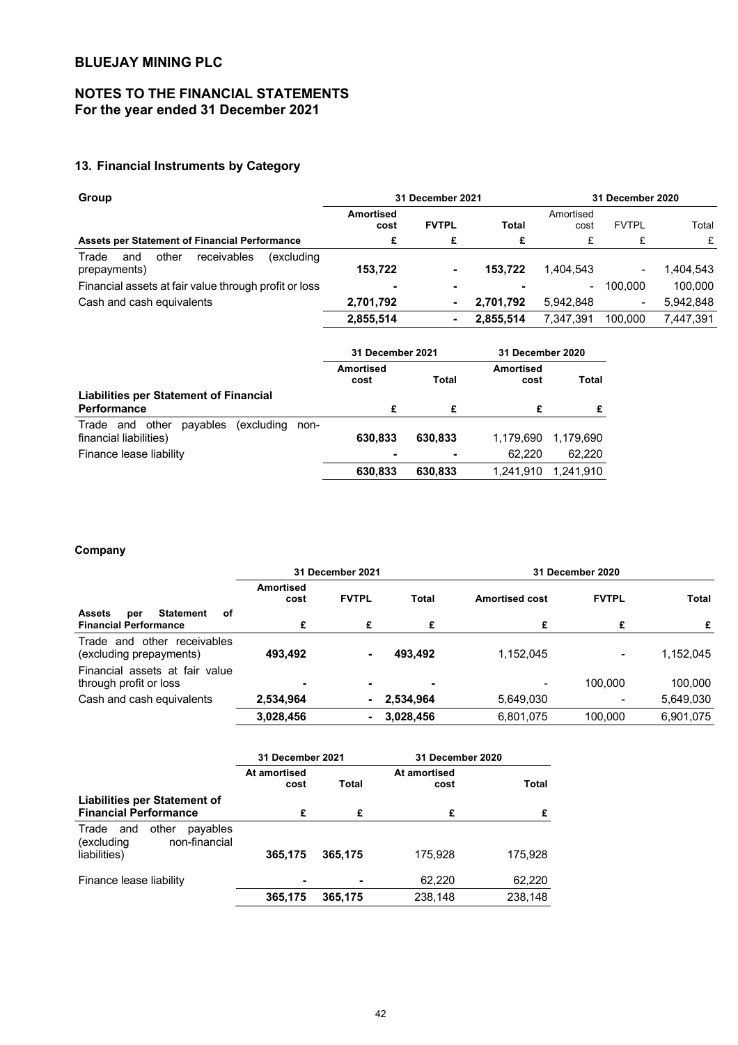## BLUEJAY MINING PLC

## NOTES TO THE FINANCIAL STATEMENTS
## For the year ended 31 December 2021

### 13. Financial Instruments by Category

**Group**

| | 31 December 2021 | | | 31 December 2020 | | |
|---|---|---|---|---|---|---|
| | Amortised cost | FVTPL | Total | Amortised cost | FVTPL | Total |
| **Assets per Statement of Financial Performance** | £ | £ | £ | £ | £ | £ |
| Trade and other receivables (excluding prepayments) | 153,722 | - | 153,722 | 1,404,543 | - | 1,404,543 |
| Financial assets at fair value through profit or loss | - | - | - | - | 100,000 | 100,000 |
| Cash and cash equivalents | 2,701,792 | - | 2,701,792 | 5,942,848 | - | 5,942,848 |
| | 2,855,514 | - | 2,855,514 | 7,347,391 | 100,000 | 7,447,391 |

| | 31 December 2021 | | 31 December 2020 | |
|---|---|---|---|---|
| | Amortised cost | Total | Amortised cost | Total |
| **Liabilities per Statement of Financial Performance** | £ | £ | £ | £ |
| Trade and other payables (excluding non-financial liabilities) | 630,833 | 630,833 | 1,179,690 | 1,179,690 |
| Finance lease liability | - | - | 62,220 | 62,220 |
| | 630,833 | 630,833 | 1,241,910 | 1,241,910 |

**Company**

| | 31 December 2021 | | | 31 December 2020 | | |
|---|---|---|---|---|---|---|
| | Amortised cost | FVTPL | Total | Amortised cost | FVTPL | Total |
| **Assets per Statement of Financial Performance** | £ | £ | £ | £ | £ | £ |
| Trade and other receivables (excluding prepayments) | 493,492 | - | 493,492 | 1,152,045 | - | 1,152,045 |
| Financial assets at fair value through profit or loss | - | - | - | - | 100,000 | 100,000 |
| Cash and cash equivalents | 2,534,964 | - | 2,534,964 | 5,649,030 | - | 5,649,030 |
| | 3,028,456 | - | 3,028,456 | 6,801,075 | 100,000 | 6,901,075 |

| | 31 December 2021 | | 31 December 2020 | |
|---|---|---|---|---|
| | At amortised cost | Total | At amortised cost | Total |
| **Liabilities per Statement of Financial Performance** | £ | £ | £ | £ |
| Trade and other payables (excluding non-financial liabilities) | 365,175 | 365,175 | 175,928 | 175,928 |
| Finance lease liability | - | - | 62,220 | 62,220 |
| | 365,175 | 365,175 | 238,148 | 238,148 |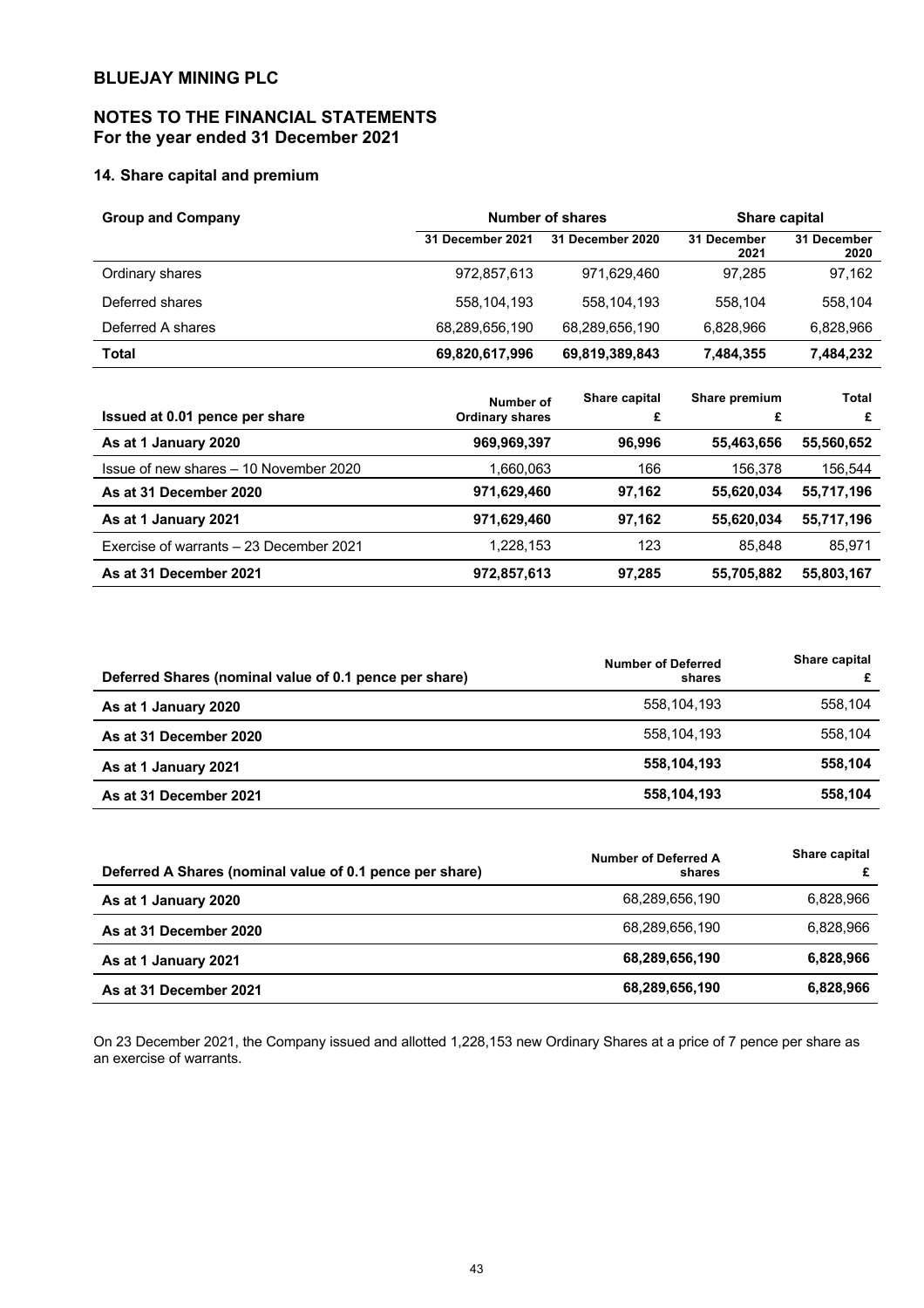**BLUEJAY MINING PLC**

**NOTES TO THE FINANCIAL STATEMENTS**
**For the year ended 31 December 2021**

### 14. Share capital and premium

| Group and Company | Number of shares | | Share capital | |
|---|---|---|---|---|
| | 31 December 2021 | 31 December 2020 | 31 December 2021 | 31 December 2020 |
| Ordinary shares | 972,857,613 | 971,629,460 | 97,285 | 97,162 |
| Deferred shares | 558,104,193 | 558,104,193 | 558,104 | 558,104 |
| Deferred A shares | 68,289,656,190 | 68,289,656,190 | 6,828,966 | 6,828,966 |
| **Total** | **69,820,617,996** | **69,819,389,843** | **7,484,355** | **7,484,232** |

| Issued at 0.01 pence per share | Number of Ordinary shares | Share capital £ | Share premium £ | Total £ |
|---|---|---|---|---|
| **As at 1 January 2020** | **969,969,397** | **96,996** | **55,463,656** | **55,560,652** |
| Issue of new shares – 10 November 2020 | 1,660,063 | 166 | 156,378 | 156,544 |
| **As at 31 December 2020** | **971,629,460** | **97,162** | **55,620,034** | **55,717,196** |
| **As at 1 January 2021** | **971,629,460** | **97,162** | **55,620,034** | **55,717,196** |
| Exercise of warrants – 23 December 2021 | 1,228,153 | 123 | 85,848 | 85,971 |
| **As at 31 December 2021** | **972,857,613** | **97,285** | **55,705,882** | **55,803,167** |

| Deferred Shares (nominal value of 0.1 pence per share) | Number of Deferred shares | Share capital £ |
|---|---|---|
| **As at 1 January 2020** | 558,104,193 | 558,104 |
| **As at 31 December 2020** | 558,104,193 | 558,104 |
| **As at 1 January 2021** | **558,104,193** | **558,104** |
| **As at 31 December 2021** | **558,104,193** | **558,104** |

| Deferred A Shares (nominal value of 0.1 pence per share) | Number of Deferred A shares | Share capital £ |
|---|---|---|
| **As at 1 January 2020** | 68,289,656,190 | 6,828,966 |
| **As at 31 December 2020** | 68,289,656,190 | 6,828,966 |
| **As at 1 January 2021** | **68,289,656,190** | **6,828,966** |
| **As at 31 December 2021** | **68,289,656,190** | **6,828,966** |

On 23 December 2021, the Company issued and allotted 1,228,153 new Ordinary Shares at a price of 7 pence per share as an exercise of warrants.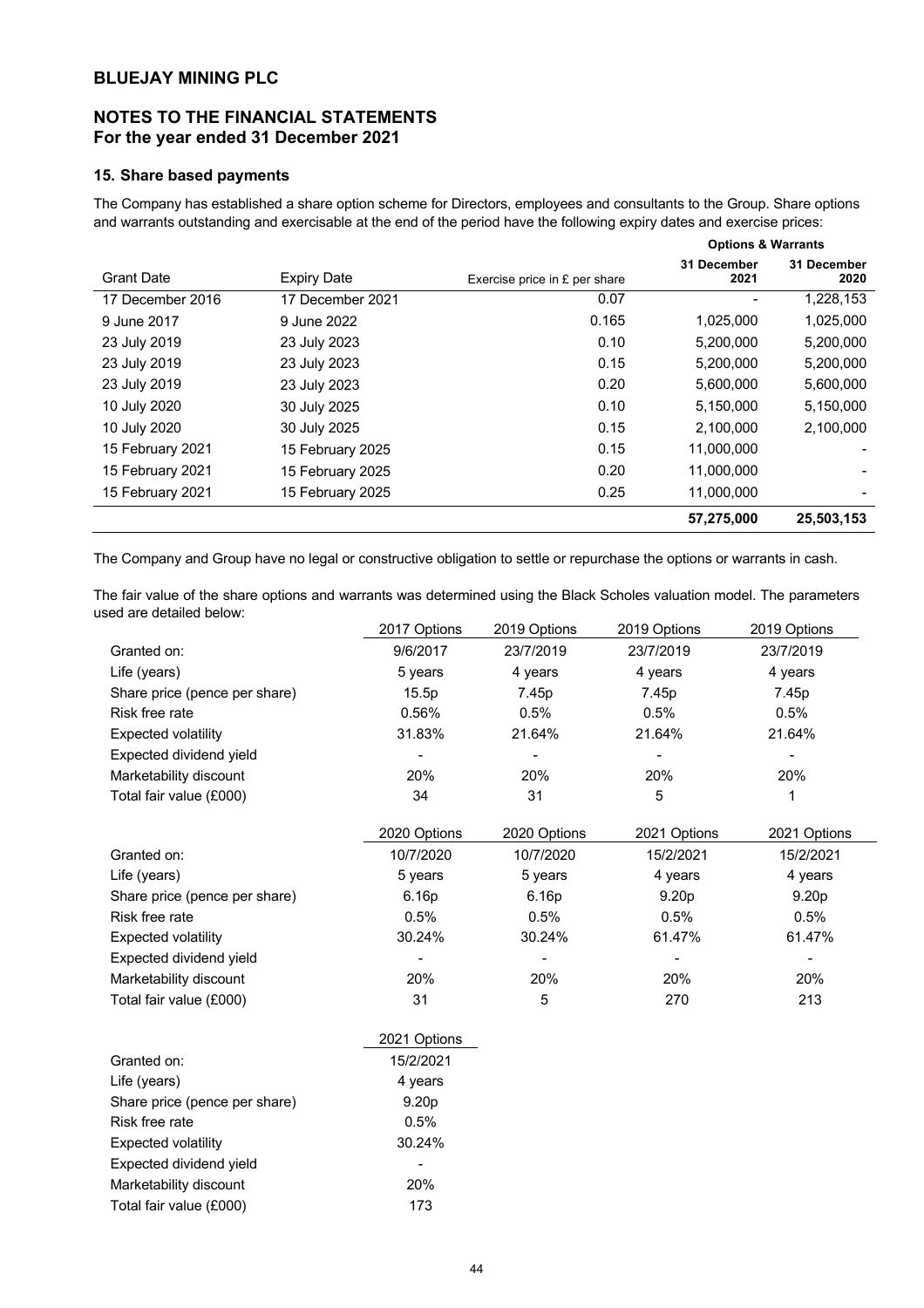# BLUEJAY MINING PLC

## NOTES TO THE FINANCIAL STATEMENTS
## For the year ended 31 December 2021

### 15. Share based payments

The Company has established a share option scheme for Directors, employees and consultants to the Group. Share options and warrants outstanding and exercisable at the end of the period have the following expiry dates and exercise prices:

| | | | Options & Warrants | |
|---|---|---|---|---|
| Grant Date | Expiry Date | Exercise price in £ per share | 31 December 2021 | 31 December 2020 |
| 17 December 2016 | 17 December 2021 | 0.07 | - | 1,228,153 |
| 9 June 2017 | 9 June 2022 | 0.165 | 1,025,000 | 1,025,000 |
| 23 July 2019 | 23 July 2023 | 0.10 | 5,200,000 | 5,200,000 |
| 23 July 2019 | 23 July 2023 | 0.15 | 5,200,000 | 5,200,000 |
| 23 July 2019 | 23 July 2023 | 0.20 | 5,600,000 | 5,600,000 |
| 10 July 2020 | 30 July 2025 | 0.10 | 5,150,000 | 5,150,000 |
| 10 July 2020 | 30 July 2025 | 0.15 | 2,100,000 | 2,100,000 |
| 15 February 2021 | 15 February 2025 | 0.15 | 11,000,000 | - |
| 15 February 2021 | 15 February 2025 | 0.20 | 11,000,000 | - |
| 15 February 2021 | 15 February 2025 | 0.25 | 11,000,000 | - |
| | | | **57,275,000** | **25,503,153** |

The Company and Group have no legal or constructive obligation to settle or repurchase the options or warrants in cash.

The fair value of the share options and warrants was determined using the Black Scholes valuation model. The parameters used are detailed below:

| | 2017 Options | 2019 Options | 2019 Options | 2019 Options |
|---|---|---|---|---|
| Granted on: | 9/6/2017 | 23/7/2019 | 23/7/2019 | 23/7/2019 |
| Life (years) | 5 years | 4 years | 4 years | 4 years |
| Share price (pence per share) | 15.5p | 7.45p | 7.45p | 7.45p |
| Risk free rate | 0.56% | 0.5% | 0.5% | 0.5% |
| Expected volatility | 31.83% | 21.64% | 21.64% | 21.64% |
| Expected dividend yield | - | - | - | - |
| Marketability discount | 20% | 20% | 20% | 20% |
| Total fair value (£000) | 34 | 31 | 5 | 1 |

| | 2020 Options | 2020 Options | 2021 Options | 2021 Options |
|---|---|---|---|---|
| Granted on: | 10/7/2020 | 10/7/2020 | 15/2/2021 | 15/2/2021 |
| Life (years) | 5 years | 5 years | 4 years | 4 years |
| Share price (pence per share) | 6.16p | 6.16p | 9.20p | 9.20p |
| Risk free rate | 0.5% | 0.5% | 0.5% | 0.5% |
| Expected volatility | 30.24% | 30.24% | 61.47% | 61.47% |
| Expected dividend yield | - | - | - | - |
| Marketability discount | 20% | 20% | 20% | 20% |
| Total fair value (£000) | 31 | 5 | 270 | 213 |

| | 2021 Options |
|---|---|
| Granted on: | 15/2/2021 |
| Life (years) | 4 years |
| Share price (pence per share) | 9.20p |
| Risk free rate | 0.5% |
| Expected volatility | 30.24% |
| Expected dividend yield | - |
| Marketability discount | 20% |
| Total fair value (£000) | 173 |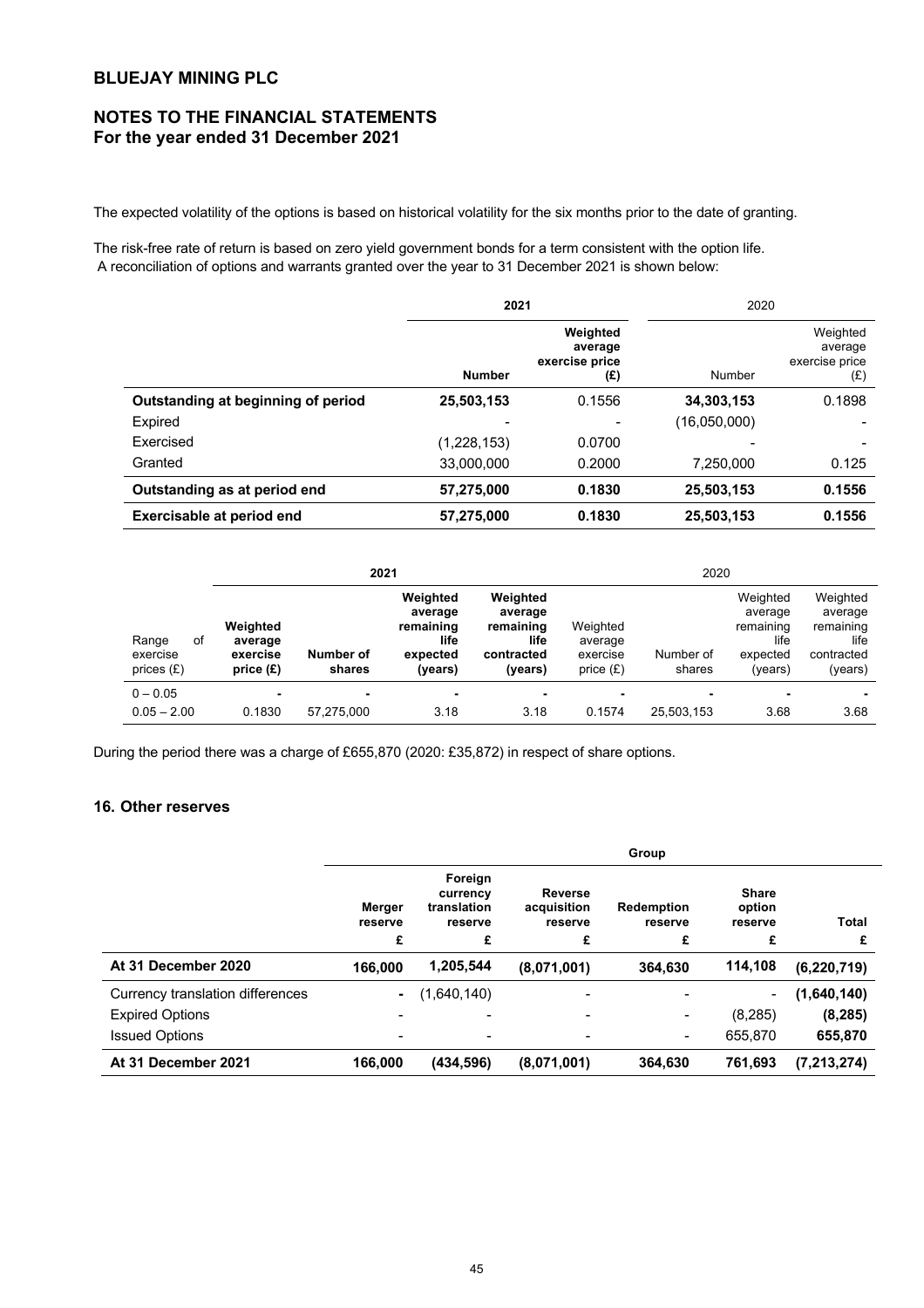The expected volatility of the options is based on historical volatility for the six months prior to the date of granting.

The risk-free rate of return is based on zero yield government bonds for a term consistent with the option life.
A reconciliation of options and warrants granted over the year to 31 December 2021 is shown below:

| | **2021** | | 2020 | |
|---|---|---|---|---|
| | **Number** | **Weighted average exercise price (£)** | Number | Weighted average exercise price (£) |
| **Outstanding at beginning of period** | **25,503,153** | 0.1556 | **34,303,153** | 0.1898 |
| Expired | - | - | (16,050,000) | - |
| Exercised | (1,228,153) | 0.0700 | - | - |
| Granted | 33,000,000 | 0.2000 | 7,250,000 | 0.125 |
| **Outstanding as at period end** | **57,275,000** | **0.1830** | **25,503,153** | **0.1556** |
| **Exercisable at period end** | **57,275,000** | **0.1830** | **25,503,153** | **0.1556** |

| | **2021** | | | | 2020 | | | |
|---|---|---|---|---|---|---|---|---|
| Range of exercise prices (£) | **Weighted average exercise price (£)** | **Number of shares** | **Weighted average remaining life expected (years)** | **Weighted average remaining life contracted (years)** | Weighted average exercise price (£) | Number of shares | Weighted average remaining life expected (years) | Weighted average remaining life contracted (years) |
| 0 – 0.05 | - | - | - | - | - | - | - | - |
| 0.05 – 2.00 | 0.1830 | 57,275,000 | 3.18 | 3.18 | 0.1574 | 25,503,153 | 3.68 | 3.68 |

During the period there was a charge of £655,870 (2020: £35,872) in respect of share options.

## 16. Other reserves

| | **Group** | | | | | |
|---|---|---|---|---|---|---|
| | **Merger reserve £** | **Foreign currency translation reserve £** | **Reverse acquisition reserve £** | **Redemption reserve £** | **Share option reserve £** | **Total £** |
| **At 31 December 2020** | **166,000** | **1,205,544** | **(8,071,001)** | **364,630** | **114,108** | **(6,220,719)** |
| Currency translation differences | - | (1,640,140) | - | - | - | **(1,640,140)** |
| Expired Options | - | - | - | - | (8,285) | **(8,285)** |
| Issued Options | - | - | - | - | 655,870 | **655,870** |
| **At 31 December 2021** | **166,000** | **(434,596)** | **(8,071,001)** | **364,630** | **761,693** | **(7,213,274)** |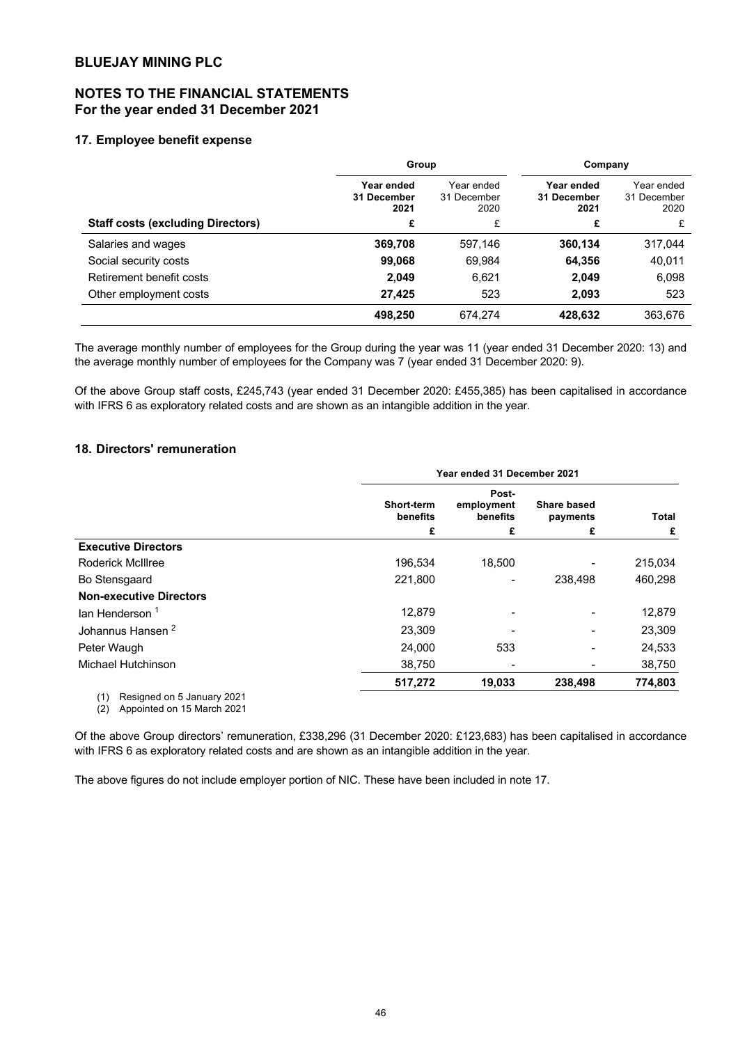## BLUEJAY MINING PLC

## NOTES TO THE FINANCIAL STATEMENTS
**For the year ended 31 December 2021**

### 17. Employee benefit expense

| | Group | | Company | |
|---|---|---|---|---|
| | **Year ended 31 December 2021** | Year ended 31 December 2020 | **Year ended 31 December 2021** | Year ended 31 December 2020 |
| **Staff costs (excluding Directors)** | **£** | £ | **£** | £ |
| Salaries and wages | **369,708** | 597,146 | **360,134** | 317,044 |
| Social security costs | **99,068** | 69,984 | **64,356** | 40,011 |
| Retirement benefit costs | **2,049** | 6,621 | **2,049** | 6,098 |
| Other employment costs | **27,425** | 523 | **2,093** | 523 |
| | **498,250** | 674,274 | **428,632** | 363,676 |

The average monthly number of employees for the Group during the year was 11 (year ended 31 December 2020: 13) and the average monthly number of employees for the Company was 7 (year ended 31 December 2020: 9).

Of the above Group staff costs, £245,743 (year ended 31 December 2020: £455,385) has been capitalised in accordance with IFRS 6 as exploratory related costs and are shown as an intangible addition in the year.

### 18. Directors' remuneration

| | Year ended 31 December 2021 | | | |
|---|---|---|---|---|
| | **Short-term benefits** | **Post-employment benefits** | **Share based payments** | **Total** |
| | **£** | **£** | **£** | **£** |
| **Executive Directors** | | | | |
| Roderick McIllree | 196,534 | 18,500 | - | 215,034 |
| Bo Stensgaard | 221,800 | - | 238,498 | 460,298 |
| **Non-executive Directors** | | | | |
| Ian Henderson [1] | 12,879 | - | - | 12,879 |
| Johannus Hansen [2] | 23,309 | - | - | 23,309 |
| Peter Waugh | 24,000 | 533 | - | 24,533 |
| Michael Hutchinson | 38,750 | - | - | 38,750 |
| | **517,272** | **19,033** | **238,498** | **774,803** |

(1) Resigned on 5 January 2021
(2) Appointed on 15 March 2021

Of the above Group directors' remuneration, £338,296 (31 December 2020: £123,683) has been capitalised in accordance with IFRS 6 as exploratory related costs and are shown as an intangible addition in the year.

The above figures do not include employer portion of NIC. These have been included in note 17.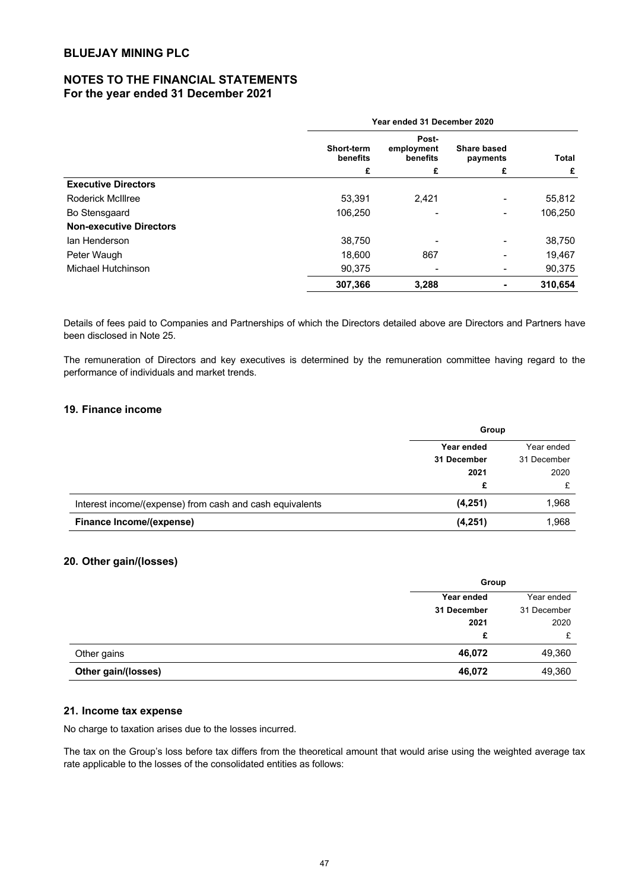| | Year ended 31 December 2020 | | | |
|---|---|---|---|---|
| | Short-term benefits | Post-employment benefits | Share based payments | Total |
| | £ | £ | £ | £ |
| **Executive Directors** | | | | |
| Roderick McIllree | 53,391 | 2,421 | - | 55,812 |
| Bo Stensgaard | 106,250 | - | - | 106,250 |
| **Non-executive Directors** | | | | |
| Ian Henderson | 38,750 | - | - | 38,750 |
| Peter Waugh | 18,600 | 867 | - | 19,467 |
| Michael Hutchinson | 90,375 | - | - | 90,375 |
| | **307,366** | **3,288** | **-** | **310,654** |

Details of fees paid to Companies and Partnerships of which the Directors detailed above are Directors and Partners have been disclosed in Note 25.

The remuneration of Directors and key executives is determined by the remuneration committee having regard to the performance of individuals and market trends.

## 19. Finance income

| | Group | |
|---|---|---|
| | **Year ended 31 December 2021** | Year ended 31 December 2020 |
| | **£** | £ |
| Interest income/(expense) from cash and cash equivalents | **(4,251)** | 1,968 |
| **Finance Income/(expense)** | **(4,251)** | 1,968 |

## 20. Other gain/(losses)

| | Group | |
|---|---|---|
| | **Year ended 31 December 2021** | Year ended 31 December 2020 |
| | **£** | £ |
| Other gains | **46,072** | 49,360 |
| **Other gain/(losses)** | **46,072** | 49,360 |

## 21. Income tax expense

No charge to taxation arises due to the losses incurred.

The tax on the Group's loss before tax differs from the theoretical amount that would arise using the weighted average tax rate applicable to the losses of the consolidated entities as follows: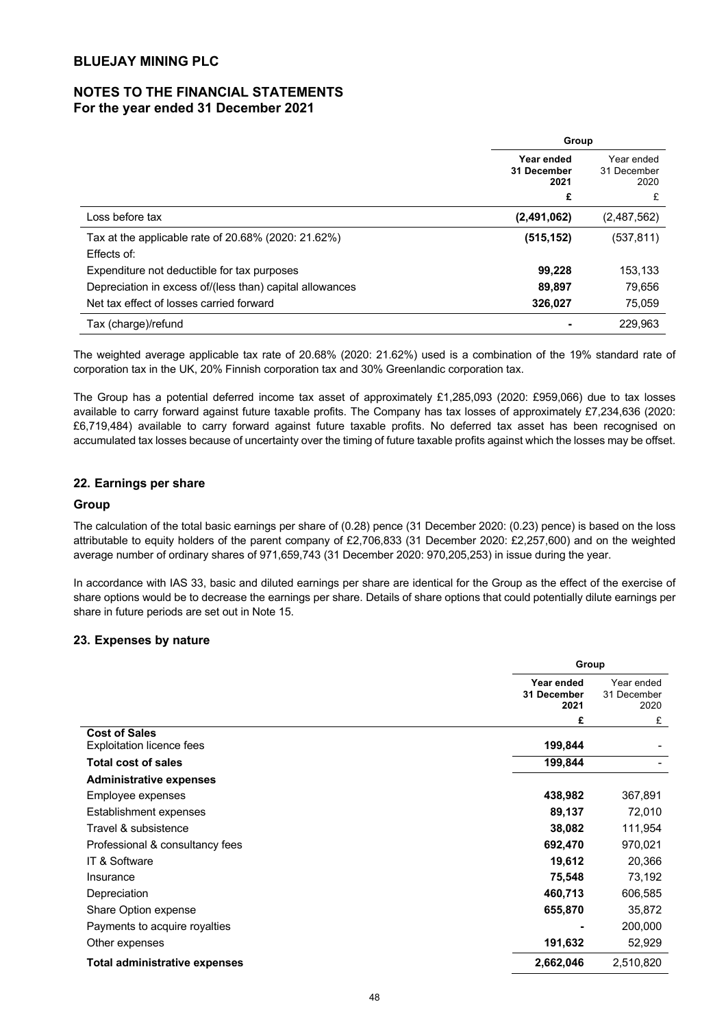# BLUEJAY MINING PLC

## NOTES TO THE FINANCIAL STATEMENTS
**For the year ended 31 December 2021**

| | Group | |
|---|---|---|
| | **Year ended 31 December 2021** | Year ended 31 December 2020 |
| | **£** | £ |
| Loss before tax | **(2,491,062)** | (2,487,562) |
| Tax at the applicable rate of 20.68% (2020: 21.62%) | **(515,152)** | (537,811) |
| Effects of: | | |
| Expenditure not deductible for tax purposes | **99,228** | 153,133 |
| Depreciation in excess of/(less than) capital allowances | **89,897** | 79,656 |
| Net tax effect of losses carried forward | **326,027** | 75,059 |
| Tax (charge)/refund | **-** | 229,963 |

The weighted average applicable tax rate of 20.68% (2020: 21.62%) used is a combination of the 19% standard rate of corporation tax in the UK, 20% Finnish corporation tax and 30% Greenlandic corporation tax.

The Group has a potential deferred income tax asset of approximately £1,285,093 (2020: £959,066) due to tax losses available to carry forward against future taxable profits. The Company has tax losses of approximately £7,234,636 (2020: £6,719,484) available to carry forward against future taxable profits. No deferred tax asset has been recognised on accumulated tax losses because of uncertainty over the timing of future taxable profits against which the losses may be offset.

### 22. Earnings per share

### Group

The calculation of the total basic earnings per share of (0.28) pence (31 December 2020: (0.23) pence) is based on the loss attributable to equity holders of the parent company of £2,706,833 (31 December 2020: £2,257,600) and on the weighted average number of ordinary shares of 971,659,743 (31 December 2020: 970,205,253) in issue during the year.

In accordance with IAS 33, basic and diluted earnings per share are identical for the Group as the effect of the exercise of share options would be to decrease the earnings per share. Details of share options that could potentially dilute earnings per share in future periods are set out in Note 15.

### 23. Expenses by nature

| | Group | |
|---|---|---|
| | **Year ended 31 December 2021** | Year ended 31 December 2020 |
| | **£** | £ |
| **Cost of Sales** | | |
| Exploitation licence fees | **199,844** | - |
| **Total cost of sales** | **199,844** | - |
| **Administrative expenses** | | |
| Employee expenses | **438,982** | 367,891 |
| Establishment expenses | **89,137** | 72,010 |
| Travel & subsistence | **38,082** | 111,954 |
| Professional & consultancy fees | **692,470** | 970,021 |
| IT & Software | **19,612** | 20,366 |
| Insurance | **75,548** | 73,192 |
| Depreciation | **460,713** | 606,585 |
| Share Option expense | **655,870** | 35,872 |
| Payments to acquire royalties | **-** | 200,000 |
| Other expenses | **191,632** | 52,929 |
| **Total administrative expenses** | **2,662,046** | 2,510,820 |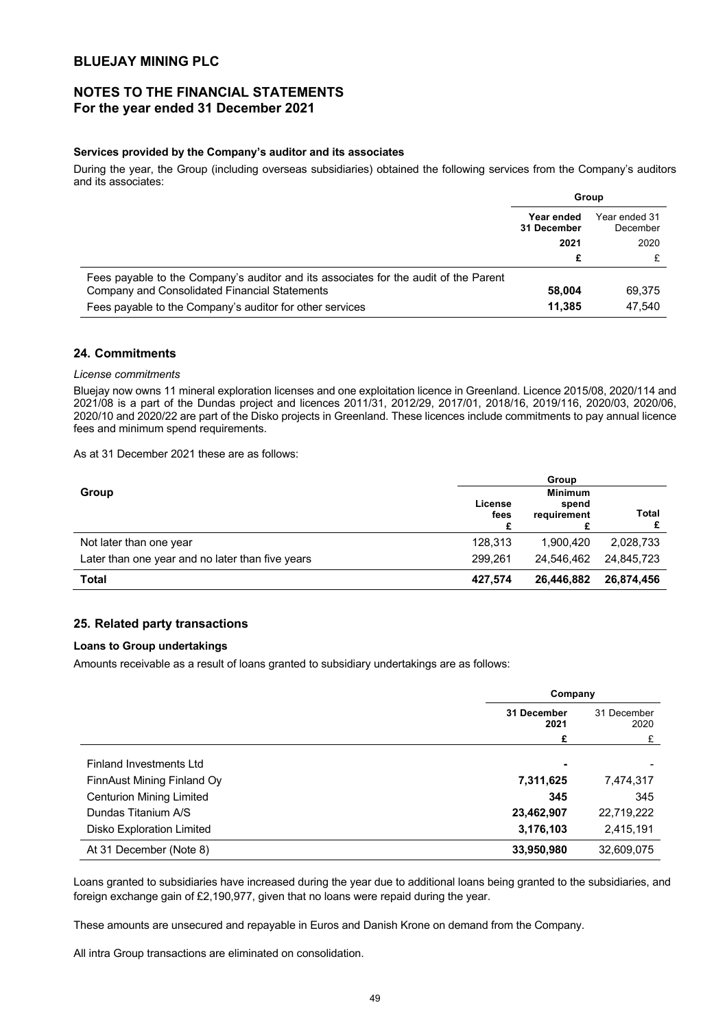### Services provided by the Company's auditor and its associates

During the year, the Group (including overseas subsidiaries) obtained the following services from the Company's auditors and its associates:

| | Group | |
|---|---|---|
| | **Year ended 31 December 2021** | Year ended 31 December 2020 |
| | **£** | £ |
| Fees payable to the Company's auditor and its associates for the audit of the Parent Company and Consolidated Financial Statements | **58,004** | 69,375 |
| Fees payable to the Company's auditor for other services | **11,385** | 47,540 |

## 24. Commitments

*License commitments*

Bluejay now owns 11 mineral exploration licenses and one exploitation licence in Greenland. Licence 2015/08, 2020/114 and 2021/08 is a part of the Dundas project and licences 2011/31, 2012/29, 2017/01, 2018/16, 2019/116, 2020/03, 2020/06, 2020/10 and 2020/22 are part of the Disko projects in Greenland. These licences include commitments to pay annual licence fees and minimum spend requirements.

As at 31 December 2021 these are as follows:

| Group | Group | | |
|---|---|---|---|
| | **License fees £** | **Minimum spend requirement £** | **Total £** |
| Not later than one year | 128,313 | 1,900,420 | 2,028,733 |
| Later than one year and no later than five years | 299,261 | 24,546,462 | 24,845,723 |
| **Total** | **427,574** | **26,446,882** | **26,874,456** |

## 25. Related party transactions

### Loans to Group undertakings

Amounts receivable as a result of loans granted to subsidiary undertakings are as follows:

| | Company | |
|---|---|---|
| | **31 December 2021** | 31 December 2020 |
| | **£** | £ |
| Finland Investments Ltd | **-** | - |
| FinnAust Mining Finland Oy | **7,311,625** | 7,474,317 |
| Centurion Mining Limited | **345** | 345 |
| Dundas Titanium A/S | **23,462,907** | 22,719,222 |
| Disko Exploration Limited | **3,176,103** | 2,415,191 |
| At 31 December (Note 8) | **33,950,980** | 32,609,075 |

Loans granted to subsidiaries have increased during the year due to additional loans being granted to the subsidiaries, and foreign exchange gain of £2,190,977, given that no loans were repaid during the year.

These amounts are unsecured and repayable in Euros and Danish Krone on demand from the Company.

All intra Group transactions are eliminated on consolidation.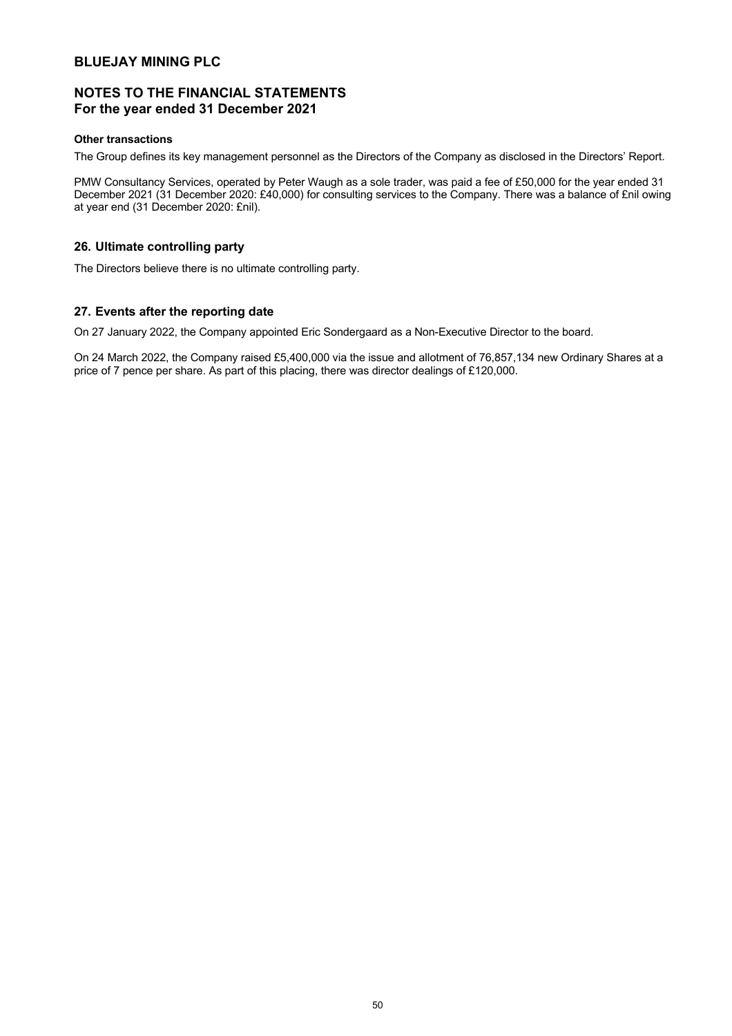**Other transactions**

The Group defines its key management personnel as the Directors of the Company as disclosed in the Directors' Report.

PMW Consultancy Services, operated by Peter Waugh as a sole trader, was paid a fee of £50,000 for the year ended 31 December 2021 (31 December 2020: £40,000) for consulting services to the Company. There was a balance of £nil owing at year end (31 December 2020: £nil).

## 26. Ultimate controlling party

The Directors believe there is no ultimate controlling party.

## 27. Events after the reporting date

On 27 January 2022, the Company appointed Eric Sondergaard as a Non-Executive Director to the board.

On 24 March 2022, the Company raised £5,400,000 via the issue and allotment of 76,857,134 new Ordinary Shares at a price of 7 pence per share. As part of this placing, there was director dealings of £120,000.